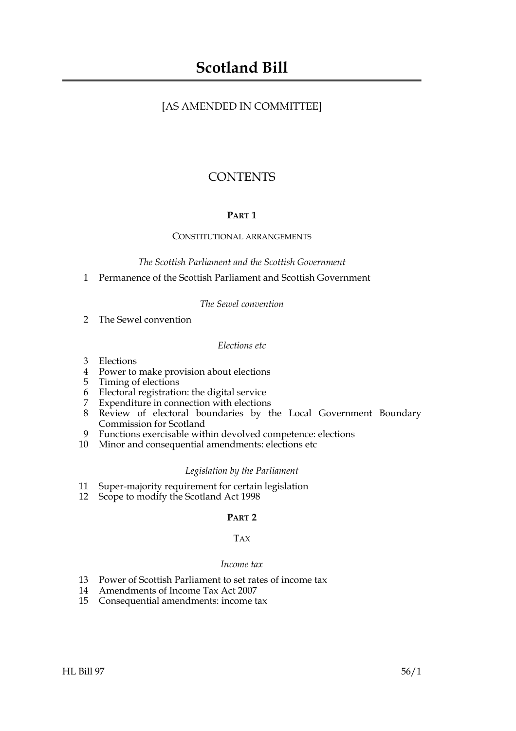# Scotland Bill

[AS AMENDED IN COMMITTEE]

## CONTENTS

### PART 1

#### CONSTITUTIONAL ARRANGEMENTS

*The Scottish Parliament and the Scottish Government*

1 Permanence of the Scottish Parliament and Scottish Government

*The Sewel convention*

2 The Sewel convention

*Elections etc*

3 Elections
4 Power to make provision about elections
5 Timing of elections
6 Electoral registration: the digital service
7 Expenditure in connection with elections
8 Review of electoral boundaries by the Local Government Boundary Commission for Scotland
9 Functions exercisable within devolved competence: elections
10 Minor and consequential amendments: elections etc

*Legislation by the Parliament*

11 Super-majority requirement for certain legislation
12 Scope to modify the Scotland Act 1998

### PART 2

#### TAX

*Income tax*

13 Power of Scottish Parliament to set rates of income tax
14 Amendments of Income Tax Act 2007
15 Consequential amendments: income tax

HL Bill 97 56/1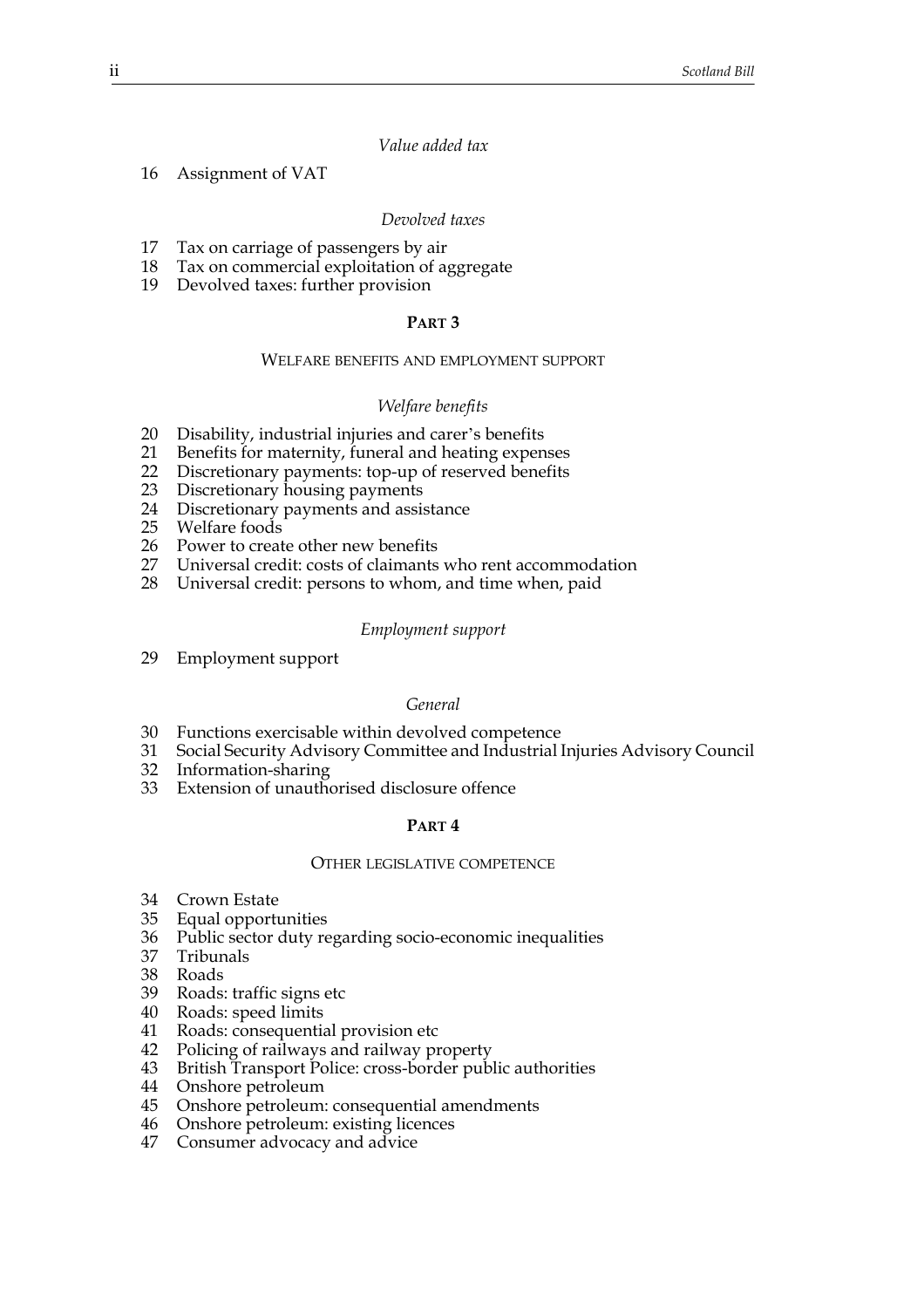*Value added tax*

16 Assignment of VAT

*Devolved taxes*

17 Tax on carriage of passengers by air
18 Tax on commercial exploitation of aggregate
19 Devolved taxes: further provision

**PART 3**

WELFARE BENEFITS AND EMPLOYMENT SUPPORT

*Welfare benefits*

20 Disability, industrial injuries and carer's benefits
21 Benefits for maternity, funeral and heating expenses
22 Discretionary payments: top-up of reserved benefits
23 Discretionary housing payments
24 Discretionary payments and assistance
25 Welfare foods
26 Power to create other new benefits
27 Universal credit: costs of claimants who rent accommodation
28 Universal credit: persons to whom, and time when, paid

*Employment support*

29 Employment support

*General*

30 Functions exercisable within devolved competence
31 Social Security Advisory Committee and Industrial Injuries Advisory Council
32 Information-sharing
33 Extension of unauthorised disclosure offence

**PART 4**

OTHER LEGISLATIVE COMPETENCE

34 Crown Estate
35 Equal opportunities
36 Public sector duty regarding socio-economic inequalities
37 Tribunals
38 Roads
39 Roads: traffic signs etc
40 Roads: speed limits
41 Roads: consequential provision etc
42 Policing of railways and railway property
43 British Transport Police: cross-border public authorities
44 Onshore petroleum
45 Onshore petroleum: consequential amendments
46 Onshore petroleum: existing licences
47 Consumer advocacy and advice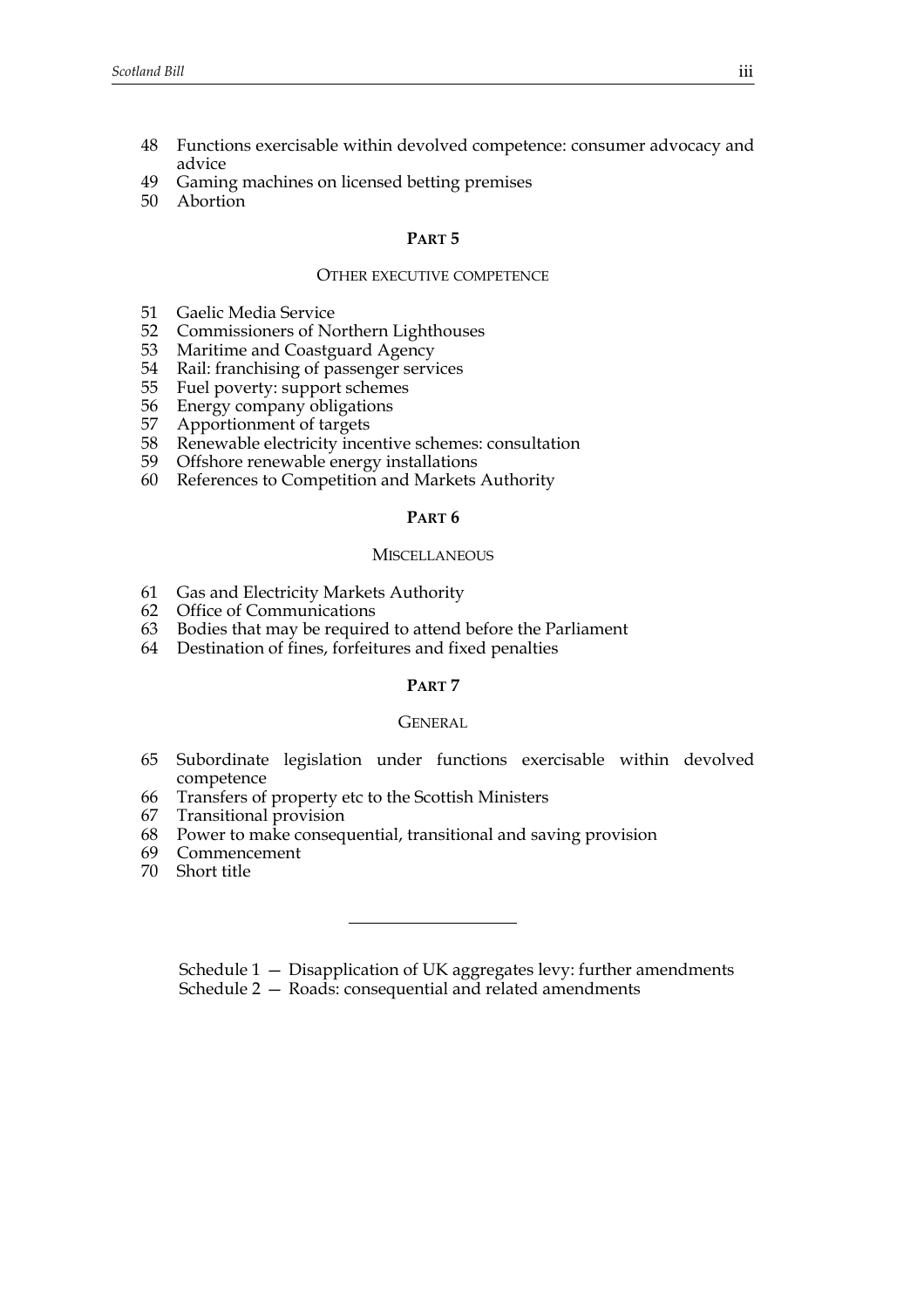48 Functions exercisable within devolved competence: consumer advocacy and advice
49 Gaming machines on licensed betting premises
50 Abortion

## PART 5

### OTHER EXECUTIVE COMPETENCE

51 Gaelic Media Service
52 Commissioners of Northern Lighthouses
53 Maritime and Coastguard Agency
54 Rail: franchising of passenger services
55 Fuel poverty: support schemes
56 Energy company obligations
57 Apportionment of targets
58 Renewable electricity incentive schemes: consultation
59 Offshore renewable energy installations
60 References to Competition and Markets Authority

## PART 6

### MISCELLANEOUS

61 Gas and Electricity Markets Authority
62 Office of Communications
63 Bodies that may be required to attend before the Parliament
64 Destination of fines, forfeitures and fixed penalties

## PART 7

### GENERAL

65 Subordinate legislation under functions exercisable within devolved competence
66 Transfers of property etc to the Scottish Ministers
67 Transitional provision
68 Power to make consequential, transitional and saving provision
69 Commencement
70 Short title

---

Schedule 1 — Disapplication of UK aggregates levy: further amendments
Schedule 2 — Roads: consequential and related amendments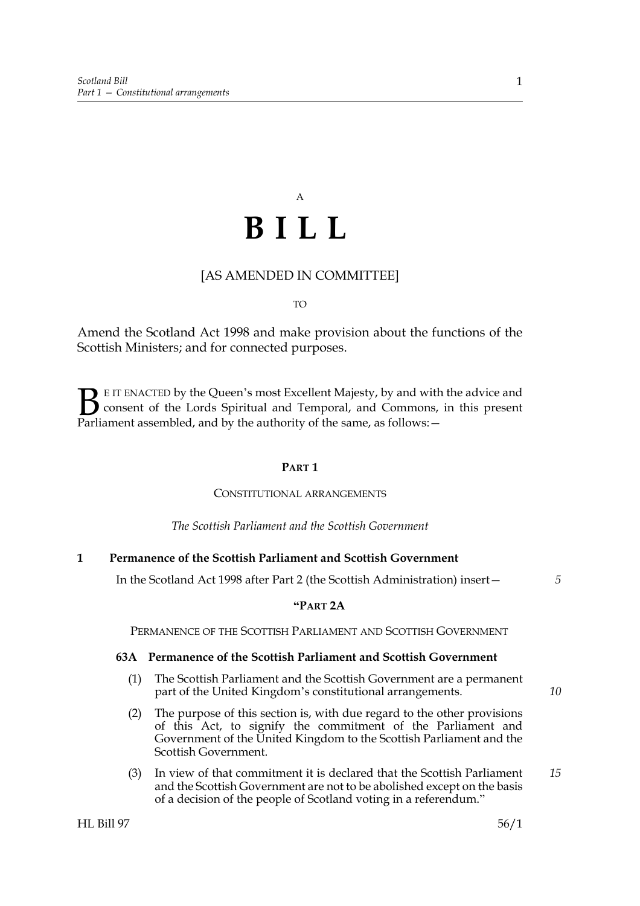A

# B I L L

[AS AMENDED IN COMMITTEE]

TO

Amend the Scotland Act 1998 and make provision about the functions of the Scottish Ministers; and for connected purposes.

BE IT ENACTED by the Queen's most Excellent Majesty, by and with the advice and consent of the Lords Spiritual and Temporal, and Commons, in this present Parliament assembled, and by the authority of the same, as follows:—

## PART 1

### CONSTITUTIONAL ARRANGEMENTS

*The Scottish Parliament and the Scottish Government*

**1 Permanence of the Scottish Parliament and Scottish Government**

In the Scotland Act 1998 after Part 2 (the Scottish Administration) insert—

**"PART 2A**

PERMANENCE OF THE SCOTTISH PARLIAMENT AND SCOTTISH GOVERNMENT

**63A Permanence of the Scottish Parliament and Scottish Government**

(1) The Scottish Parliament and the Scottish Government are a permanent part of the United Kingdom's constitutional arrangements.

(2) The purpose of this section is, with due regard to the other provisions of this Act, to signify the commitment of the Parliament and Government of the United Kingdom to the Scottish Parliament and the Scottish Government.

(3) In view of that commitment it is declared that the Scottish Parliament and the Scottish Government are not to be abolished except on the basis of a decision of the people of Scotland voting in a referendum."

HL Bill 97 56/1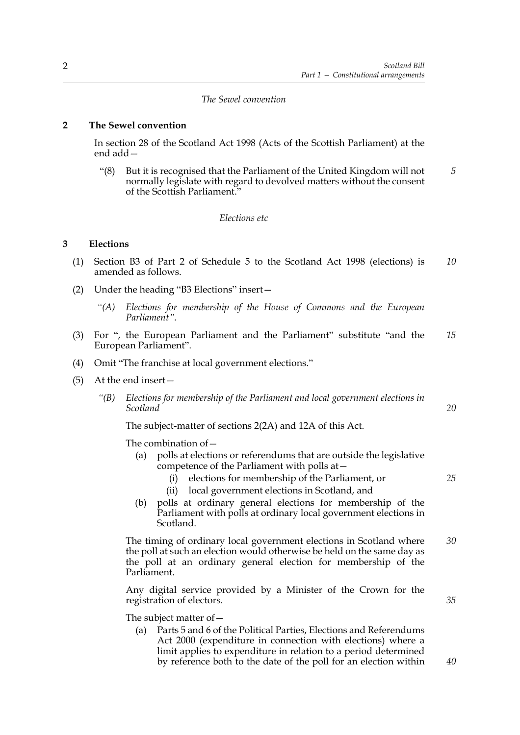*The Sewel convention*

**2 The Sewel convention**

In section 28 of the Scotland Act 1998 (Acts of the Scottish Parliament) at the end add—

"(8) But it is recognised that the Parliament of the United Kingdom will not normally legislate with regard to devolved matters without the consent of the Scottish Parliament."

*Elections etc*

**3 Elections**

(1) Section B3 of Part 2 of Schedule 5 to the Scotland Act 1998 (elections) is amended as follows.

(2) Under the heading "B3 Elections" insert—

*"(A) Elections for membership of the House of Commons and the European Parliament".*

(3) For ", the European Parliament and the Parliament" substitute "and the European Parliament".

(4) Omit "The franchise at local government elections."

(5) At the end insert—

*"(B) Elections for membership of the Parliament and local government elections in Scotland*

The subject-matter of sections 2(2A) and 12A of this Act.

The combination of—

(a) polls at elections or referendums that are outside the legislative competence of the Parliament with polls at—

(i) elections for membership of the Parliament, or

(ii) local government elections in Scotland, and

(b) polls at ordinary general elections for membership of the Parliament with polls at ordinary local government elections in Scotland.

The timing of ordinary local government elections in Scotland where the poll at such an election would otherwise be held on the same day as the poll at an ordinary general election for membership of the Parliament.

Any digital service provided by a Minister of the Crown for the registration of electors.

The subject matter of—

(a) Parts 5 and 6 of the Political Parties, Elections and Referendums Act 2000 (expenditure in connection with elections) where a limit applies to expenditure in relation to a period determined by reference both to the date of the poll for an election within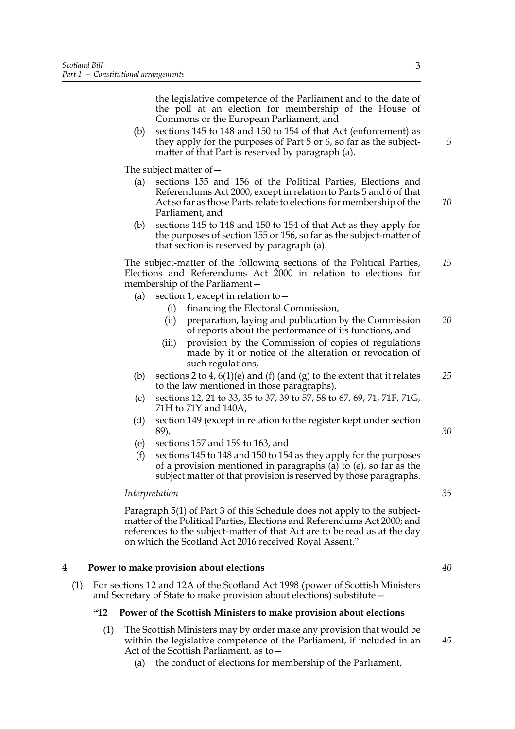the legislative competence of the Parliament and to the date of the poll at an election for membership of the House of Commons or the European Parliament, and

(b) sections 145 to 148 and 150 to 154 of that Act (enforcement) as they apply for the purposes of Part 5 or 6, so far as the subject-matter of that Part is reserved by paragraph (a).

The subject matter of—

(a) sections 155 and 156 of the Political Parties, Elections and Referendums Act 2000, except in relation to Parts 5 and 6 of that Act so far as those Parts relate to elections for membership of the Parliament, and

(b) sections 145 to 148 and 150 to 154 of that Act as they apply for the purposes of section 155 or 156, so far as the subject-matter of that section is reserved by paragraph (a).

The subject-matter of the following sections of the Political Parties, Elections and Referendums Act 2000 in relation to elections for membership of the Parliament—

(a) section 1, except in relation to—
   - (i) financing the Electoral Commission,
   - (ii) preparation, laying and publication by the Commission of reports about the performance of its functions, and
   - (iii) provision by the Commission of copies of regulations made by it or notice of the alteration or revocation of such regulations,

(b) sections 2 to 4, 6(1)(e) and (f) (and (g) to the extent that it relates to the law mentioned in those paragraphs),

(c) sections 12, 21 to 33, 35 to 37, 39 to 57, 58 to 67, 69, 71, 71F, 71G, 71H to 71Y and 140A,

(d) section 149 (except in relation to the register kept under section 89),

(e) sections 157 and 159 to 163, and

(f) sections 145 to 148 and 150 to 154 as they apply for the purposes of a provision mentioned in paragraphs (a) to (e), so far as the subject matter of that provision is reserved by those paragraphs.

*Interpretation*

Paragraph 5(1) of Part 3 of this Schedule does not apply to the subject-matter of the Political Parties, Elections and Referendums Act 2000; and references to the subject-matter of that Act are to be read as at the day on which the Scotland Act 2016 received Royal Assent."

## 4 Power to make provision about elections

(1) For sections 12 and 12A of the Scotland Act 1998 (power of Scottish Ministers and Secretary of State to make provision about elections) substitute—

### "12 Power of the Scottish Ministers to make provision about elections

(1) The Scottish Ministers may by order make any provision that would be within the legislative competence of the Parliament, if included in an Act of the Scottish Parliament, as to—

(a) the conduct of elections for membership of the Parliament,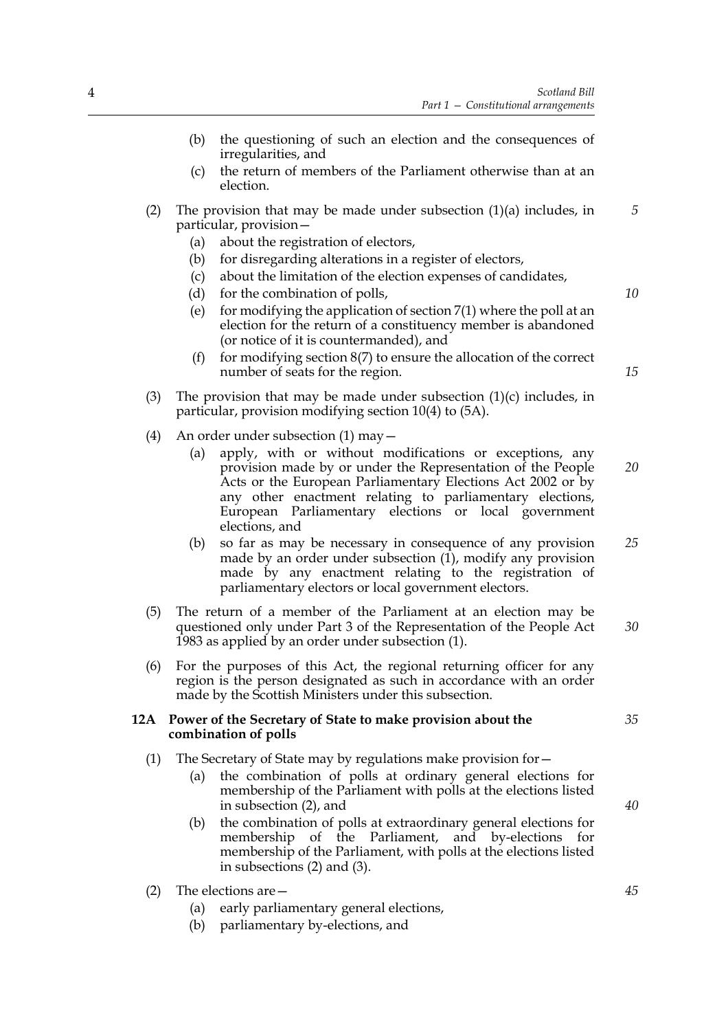(b) the questioning of such an election and the consequences of irregularities, and

(c) the return of members of the Parliament otherwise than at an election.

(2) The provision that may be made under subsection (1)(a) includes, in particular, provision—

(a) about the registration of electors,

(b) for disregarding alterations in a register of electors,

(c) about the limitation of the election expenses of candidates,

(d) for the combination of polls,

(e) for modifying the application of section 7(1) where the poll at an election for the return of a constituency member is abandoned (or notice of it is countermanded), and

(f) for modifying section 8(7) to ensure the allocation of the correct number of seats for the region.

(3) The provision that may be made under subsection (1)(c) includes, in particular, provision modifying section 10(4) to (5A).

(4) An order under subsection (1) may—

(a) apply, with or without modifications or exceptions, any provision made by or under the Representation of the People Acts or the European Parliamentary Elections Act 2002 or by any other enactment relating to parliamentary elections, European Parliamentary elections or local government elections, and

(b) so far as may be necessary in consequence of any provision made by an order under subsection (1), modify any provision made by any enactment relating to the registration of parliamentary electors or local government electors.

(5) The return of a member of the Parliament at an election may be questioned only under Part 3 of the Representation of the People Act 1983 as applied by an order under subsection (1).

(6) For the purposes of this Act, the regional returning officer for any region is the person designated as such in accordance with an order made by the Scottish Ministers under this subsection.

**12A Power of the Secretary of State to make provision about the combination of polls**

(1) The Secretary of State may by regulations make provision for—

(a) the combination of polls at ordinary general elections for membership of the Parliament with polls at the elections listed in subsection (2), and

(b) the combination of polls at extraordinary general elections for membership of the Parliament, and by-elections for membership of the Parliament, with polls at the elections listed in subsections (2) and (3).

(2) The elections are—

(a) early parliamentary general elections,

(b) parliamentary by-elections, and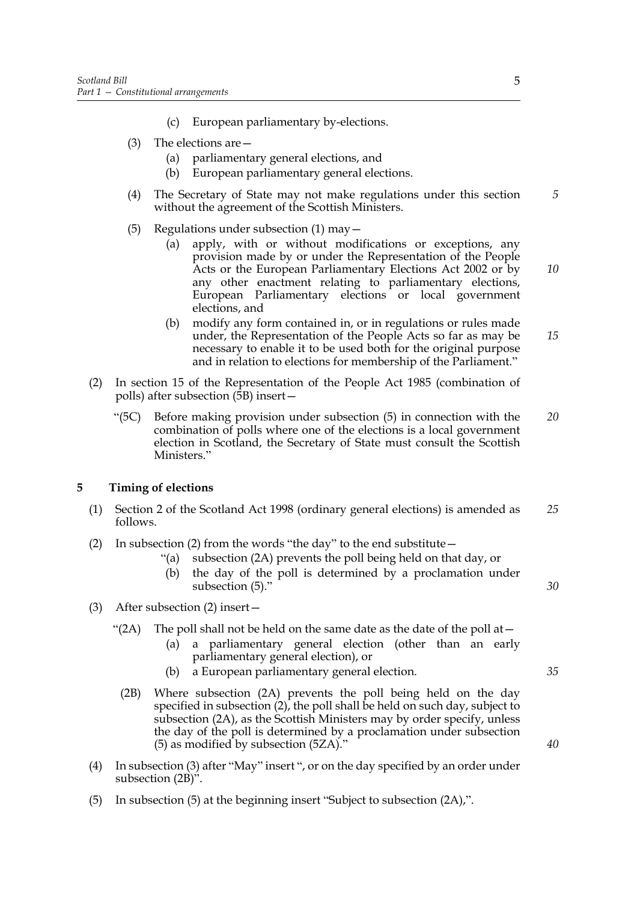(c) European parliamentary by-elections.

(3) The elections are—

(a) parliamentary general elections, and

(b) European parliamentary general elections.

(4) The Secretary of State may not make regulations under this section without the agreement of the Scottish Ministers.

(5) Regulations under subsection (1) may—

(a) apply, with or without modifications or exceptions, any provision made by or under the Representation of the People Acts or the European Parliamentary Elections Act 2002 or by any other enactment relating to parliamentary elections, European Parliamentary elections or local government elections, and

(b) modify any form contained in, or in regulations or rules made under, the Representation of the People Acts so far as may be necessary to enable it to be used both for the original purpose and in relation to elections for membership of the Parliament."

(2) In section 15 of the Representation of the People Act 1985 (combination of polls) after subsection (5B) insert—

"(5C) Before making provision under subsection (5) in connection with the combination of polls where one of the elections is a local government election in Scotland, the Secretary of State must consult the Scottish Ministers."

## 5 Timing of elections

(1) Section 2 of the Scotland Act 1998 (ordinary general elections) is amended as follows.

(2) In subsection (2) from the words "the day" to the end substitute—

"(a) subsection (2A) prevents the poll being held on that day, or

(b) the day of the poll is determined by a proclamation under subsection (5)."

(3) After subsection (2) insert—

"(2A) The poll shall not be held on the same date as the date of the poll at—

(a) a parliamentary general election (other than an early parliamentary general election), or

(b) a European parliamentary general election.

(2B) Where subsection (2A) prevents the poll being held on the day specified in subsection (2), the poll shall be held on such day, subject to subsection (2A), as the Scottish Ministers may by order specify, unless the day of the poll is determined by a proclamation under subsection (5) as modified by subsection (5ZA)."

(4) In subsection (3) after "May" insert ", or on the day specified by an order under subsection (2B)".

(5) In subsection (5) at the beginning insert "Subject to subsection (2A),".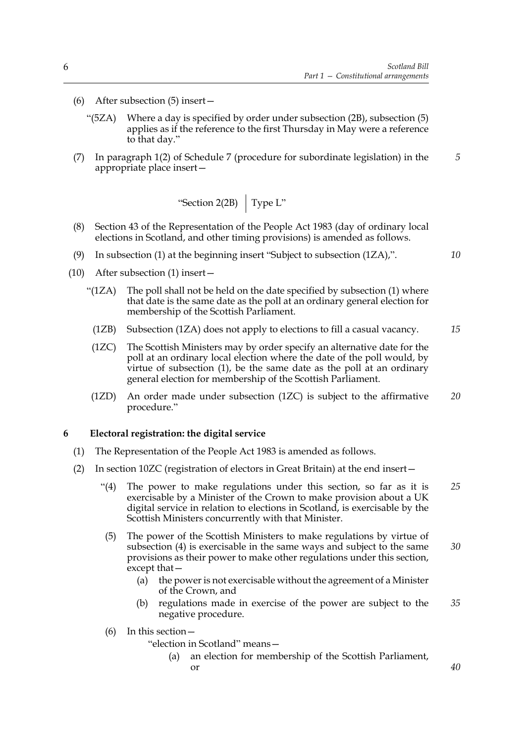(6) After subsection (5) insert—

“(5ZA) Where a day is specified by order under subsection (2B), subsection (5) applies as if the reference to the first Thursday in May were a reference to that day.”

(7) In paragraph 1(2) of Schedule 7 (procedure for subordinate legislation) in the appropriate place insert—

| “Section 2(2B) | Type L” |
|---|---|

(8) Section 43 of the Representation of the People Act 1983 (day of ordinary local elections in Scotland, and other timing provisions) is amended as follows.

(9) In subsection (1) at the beginning insert “Subject to subsection (1ZA),”.

(10) After subsection (1) insert—

“(1ZA) The poll shall not be held on the date specified by subsection (1) where that date is the same date as the poll at an ordinary general election for membership of the Scottish Parliament.

(1ZB) Subsection (1ZA) does not apply to elections to fill a casual vacancy.

(1ZC) The Scottish Ministers may by order specify an alternative date for the poll at an ordinary local election where the date of the poll would, by virtue of subsection (1), be the same date as the poll at an ordinary general election for membership of the Scottish Parliament.

(1ZD) An order made under subsection (1ZC) is subject to the affirmative procedure.”

**6 Electoral registration: the digital service**

(1) The Representation of the People Act 1983 is amended as follows.

(2) In section 10ZC (registration of electors in Great Britain) at the end insert—

“(4) The power to make regulations under this section, so far as it is exercisable by a Minister of the Crown to make provision about a UK digital service in relation to elections in Scotland, is exercisable by the Scottish Ministers concurrently with that Minister.

(5) The power of the Scottish Ministers to make regulations by virtue of subsection (4) is exercisable in the same ways and subject to the same provisions as their power to make other regulations under this section, except that—

(a) the power is not exercisable without the agreement of a Minister of the Crown, and

(b) regulations made in exercise of the power are subject to the negative procedure.

(6) In this section—

“election in Scotland” means—

(a) an election for membership of the Scottish Parliament, or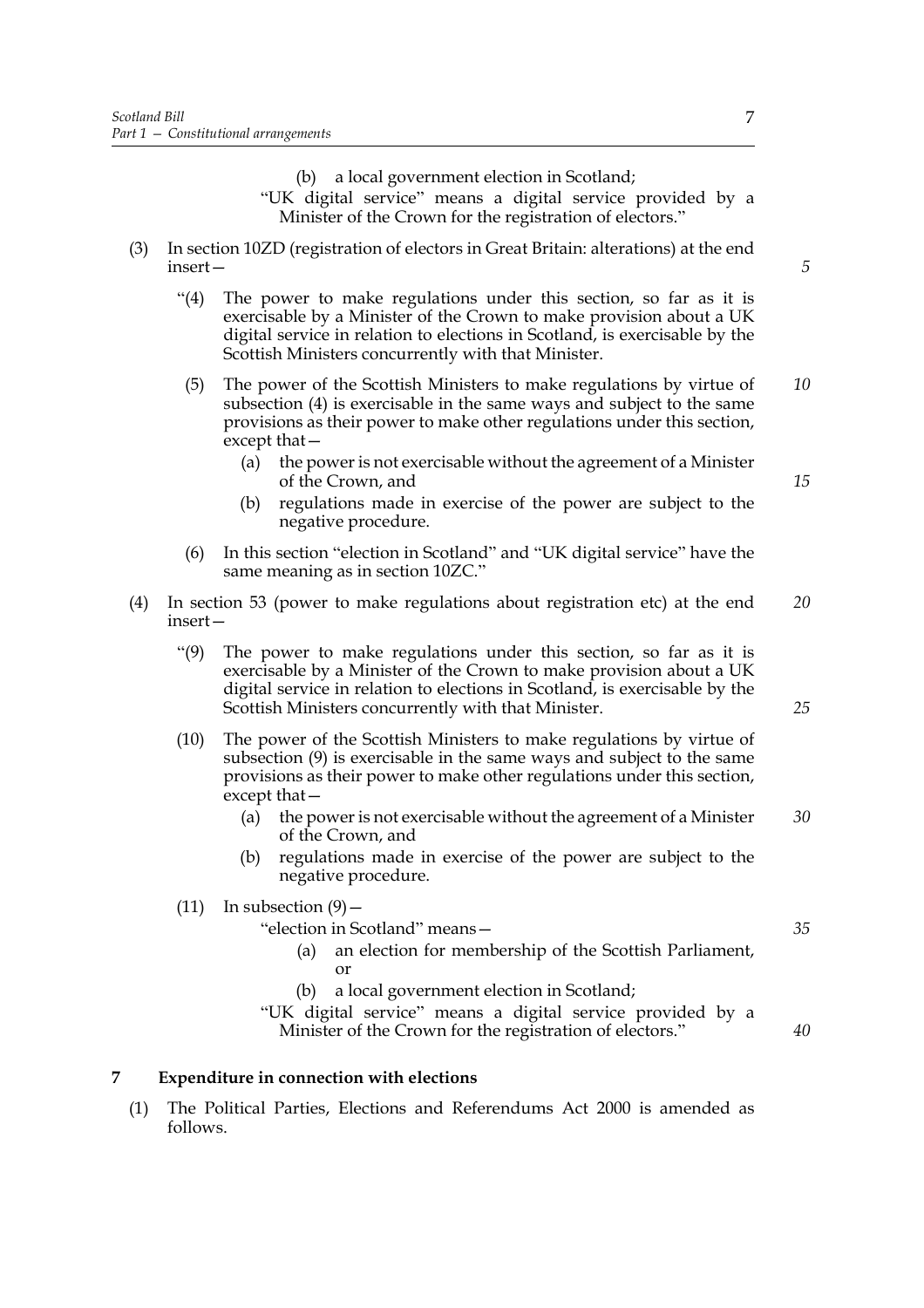(b) a local government election in Scotland;

"UK digital service" means a digital service provided by a Minister of the Crown for the registration of electors."

(3) In section 10ZD (registration of electors in Great Britain: alterations) at the end insert—

"(4) The power to make regulations under this section, so far as it is exercisable by a Minister of the Crown to make provision about a UK digital service in relation to elections in Scotland, is exercisable by the Scottish Ministers concurrently with that Minister.

(5) The power of the Scottish Ministers to make regulations by virtue of subsection (4) is exercisable in the same ways and subject to the same provisions as their power to make other regulations under this section, except that—

(a) the power is not exercisable without the agreement of a Minister of the Crown, and

(b) regulations made in exercise of the power are subject to the negative procedure.

(6) In this section "election in Scotland" and "UK digital service" have the same meaning as in section 10ZC."

(4) In section 53 (power to make regulations about registration etc) at the end insert—

"(9) The power to make regulations under this section, so far as it is exercisable by a Minister of the Crown to make provision about a UK digital service in relation to elections in Scotland, is exercisable by the Scottish Ministers concurrently with that Minister.

(10) The power of the Scottish Ministers to make regulations by virtue of subsection (9) is exercisable in the same ways and subject to the same provisions as their power to make other regulations under this section, except that—

(a) the power is not exercisable without the agreement of a Minister of the Crown, and

(b) regulations made in exercise of the power are subject to the negative procedure.

(11) In subsection (9)—

"election in Scotland" means—

(a) an election for membership of the Scottish Parliament, or

(b) a local government election in Scotland;

"UK digital service" means a digital service provided by a Minister of the Crown for the registration of electors."

## 7 Expenditure in connection with elections

(1) The Political Parties, Elections and Referendums Act 2000 is amended as follows.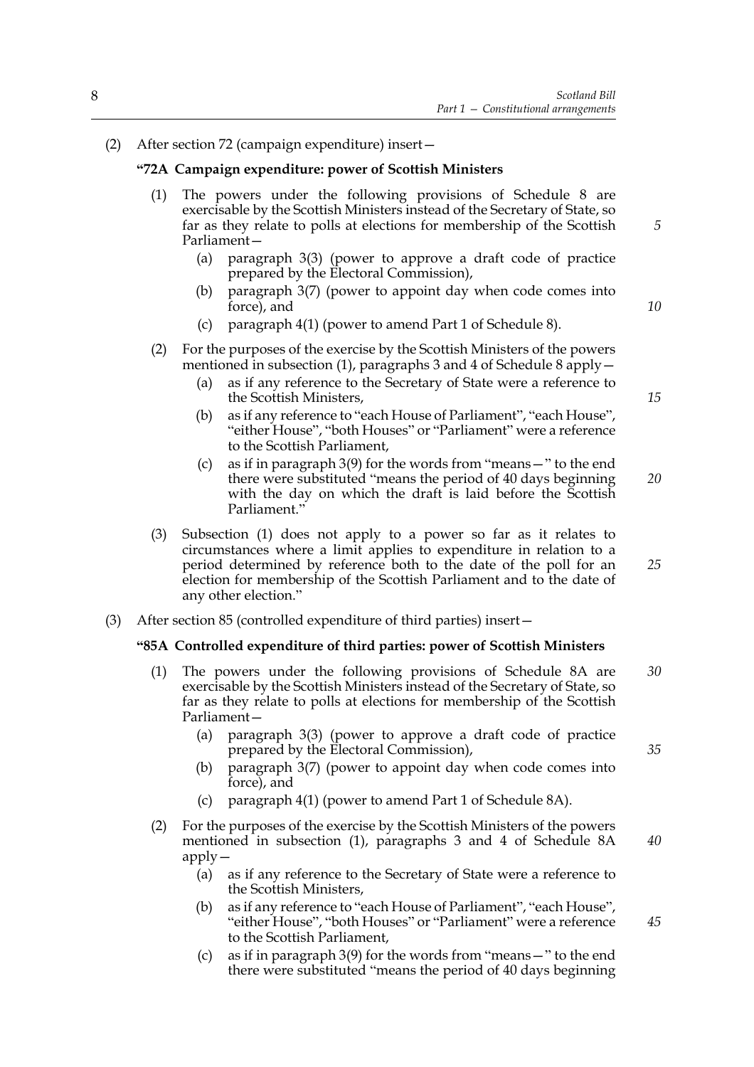(2) After section 72 (campaign expenditure) insert—

**"72A Campaign expenditure: power of Scottish Ministers**

(1) The powers under the following provisions of Schedule 8 are exercisable by the Scottish Ministers instead of the Secretary of State, so far as they relate to polls at elections for membership of the Scottish Parliament—

(a) paragraph 3(3) (power to approve a draft code of practice prepared by the Electoral Commission),

(b) paragraph 3(7) (power to appoint day when code comes into force), and

(c) paragraph 4(1) (power to amend Part 1 of Schedule 8).

(2) For the purposes of the exercise by the Scottish Ministers of the powers mentioned in subsection (1), paragraphs 3 and 4 of Schedule 8 apply—

(a) as if any reference to the Secretary of State were a reference to the Scottish Ministers,

(b) as if any reference to "each House of Parliament", "each House", "either House", "both Houses" or "Parliament" were a reference to the Scottish Parliament,

(c) as if in paragraph 3(9) for the words from "means—" to the end there were substituted "means the period of 40 days beginning with the day on which the draft is laid before the Scottish Parliament."

(3) Subsection (1) does not apply to a power so far as it relates to circumstances where a limit applies to expenditure in relation to a period determined by reference both to the date of the poll for an election for membership of the Scottish Parliament and to the date of any other election."

(3) After section 85 (controlled expenditure of third parties) insert—

**"85A Controlled expenditure of third parties: power of Scottish Ministers**

(1) The powers under the following provisions of Schedule 8A are exercisable by the Scottish Ministers instead of the Secretary of State, so far as they relate to polls at elections for membership of the Scottish Parliament—

(a) paragraph 3(3) (power to approve a draft code of practice prepared by the Electoral Commission),

(b) paragraph 3(7) (power to appoint day when code comes into force), and

(c) paragraph 4(1) (power to amend Part 1 of Schedule 8A).

(2) For the purposes of the exercise by the Scottish Ministers of the powers mentioned in subsection (1), paragraphs 3 and 4 of Schedule 8A apply—

(a) as if any reference to the Secretary of State were a reference to the Scottish Ministers,

(b) as if any reference to "each House of Parliament", "each House", "either House", "both Houses" or "Parliament" were a reference to the Scottish Parliament,

(c) as if in paragraph 3(9) for the words from "means—" to the end there were substituted "means the period of 40 days beginning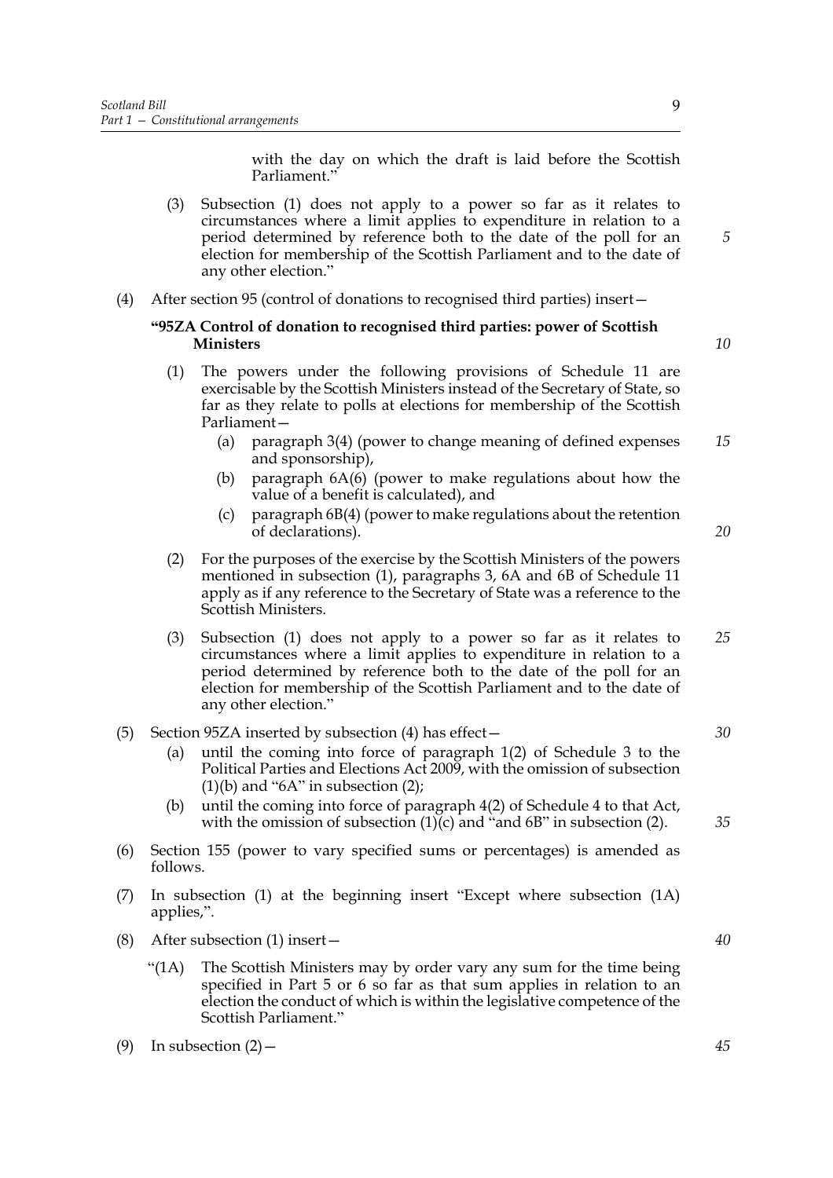with the day on which the draft is laid before the Scottish Parliament."

(3) Subsection (1) does not apply to a power so far as it relates to circumstances where a limit applies to expenditure in relation to a period determined by reference both to the date of the poll for an election for membership of the Scottish Parliament and to the date of any other election."

(4) After section 95 (control of donations to recognised third parties) insert—

**"95ZA Control of donation to recognised third parties: power of Scottish Ministers**

(1) The powers under the following provisions of Schedule 11 are exercisable by the Scottish Ministers instead of the Secretary of State, so far as they relate to polls at elections for membership of the Scottish Parliament—

(a) paragraph 3(4) (power to change meaning of defined expenses and sponsorship),

(b) paragraph 6A(6) (power to make regulations about how the value of a benefit is calculated), and

(c) paragraph 6B(4) (power to make regulations about the retention of declarations).

(2) For the purposes of the exercise by the Scottish Ministers of the powers mentioned in subsection (1), paragraphs 3, 6A and 6B of Schedule 11 apply as if any reference to the Secretary of State was a reference to the Scottish Ministers.

(3) Subsection (1) does not apply to a power so far as it relates to circumstances where a limit applies to expenditure in relation to a period determined by reference both to the date of the poll for an election for membership of the Scottish Parliament and to the date of any other election."

(5) Section 95ZA inserted by subsection (4) has effect—

(a) until the coming into force of paragraph 1(2) of Schedule 3 to the Political Parties and Elections Act 2009, with the omission of subsection (1)(b) and "6A" in subsection (2);

(b) until the coming into force of paragraph 4(2) of Schedule 4 to that Act, with the omission of subsection (1)(c) and "and 6B" in subsection (2).

(6) Section 155 (power to vary specified sums or percentages) is amended as follows.

(7) In subsection (1) at the beginning insert "Except where subsection (1A) applies,".

(8) After subsection (1) insert—

"(1A) The Scottish Ministers may by order vary any sum for the time being specified in Part 5 or 6 so far as that sum applies in relation to an election the conduct of which is within the legislative competence of the Scottish Parliament."

(9) In subsection (2)—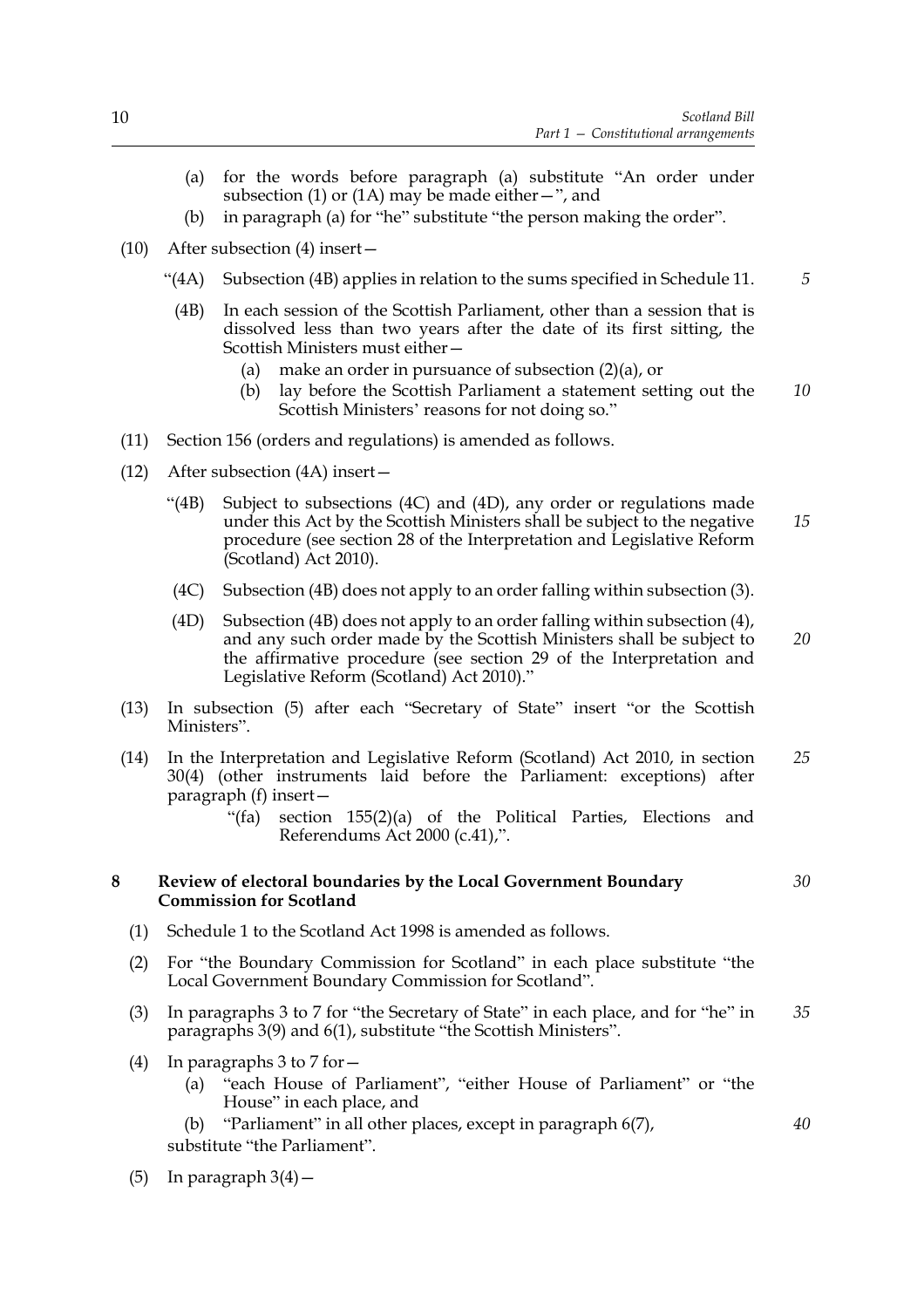(a) for the words before paragraph (a) substitute "An order under subsection (1) or (1A) may be made either—", and

(b) in paragraph (a) for "he" substitute "the person making the order".

(10) After subsection (4) insert—

"(4A) Subsection (4B) applies in relation to the sums specified in Schedule 11.

(4B) In each session of the Scottish Parliament, other than a session that is dissolved less than two years after the date of its first sitting, the Scottish Ministers must either—

(a) make an order in pursuance of subsection (2)(a), or

(b) lay before the Scottish Parliament a statement setting out the Scottish Ministers' reasons for not doing so."

(11) Section 156 (orders and regulations) is amended as follows.

(12) After subsection (4A) insert—

"(4B) Subject to subsections (4C) and (4D), any order or regulations made under this Act by the Scottish Ministers shall be subject to the negative procedure (see section 28 of the Interpretation and Legislative Reform (Scotland) Act 2010).

(4C) Subsection (4B) does not apply to an order falling within subsection (3).

(4D) Subsection (4B) does not apply to an order falling within subsection (4), and any such order made by the Scottish Ministers shall be subject to the affirmative procedure (see section 29 of the Interpretation and Legislative Reform (Scotland) Act 2010)."

(13) In subsection (5) after each "Secretary of State" insert "or the Scottish Ministers".

(14) In the Interpretation and Legislative Reform (Scotland) Act 2010, in section 30(4) (other instruments laid before the Parliament: exceptions) after paragraph (f) insert—

"(fa) section 155(2)(a) of the Political Parties, Elections and Referendums Act 2000 (c.41),".

**8 Review of electoral boundaries by the Local Government Boundary Commission for Scotland**

(1) Schedule 1 to the Scotland Act 1998 is amended as follows.

(2) For "the Boundary Commission for Scotland" in each place substitute "the Local Government Boundary Commission for Scotland".

(3) In paragraphs 3 to 7 for "the Secretary of State" in each place, and for "he" in paragraphs 3(9) and 6(1), substitute "the Scottish Ministers".

(4) In paragraphs 3 to 7 for—

(a) "each House of Parliament", "either House of Parliament" or "the House" in each place, and

(b) "Parliament" in all other places, except in paragraph 6(7),

substitute "the Parliament".

(5) In paragraph 3(4)—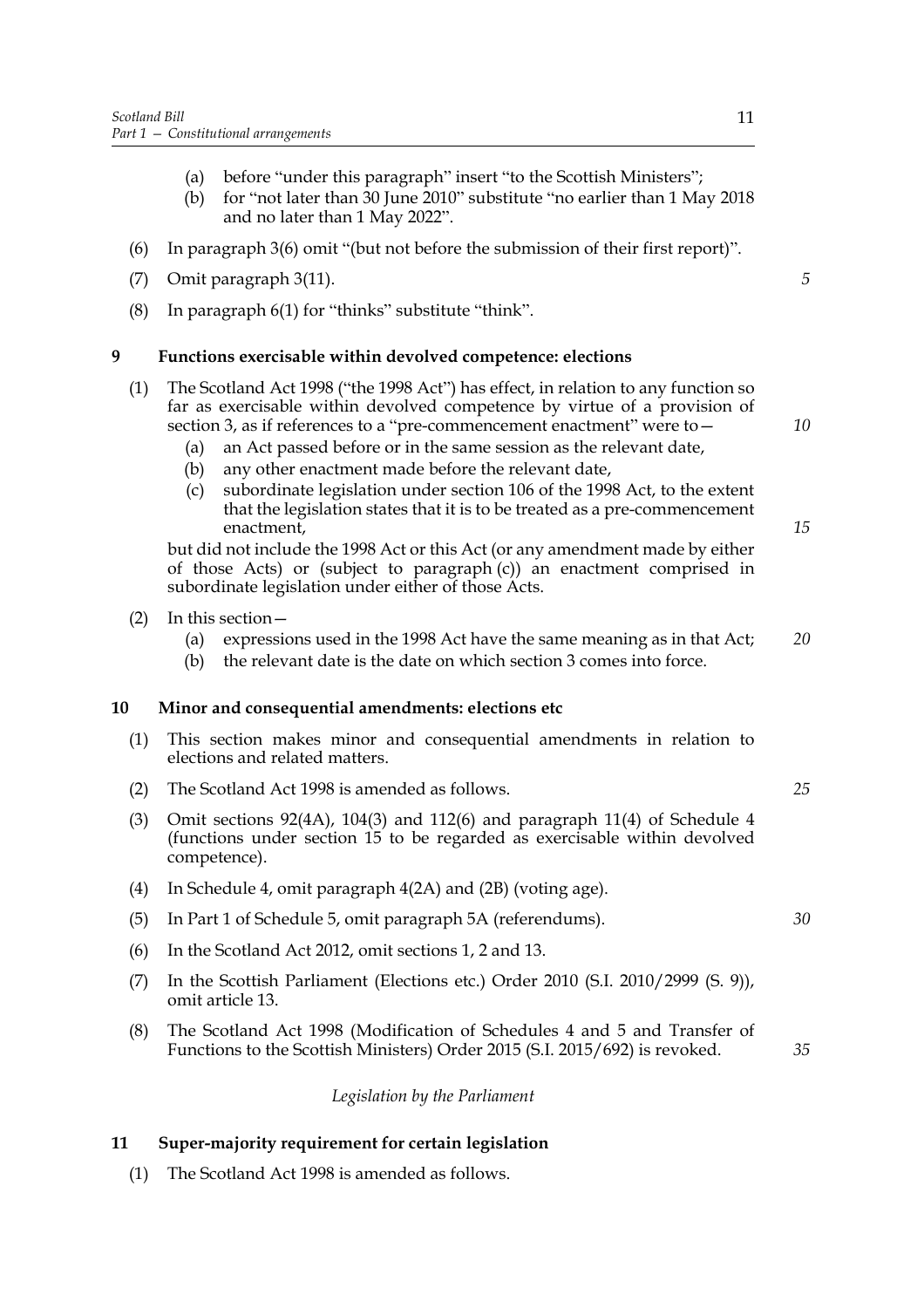(a) before "under this paragraph" insert "to the Scottish Ministers";

(b) for "not later than 30 June 2010" substitute "no earlier than 1 May 2018 and no later than 1 May 2022".

(6) In paragraph 3(6) omit "(but not before the submission of their first report)".

(7) Omit paragraph 3(11).

(8) In paragraph 6(1) for "thinks" substitute "think".

## 9 Functions exercisable within devolved competence: elections

(1) The Scotland Act 1998 ("the 1998 Act") has effect, in relation to any function so far as exercisable within devolved competence by virtue of a provision of section 3, as if references to a "pre-commencement enactment" were to—

(a) an Act passed before or in the same session as the relevant date,

(b) any other enactment made before the relevant date,

(c) subordinate legislation under section 106 of the 1998 Act, to the extent that the legislation states that it is to be treated as a pre-commencement enactment,

but did not include the 1998 Act or this Act (or any amendment made by either of those Acts) or (subject to paragraph (c)) an enactment comprised in subordinate legislation under either of those Acts.

(2) In this section—

(a) expressions used in the 1998 Act have the same meaning as in that Act;

(b) the relevant date is the date on which section 3 comes into force.

## 10 Minor and consequential amendments: elections etc

(1) This section makes minor and consequential amendments in relation to elections and related matters.

(2) The Scotland Act 1998 is amended as follows.

(3) Omit sections 92(4A), 104(3) and 112(6) and paragraph 11(4) of Schedule 4 (functions under section 15 to be regarded as exercisable within devolved competence).

(4) In Schedule 4, omit paragraph 4(2A) and (2B) (voting age).

(5) In Part 1 of Schedule 5, omit paragraph 5A (referendums).

(6) In the Scotland Act 2012, omit sections 1, 2 and 13.

(7) In the Scottish Parliament (Elections etc.) Order 2010 (S.I. 2010/2999 (S. 9)), omit article 13.

(8) The Scotland Act 1998 (Modification of Schedules 4 and 5 and Transfer of Functions to the Scottish Ministers) Order 2015 (S.I. 2015/692) is revoked.

*Legislation by the Parliament*

## 11 Super-majority requirement for certain legislation

(1) The Scotland Act 1998 is amended as follows.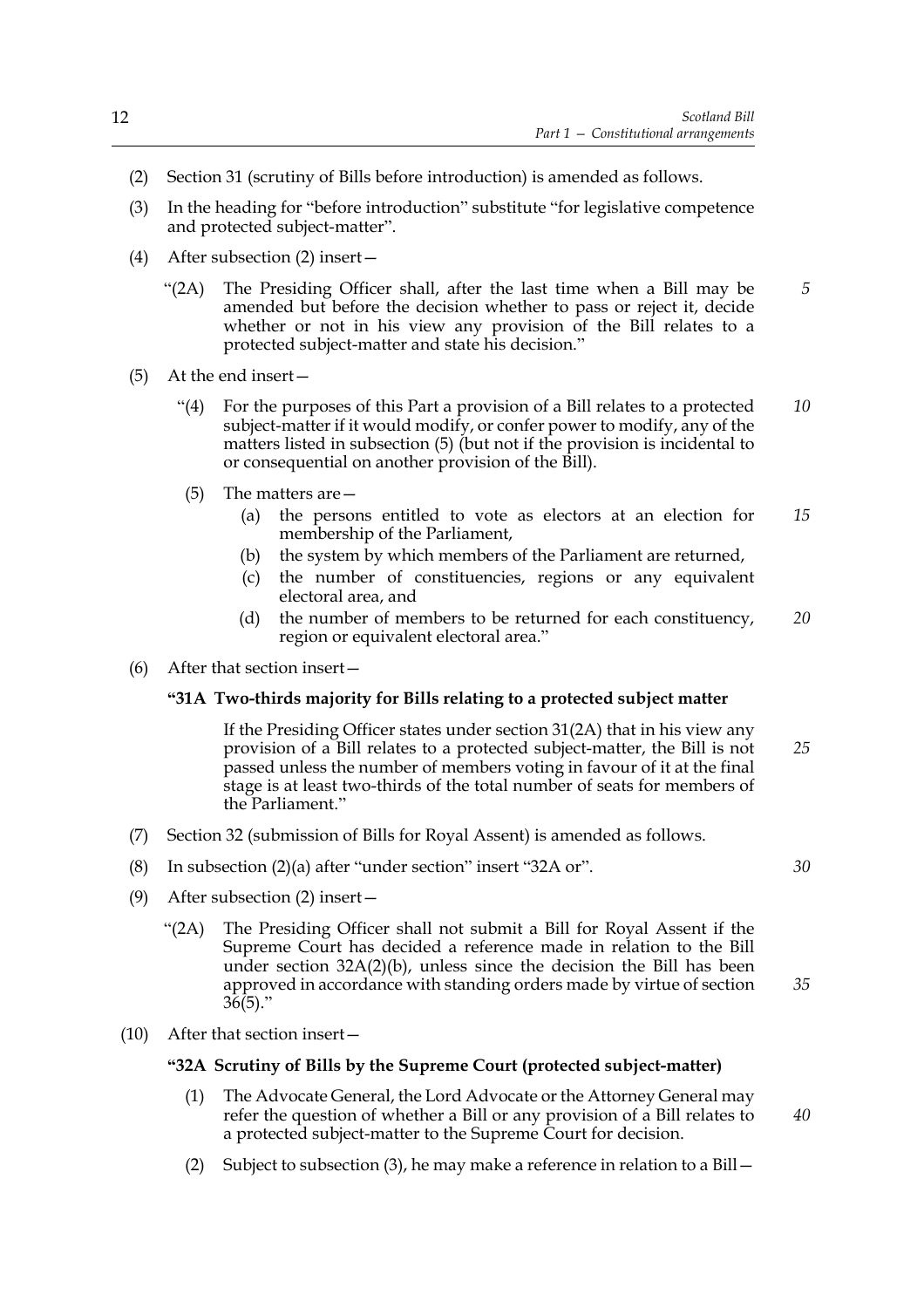(2) Section 31 (scrutiny of Bills before introduction) is amended as follows.

(3) In the heading for "before introduction" substitute "for legislative competence and protected subject-matter".

(4) After subsection (2) insert—

"(2A) The Presiding Officer shall, after the last time when a Bill may be amended but before the decision whether to pass or reject it, decide whether or not in his view any provision of the Bill relates to a protected subject-matter and state his decision."

(5) At the end insert—

"(4) For the purposes of this Part a provision of a Bill relates to a protected subject-matter if it would modify, or confer power to modify, any of the matters listed in subsection (5) (but not if the provision is incidental to or consequential on another provision of the Bill).

(5) The matters are—

(a) the persons entitled to vote as electors at an election for membership of the Parliament,

(b) the system by which members of the Parliament are returned,

(c) the number of constituencies, regions or any equivalent electoral area, and

(d) the number of members to be returned for each constituency, region or equivalent electoral area."

(6) After that section insert—

**"31A Two-thirds majority for Bills relating to a protected subject matter**

If the Presiding Officer states under section 31(2A) that in his view any provision of a Bill relates to a protected subject-matter, the Bill is not passed unless the number of members voting in favour of it at the final stage is at least two-thirds of the total number of seats for members of the Parliament."

(7) Section 32 (submission of Bills for Royal Assent) is amended as follows.

(8) In subsection (2)(a) after "under section" insert "32A or".

(9) After subsection (2) insert—

"(2A) The Presiding Officer shall not submit a Bill for Royal Assent if the Supreme Court has decided a reference made in relation to the Bill under section 32A(2)(b), unless since the decision the Bill has been approved in accordance with standing orders made by virtue of section 36(5)."

(10) After that section insert—

**"32A Scrutiny of Bills by the Supreme Court (protected subject-matter)**

(1) The Advocate General, the Lord Advocate or the Attorney General may refer the question of whether a Bill or any provision of a Bill relates to a protected subject-matter to the Supreme Court for decision.

(2) Subject to subsection (3), he may make a reference in relation to a Bill—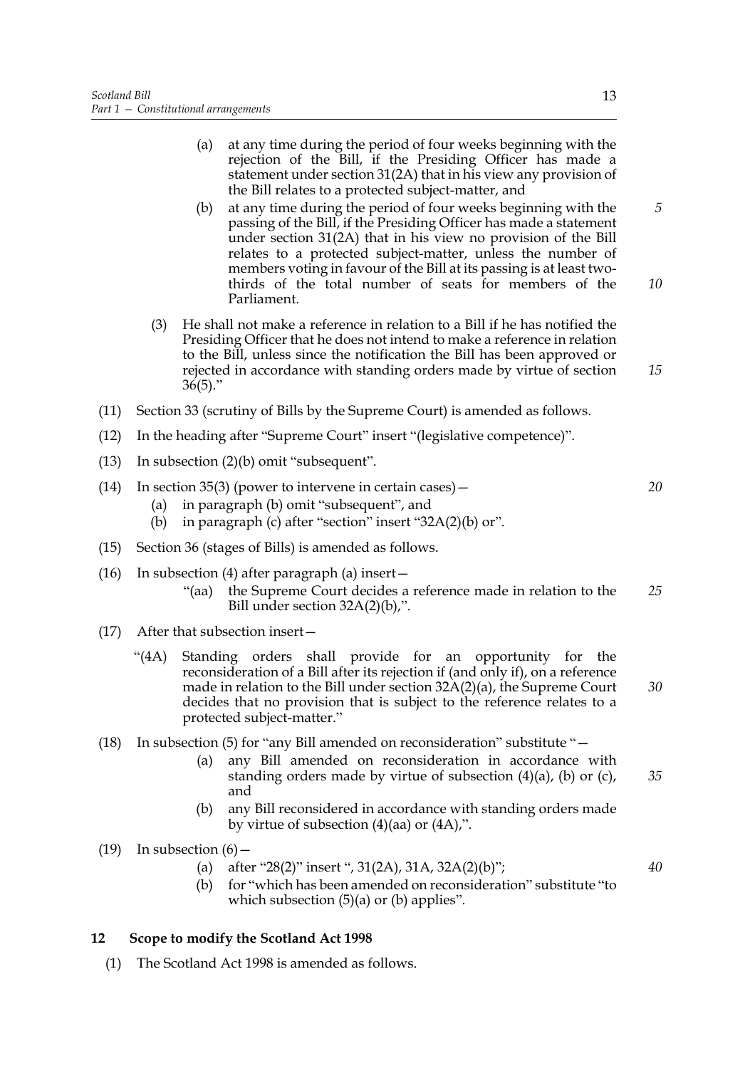(a) at any time during the period of four weeks beginning with the rejection of the Bill, if the Presiding Officer has made a statement under section 31(2A) that in his view any provision of the Bill relates to a protected subject-matter, and

(b) at any time during the period of four weeks beginning with the passing of the Bill, if the Presiding Officer has made a statement under section 31(2A) that in his view no provision of the Bill relates to a protected subject-matter, unless the number of members voting in favour of the Bill at its passing is at least two-thirds of the total number of seats for members of the Parliament.

(3) He shall not make a reference in relation to a Bill if he has notified the Presiding Officer that he does not intend to make a reference in relation to the Bill, unless since the notification the Bill has been approved or rejected in accordance with standing orders made by virtue of section 36(5)."

(11) Section 33 (scrutiny of Bills by the Supreme Court) is amended as follows.

(12) In the heading after "Supreme Court" insert "(legislative competence)".

(13) In subsection (2)(b) omit "subsequent".

(14) In section 35(3) (power to intervene in certain cases)—

(a) in paragraph (b) omit "subsequent", and

(b) in paragraph (c) after "section" insert "32A(2)(b) or".

(15) Section 36 (stages of Bills) is amended as follows.

(16) In subsection (4) after paragraph (a) insert—

"(aa) the Supreme Court decides a reference made in relation to the Bill under section 32A(2)(b),".

(17) After that subsection insert—

"(4A) Standing orders shall provide for an opportunity for the reconsideration of a Bill after its rejection if (and only if), on a reference made in relation to the Bill under section 32A(2)(a), the Supreme Court decides that no provision that is subject to the reference relates to a protected subject-matter."

(18) In subsection (5) for "any Bill amended on reconsideration" substitute "—

(a) any Bill amended on reconsideration in accordance with standing orders made by virtue of subsection (4)(a), (b) or (c), and

(b) any Bill reconsidered in accordance with standing orders made by virtue of subsection (4)(aa) or (4A),".

(19) In subsection (6)—

(a) after "28(2)" insert ", 31(2A), 31A, 32A(2)(b)";

(b) for "which has been amended on reconsideration" substitute "to which subsection (5)(a) or (b) applies".

**12 Scope to modify the Scotland Act 1998**

(1) The Scotland Act 1998 is amended as follows.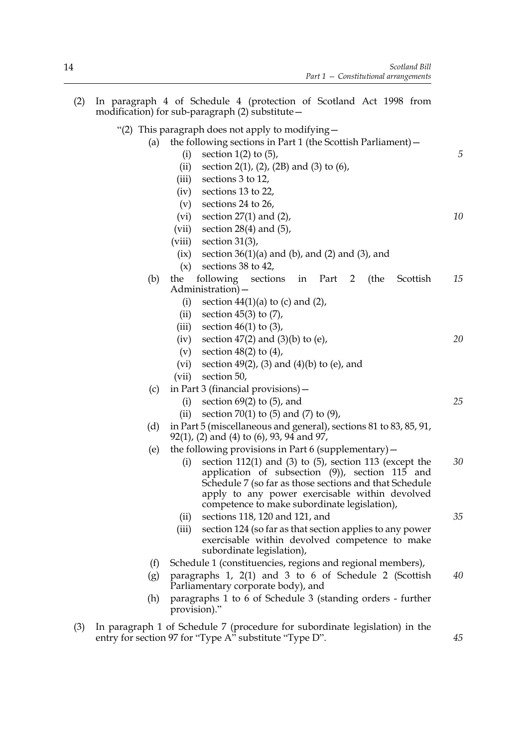(2) In paragraph 4 of Schedule 4 (protection of Scotland Act 1998 from modification) for sub-paragraph (2) substitute—

"(2) This paragraph does not apply to modifying—

(a) the following sections in Part 1 (the Scottish Parliament)—

(i) section 1(2) to (5),

(ii) section 2(1), (2), (2B) and (3) to (6),

(iii) sections 3 to 12,

(iv) sections 13 to 22,

(v) sections 24 to 26,

(vi) section 27(1) and (2),

(vii) section 28(4) and (5),

(viii) section 31(3),

(ix) section 36(1)(a) and (b), and (2) and (3), and

(x) sections 38 to 42,

(b) the following sections in Part 2 (the Scottish Administration)—

(i) section 44(1)(a) to (c) and (2),

(ii) section 45(3) to (7),

(iii) section 46(1) to (3),

(iv) section 47(2) and (3)(b) to (e),

(v) section 48(2) to (4),

(vi) section 49(2), (3) and (4)(b) to (e), and

(vii) section 50,

(c) in Part 3 (financial provisions)—

(i) section 69(2) to (5), and

(ii) section 70(1) to (5) and (7) to (9),

(d) in Part 5 (miscellaneous and general), sections 81 to 83, 85, 91, 92(1), (2) and (4) to (6), 93, 94 and 97,

(e) the following provisions in Part 6 (supplementary)—

(i) section 112(1) and (3) to (5), section 113 (except the application of subsection (9)), section 115 and Schedule 7 (so far as those sections and that Schedule apply to any power exercisable within devolved competence to make subordinate legislation),

(ii) sections 118, 120 and 121, and

(iii) section 124 (so far as that section applies to any power exercisable within devolved competence to make subordinate legislation),

(f) Schedule 1 (constituencies, regions and regional members),

(g) paragraphs 1, 2(1) and 3 to 6 of Schedule 2 (Scottish Parliamentary corporate body), and

(h) paragraphs 1 to 6 of Schedule 3 (standing orders - further provision)."

(3) In paragraph 1 of Schedule 7 (procedure for subordinate legislation) in the entry for section 97 for "Type A" substitute "Type D".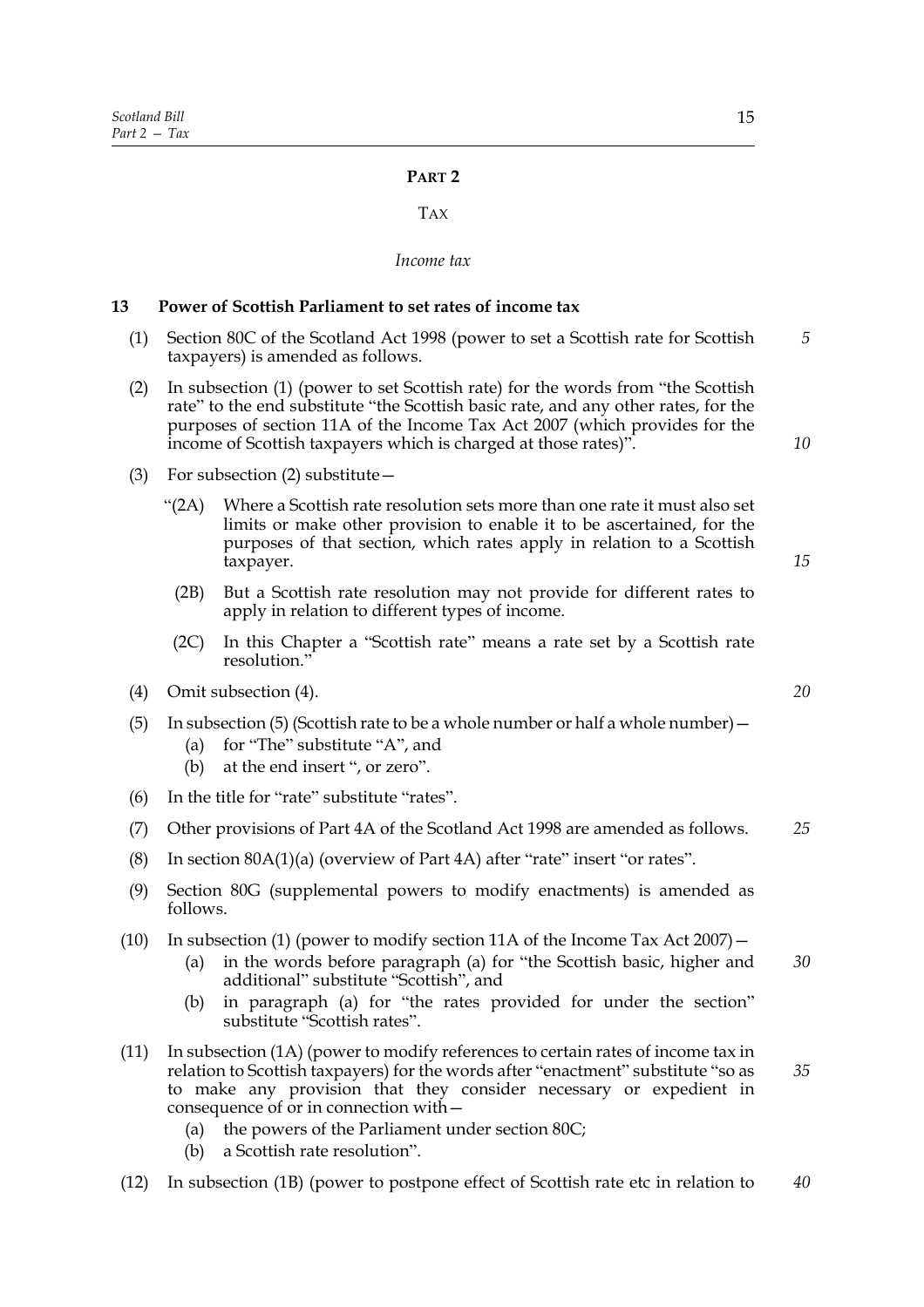# PART 2

## TAX

### *Income tax*

**13 Power of Scottish Parliament to set rates of income tax**

(1) Section 80C of the Scotland Act 1998 (power to set a Scottish rate for Scottish taxpayers) is amended as follows.

(2) In subsection (1) (power to set Scottish rate) for the words from "the Scottish rate" to the end substitute "the Scottish basic rate, and any other rates, for the purposes of section 11A of the Income Tax Act 2007 (which provides for the income of Scottish taxpayers which is charged at those rates)".

(3) For subsection (2) substitute—

"(2A) Where a Scottish rate resolution sets more than one rate it must also set limits or make other provision to enable it to be ascertained, for the purposes of that section, which rates apply in relation to a Scottish taxpayer.

(2B) But a Scottish rate resolution may not provide for different rates to apply in relation to different types of income.

(2C) In this Chapter a "Scottish rate" means a rate set by a Scottish rate resolution."

(4) Omit subsection (4).

(5) In subsection (5) (Scottish rate to be a whole number or half a whole number)—
  (a) for "The" substitute "A", and
  (b) at the end insert ", or zero".

(6) In the title for "rate" substitute "rates".

(7) Other provisions of Part 4A of the Scotland Act 1998 are amended as follows.

(8) In section 80A(1)(a) (overview of Part 4A) after "rate" insert "or rates".

(9) Section 80G (supplemental powers to modify enactments) is amended as follows.

(10) In subsection (1) (power to modify section 11A of the Income Tax Act 2007)—
  (a) in the words before paragraph (a) for "the Scottish basic, higher and additional" substitute "Scottish", and
  (b) in paragraph (a) for "the rates provided for under the section" substitute "Scottish rates".

(11) In subsection (1A) (power to modify references to certain rates of income tax in relation to Scottish taxpayers) for the words after "enactment" substitute "so as to make any provision that they consider necessary or expedient in consequence of or in connection with—
  (a) the powers of the Parliament under section 80C;
  (b) a Scottish rate resolution".

(12) In subsection (1B) (power to postpone effect of Scottish rate etc in relation to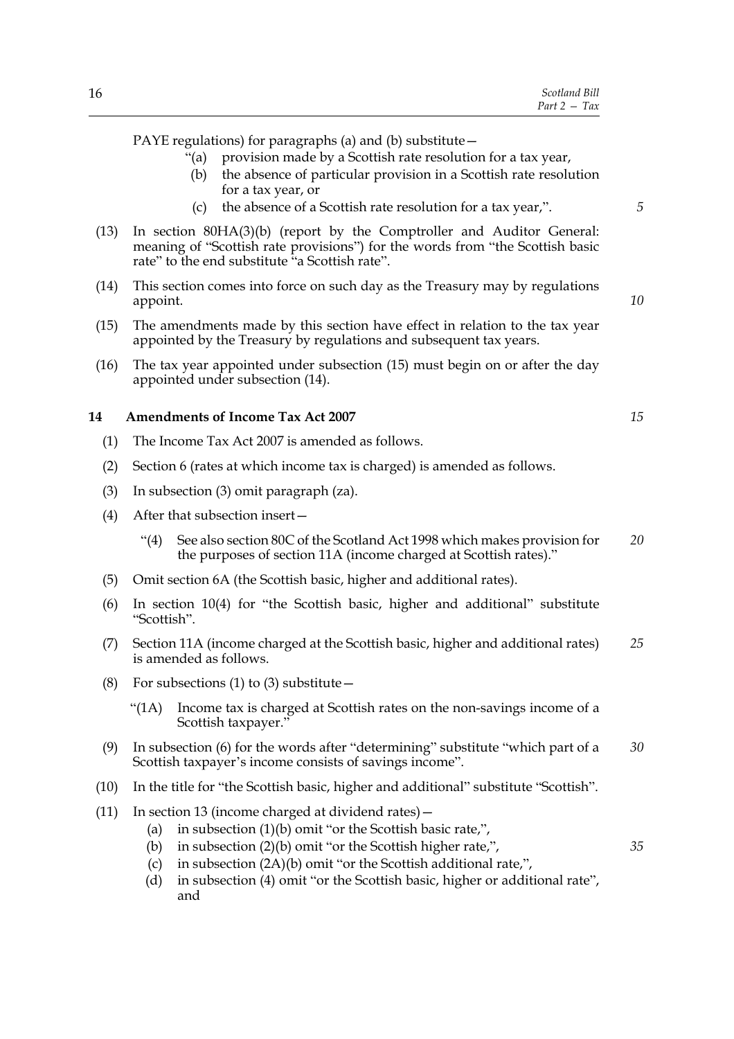PAYE regulations) for paragraphs (a) and (b) substitute—

"(a) provision made by a Scottish rate resolution for a tax year,

(b) the absence of particular provision in a Scottish rate resolution for a tax year, or

(c) the absence of a Scottish rate resolution for a tax year,".

(13) In section 80HA(3)(b) (report by the Comptroller and Auditor General: meaning of "Scottish rate provisions") for the words from "the Scottish basic rate" to the end substitute "a Scottish rate".

(14) This section comes into force on such day as the Treasury may by regulations appoint.

(15) The amendments made by this section have effect in relation to the tax year appointed by the Treasury by regulations and subsequent tax years.

(16) The tax year appointed under subsection (15) must begin on or after the day appointed under subsection (14).

### 14 Amendments of Income Tax Act 2007

(1) The Income Tax Act 2007 is amended as follows.

(2) Section 6 (rates at which income tax is charged) is amended as follows.

(3) In subsection (3) omit paragraph (za).

(4) After that subsection insert—

"(4) See also section 80C of the Scotland Act 1998 which makes provision for the purposes of section 11A (income charged at Scottish rates)."

(5) Omit section 6A (the Scottish basic, higher and additional rates).

(6) In section 10(4) for "the Scottish basic, higher and additional" substitute "Scottish".

(7) Section 11A (income charged at the Scottish basic, higher and additional rates) is amended as follows.

(8) For subsections (1) to (3) substitute—

"(1A) Income tax is charged at Scottish rates on the non-savings income of a Scottish taxpayer."

(9) In subsection (6) for the words after "determining" substitute "which part of a Scottish taxpayer's income consists of savings income".

(10) In the title for "the Scottish basic, higher and additional" substitute "Scottish".

(11) In section 13 (income charged at dividend rates)—

(a) in subsection (1)(b) omit "or the Scottish basic rate,",

(b) in subsection (2)(b) omit "or the Scottish higher rate,",

(c) in subsection (2A)(b) omit "or the Scottish additional rate,",

(d) in subsection (4) omit "or the Scottish basic, higher or additional rate", and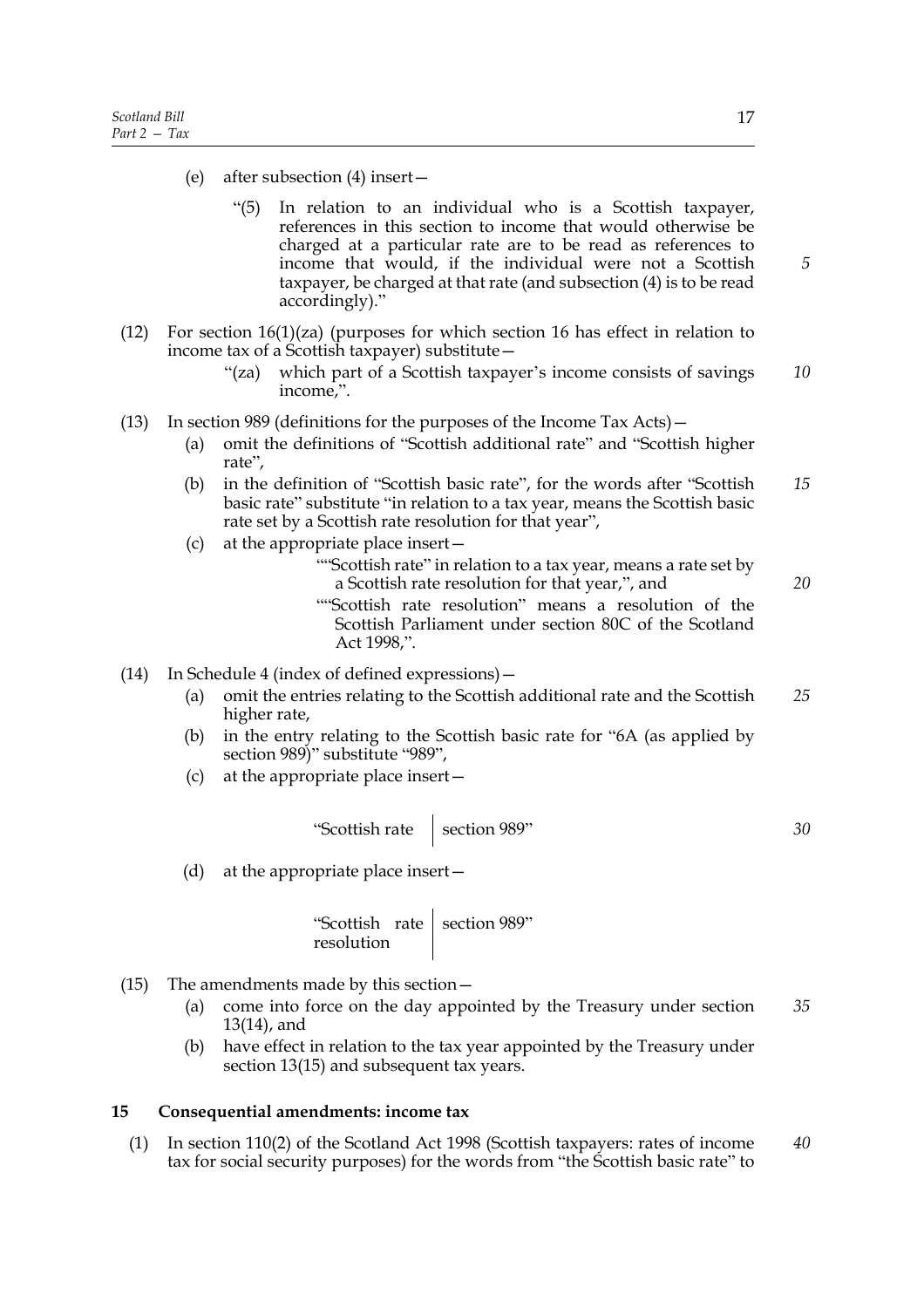(e) after subsection (4) insert—

> "(5) In relation to an individual who is a Scottish taxpayer, references in this section to income that would otherwise be charged at a particular rate are to be read as references to income that would, if the individual were not a Scottish taxpayer, be charged at that rate (and subsection (4) is to be read accordingly)."

(12) For section 16(1)(za) (purposes for which section 16 has effect in relation to income tax of a Scottish taxpayer) substitute—

> "(za) which part of a Scottish taxpayer's income consists of savings income,".

(13) In section 989 (definitions for the purposes of the Income Tax Acts)—

(a) omit the definitions of "Scottish additional rate" and "Scottish higher rate",

(b) in the definition of "Scottish basic rate", for the words after "Scottish basic rate" substitute "in relation to a tax year, means the Scottish basic rate set by a Scottish rate resolution for that year",

(c) at the appropriate place insert—

> ""Scottish rate" in relation to a tax year, means a rate set by a Scottish rate resolution for that year,", and
>
> ""Scottish rate resolution" means a resolution of the Scottish Parliament under section 80C of the Scotland Act 1998,".

(14) In Schedule 4 (index of defined expressions)—

(a) omit the entries relating to the Scottish additional rate and the Scottish higher rate,

(b) in the entry relating to the Scottish basic rate for "6A (as applied by section 989)" substitute "989",

(c) at the appropriate place insert—

| "Scottish rate | section 989" |
|---|---|

(d) at the appropriate place insert—

| "Scottish rate resolution | section 989" |
|---|---|

(15) The amendments made by this section—

(a) come into force on the day appointed by the Treasury under section 13(14), and

(b) have effect in relation to the tax year appointed by the Treasury under section 13(15) and subsequent tax years.

## 15 Consequential amendments: income tax

(1) In section 110(2) of the Scotland Act 1998 (Scottish taxpayers: rates of income tax for social security purposes) for the words from "the Scottish basic rate" to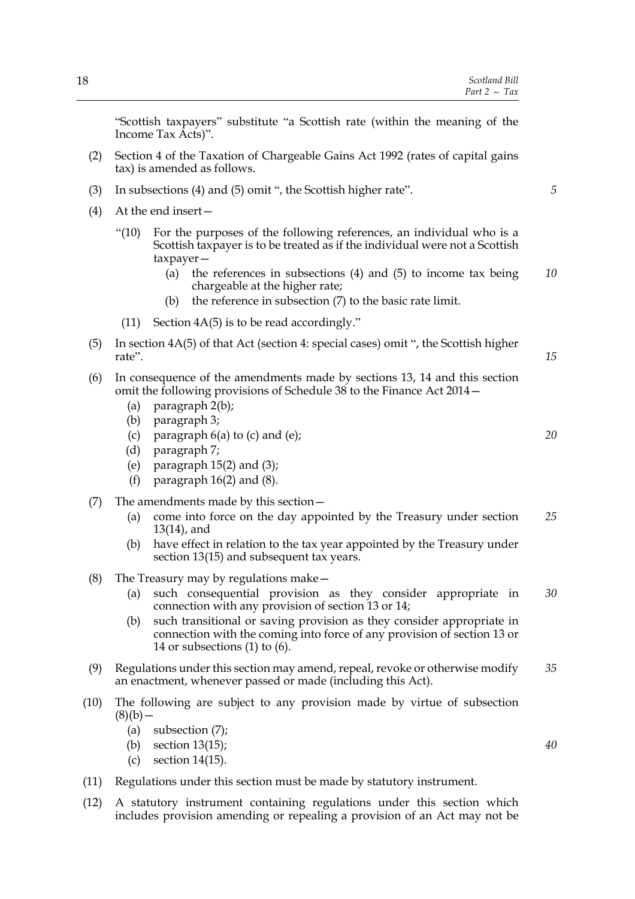"Scottish taxpayers" substitute "a Scottish rate (within the meaning of the Income Tax Acts)".

(2) Section 4 of the Taxation of Chargeable Gains Act 1992 (rates of capital gains tax) is amended as follows.

(3) In subsections (4) and (5) omit ", the Scottish higher rate".

(4) At the end insert—

"(10) For the purposes of the following references, an individual who is a Scottish taxpayer is to be treated as if the individual were not a Scottish taxpayer—

(a) the references in subsections (4) and (5) to income tax being chargeable at the higher rate;

(b) the reference in subsection (7) to the basic rate limit.

(11) Section 4A(5) is to be read accordingly."

(5) In section 4A(5) of that Act (section 4: special cases) omit ", the Scottish higher rate".

(6) In consequence of the amendments made by sections 13, 14 and this section omit the following provisions of Schedule 38 to the Finance Act 2014—

(a) paragraph 2(b);

(b) paragraph 3;

(c) paragraph 6(a) to (c) and (e);

(d) paragraph 7;

(e) paragraph 15(2) and (3);

(f) paragraph 16(2) and (8).

(7) The amendments made by this section—

(a) come into force on the day appointed by the Treasury under section 13(14), and

(b) have effect in relation to the tax year appointed by the Treasury under section 13(15) and subsequent tax years.

(8) The Treasury may by regulations make—

(a) such consequential provision as they consider appropriate in connection with any provision of section 13 or 14;

(b) such transitional or saving provision as they consider appropriate in connection with the coming into force of any provision of section 13 or 14 or subsections (1) to (6).

(9) Regulations under this section may amend, repeal, revoke or otherwise modify an enactment, whenever passed or made (including this Act).

(10) The following are subject to any provision made by virtue of subsection (8)(b)—

(a) subsection (7);

(b) section 13(15);

(c) section 14(15).

(11) Regulations under this section must be made by statutory instrument.

(12) A statutory instrument containing regulations under this section which includes provision amending or repealing a provision of an Act may not be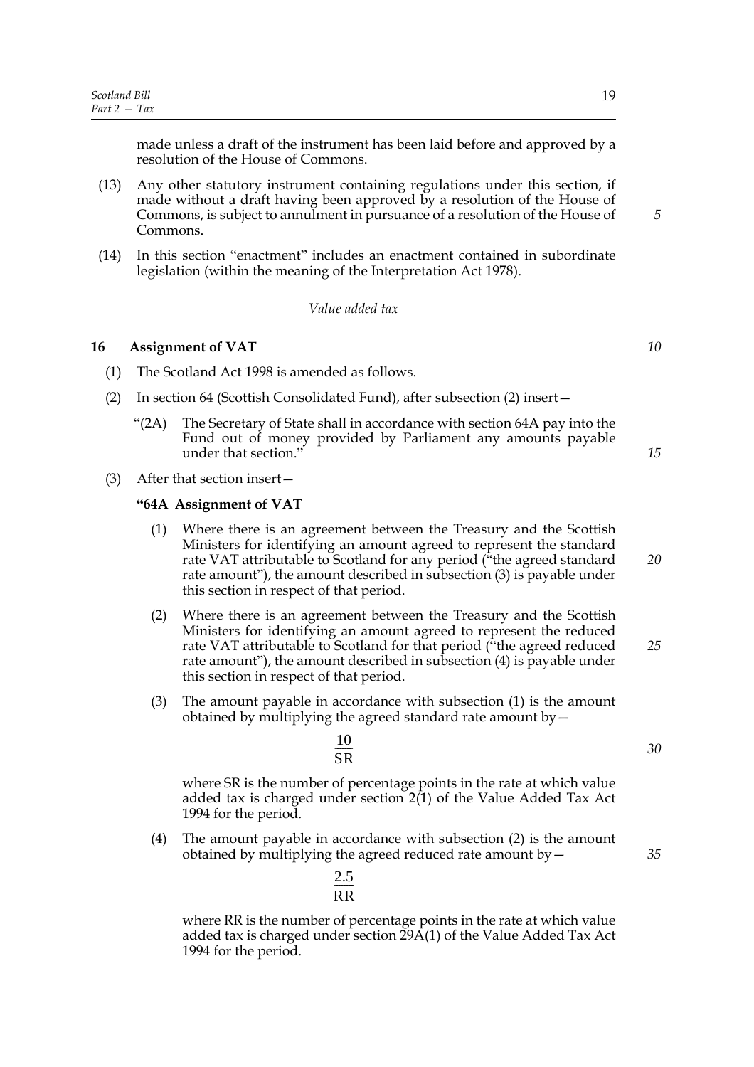made unless a draft of the instrument has been laid before and approved by a resolution of the House of Commons.

(13) Any other statutory instrument containing regulations under this section, if made without a draft having been approved by a resolution of the House of Commons, is subject to annulment in pursuance of a resolution of the House of Commons.

(14) In this section "enactment" includes an enactment contained in subordinate legislation (within the meaning of the Interpretation Act 1978).

*Value added tax*

### 16 Assignment of VAT

(1) The Scotland Act 1998 is amended as follows.

(2) In section 64 (Scottish Consolidated Fund), after subsection (2) insert—

"(2A) The Secretary of State shall in accordance with section 64A pay into the Fund out of money provided by Parliament any amounts payable under that section."

(3) After that section insert—

**"64A Assignment of VAT**

(1) Where there is an agreement between the Treasury and the Scottish Ministers for identifying an amount agreed to represent the standard rate VAT attributable to Scotland for any period ("the agreed standard rate amount"), the amount described in subsection (3) is payable under this section in respect of that period.

(2) Where there is an agreement between the Treasury and the Scottish Ministers for identifying an amount agreed to represent the reduced rate VAT attributable to Scotland for that period ("the agreed reduced rate amount"), the amount described in subsection (4) is payable under this section in respect of that period.

(3) The amount payable in accordance with subsection (1) is the amount obtained by multiplying the agreed standard rate amount by—

$$\frac{10}{SR}$$

where SR is the number of percentage points in the rate at which value added tax is charged under section 2(1) of the Value Added Tax Act 1994 for the period.

(4) The amount payable in accordance with subsection (2) is the amount obtained by multiplying the agreed reduced rate amount by—

$$\frac{2.5}{RR}$$

where RR is the number of percentage points in the rate at which value added tax is charged under section 29A(1) of the Value Added Tax Act 1994 for the period.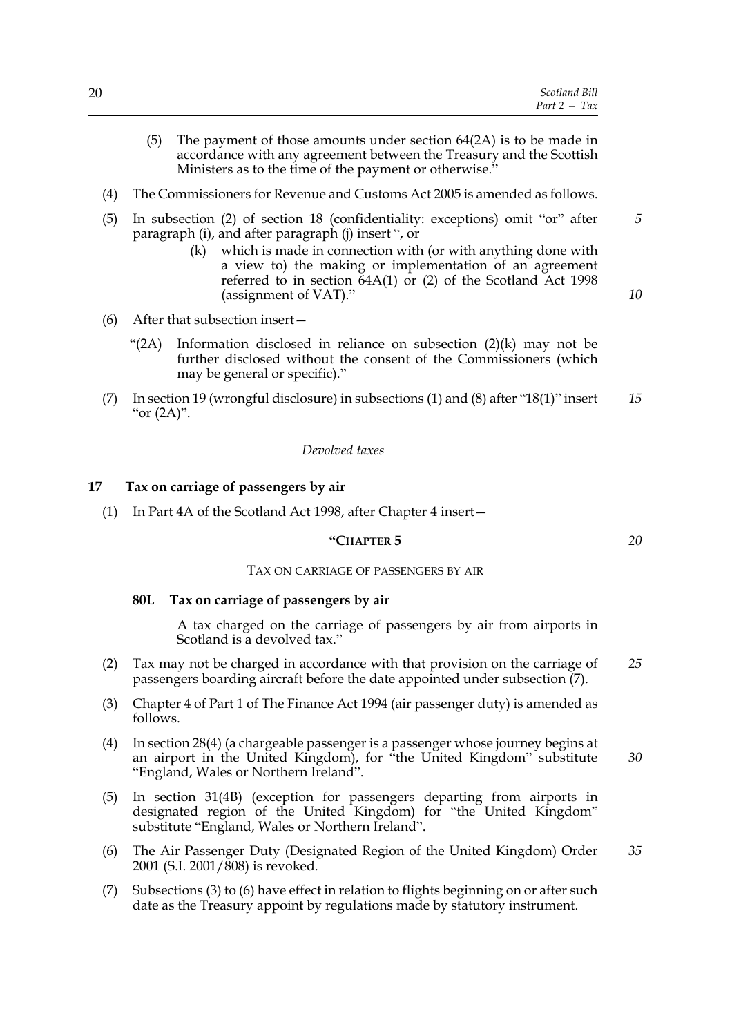(5) The payment of those amounts under section 64(2A) is to be made in accordance with any agreement between the Treasury and the Scottish Ministers as to the time of the payment or otherwise."

(4) The Commissioners for Revenue and Customs Act 2005 is amended as follows.

(5) In subsection (2) of section 18 (confidentiality: exceptions) omit "or" after paragraph (i), and after paragraph (j) insert ", or

(k) which is made in connection with (or with anything done with a view to) the making or implementation of an agreement referred to in section 64A(1) or (2) of the Scotland Act 1998 (assignment of VAT)."

(6) After that subsection insert—

"(2A) Information disclosed in reliance on subsection (2)(k) may not be further disclosed without the consent of the Commissioners (which may be general or specific)."

(7) In section 19 (wrongful disclosure) in subsections (1) and (8) after "18(1)" insert "or (2A)".

*Devolved taxes*

## 17 Tax on carriage of passengers by air

(1) In Part 4A of the Scotland Act 1998, after Chapter 4 insert—

"CHAPTER 5

TAX ON CARRIAGE OF PASSENGERS BY AIR

### 80L Tax on carriage of passengers by air

A tax charged on the carriage of passengers by air from airports in Scotland is a devolved tax."

(2) Tax may not be charged in accordance with that provision on the carriage of passengers boarding aircraft before the date appointed under subsection (7).

(3) Chapter 4 of Part 1 of The Finance Act 1994 (air passenger duty) is amended as follows.

(4) In section 28(4) (a chargeable passenger is a passenger whose journey begins at an airport in the United Kingdom), for "the United Kingdom" substitute "England, Wales or Northern Ireland".

(5) In section 31(4B) (exception for passengers departing from airports in designated region of the United Kingdom) for "the United Kingdom" substitute "England, Wales or Northern Ireland".

(6) The Air Passenger Duty (Designated Region of the United Kingdom) Order 2001 (S.I. 2001/808) is revoked.

(7) Subsections (3) to (6) have effect in relation to flights beginning on or after such date as the Treasury appoint by regulations made by statutory instrument.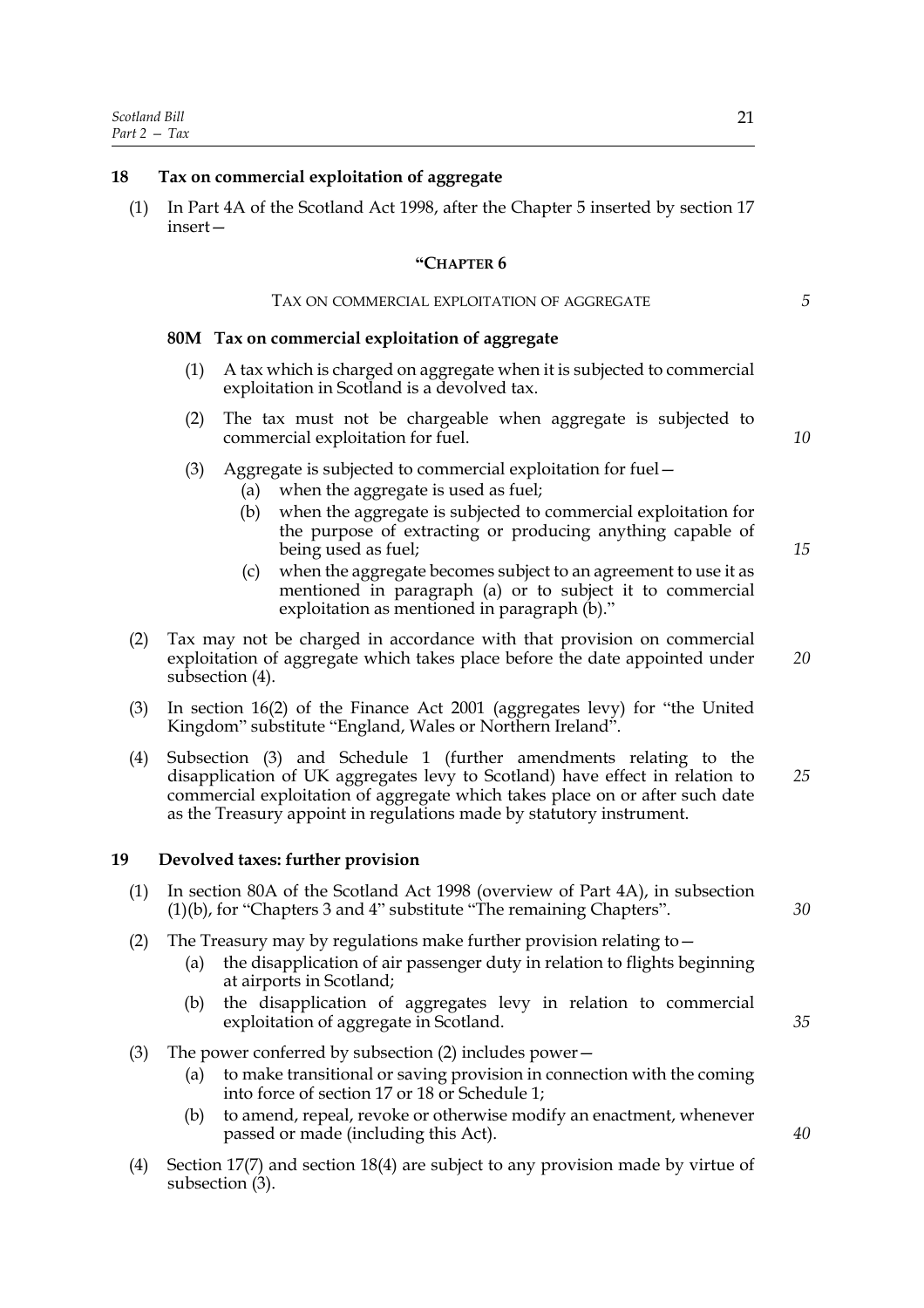## 18 Tax on commercial exploitation of aggregate

(1) In Part 4A of the Scotland Act 1998, after the Chapter 5 inserted by section 17 insert—

**"CHAPTER 6**

TAX ON COMMERCIAL EXPLOITATION OF AGGREGATE

**80M Tax on commercial exploitation of aggregate**

(1) A tax which is charged on aggregate when it is subjected to commercial exploitation in Scotland is a devolved tax.

(2) The tax must not be chargeable when aggregate is subjected to commercial exploitation for fuel.

(3) Aggregate is subjected to commercial exploitation for fuel—

(a) when the aggregate is used as fuel;

(b) when the aggregate is subjected to commercial exploitation for the purpose of extracting or producing anything capable of being used as fuel;

(c) when the aggregate becomes subject to an agreement to use it as mentioned in paragraph (a) or to subject it to commercial exploitation as mentioned in paragraph (b)."

(2) Tax may not be charged in accordance with that provision on commercial exploitation of aggregate which takes place before the date appointed under subsection (4).

(3) In section 16(2) of the Finance Act 2001 (aggregates levy) for "the United Kingdom" substitute "England, Wales or Northern Ireland".

(4) Subsection (3) and Schedule 1 (further amendments relating to the disapplication of UK aggregates levy to Scotland) have effect in relation to commercial exploitation of aggregate which takes place on or after such date as the Treasury appoint in regulations made by statutory instrument.

## 19 Devolved taxes: further provision

(1) In section 80A of the Scotland Act 1998 (overview of Part 4A), in subsection (1)(b), for "Chapters 3 and 4" substitute "The remaining Chapters".

(2) The Treasury may by regulations make further provision relating to—

(a) the disapplication of air passenger duty in relation to flights beginning at airports in Scotland;

(b) the disapplication of aggregates levy in relation to commercial exploitation of aggregate in Scotland.

(3) The power conferred by subsection (2) includes power—

(a) to make transitional or saving provision in connection with the coming into force of section 17 or 18 or Schedule 1;

(b) to amend, repeal, revoke or otherwise modify an enactment, whenever passed or made (including this Act).

(4) Section 17(7) and section 18(4) are subject to any provision made by virtue of subsection (3).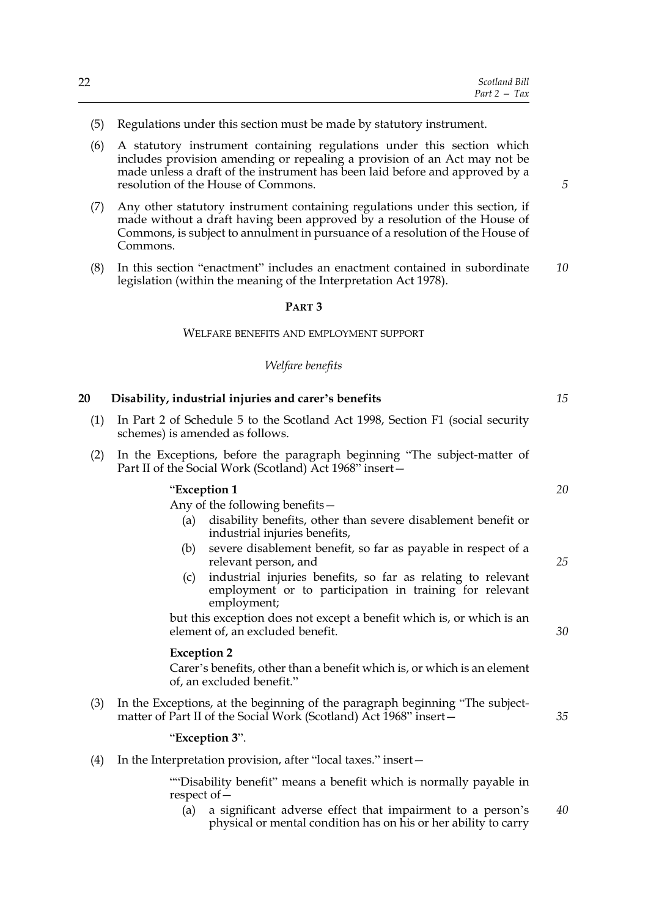(5) Regulations under this section must be made by statutory instrument.

(6) A statutory instrument containing regulations under this section which includes provision amending or repealing a provision of an Act may not be made unless a draft of the instrument has been laid before and approved by a resolution of the House of Commons.

(7) Any other statutory instrument containing regulations under this section, if made without a draft having been approved by a resolution of the House of Commons, is subject to annulment in pursuance of a resolution of the House of Commons.

(8) In this section "enactment" includes an enactment contained in subordinate legislation (within the meaning of the Interpretation Act 1978).

## PART 3

### WELFARE BENEFITS AND EMPLOYMENT SUPPORT

*Welfare benefits*

**20 Disability, industrial injuries and carer's benefits**

(1) In Part 2 of Schedule 5 to the Scotland Act 1998, Section F1 (social security schemes) is amended as follows.

(2) In the Exceptions, before the paragraph beginning "The subject-matter of Part II of the Social Work (Scotland) Act 1968" insert—

> "**Exception 1**
>
> Any of the following benefits—
>
> (a) disability benefits, other than severe disablement benefit or industrial injuries benefits,
>
> (b) severe disablement benefit, so far as payable in respect of a relevant person, and
>
> (c) industrial injuries benefits, so far as relating to relevant employment or to participation in training for relevant employment;
>
> but this exception does not except a benefit which is, or which is an element of, an excluded benefit.
>
> **Exception 2**
>
> Carer's benefits, other than a benefit which is, or which is an element of, an excluded benefit."

(3) In the Exceptions, at the beginning of the paragraph beginning "The subject-matter of Part II of the Social Work (Scotland) Act 1968" insert—

> "**Exception 3**".

(4) In the Interpretation provision, after "local taxes." insert—

> ""Disability benefit" means a benefit which is normally payable in respect of—
>
> (a) a significant adverse effect that impairment to a person's physical or mental condition has on his or her ability to carry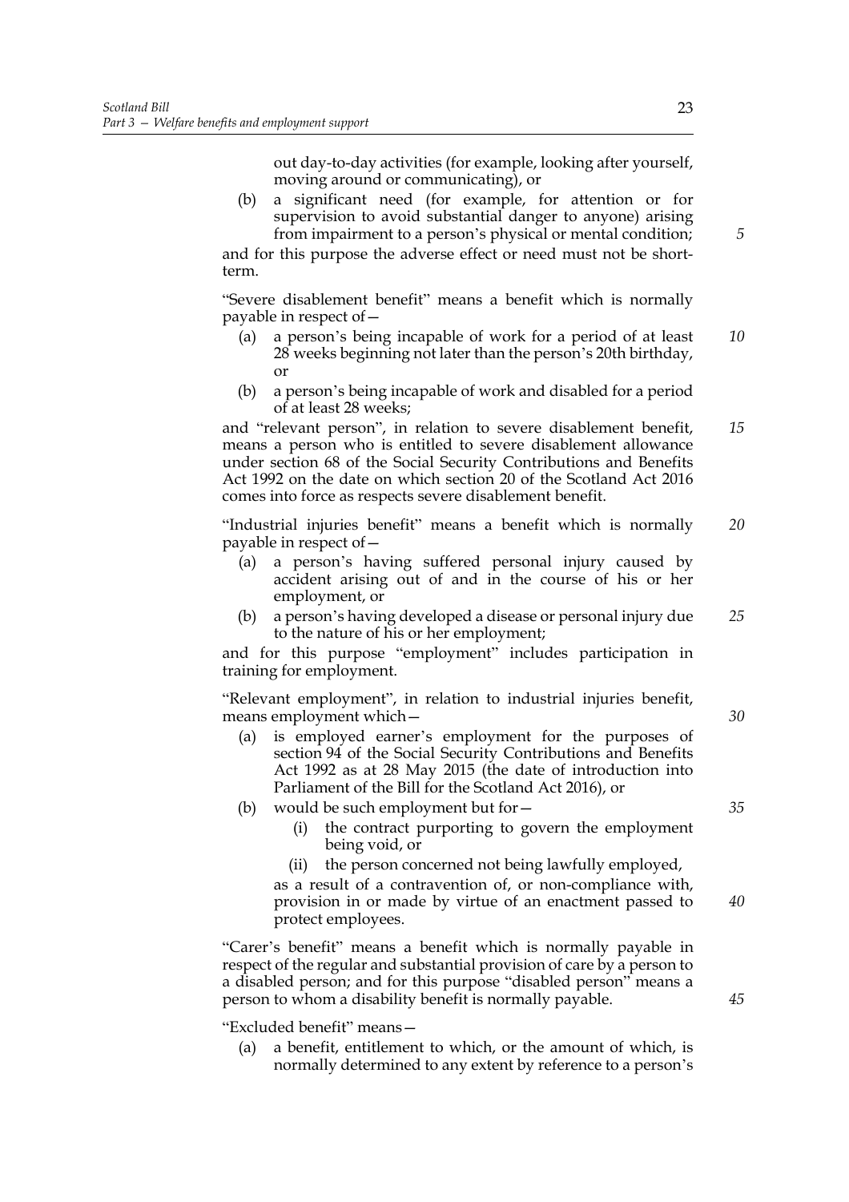out day-to-day activities (for example, looking after yourself, moving around or communicating), or

(b) a significant need (for example, for attention or for supervision to avoid substantial danger to anyone) arising from impairment to a person's physical or mental condition;

and for this purpose the adverse effect or need must not be short-term.

"Severe disablement benefit" means a benefit which is normally payable in respect of—

(a) a person's being incapable of work for a period of at least 28 weeks beginning not later than the person's 20th birthday, or

(b) a person's being incapable of work and disabled for a period of at least 28 weeks;

and "relevant person", in relation to severe disablement benefit, means a person who is entitled to severe disablement allowance under section 68 of the Social Security Contributions and Benefits Act 1992 on the date on which section 20 of the Scotland Act 2016 comes into force as respects severe disablement benefit.

"Industrial injuries benefit" means a benefit which is normally payable in respect of—

(a) a person's having suffered personal injury caused by accident arising out of and in the course of his or her employment, or

(b) a person's having developed a disease or personal injury due to the nature of his or her employment;

and for this purpose "employment" includes participation in training for employment.

"Relevant employment", in relation to industrial injuries benefit, means employment which—

(a) is employed earner's employment for the purposes of section 94 of the Social Security Contributions and Benefits Act 1992 as at 28 May 2015 (the date of introduction into Parliament of the Bill for the Scotland Act 2016), or

(b) would be such employment but for—

(i) the contract purporting to govern the employment being void, or

(ii) the person concerned not being lawfully employed,

as a result of a contravention of, or non-compliance with, provision in or made by virtue of an enactment passed to protect employees.

"Carer's benefit" means a benefit which is normally payable in respect of the regular and substantial provision of care by a person to a disabled person; and for this purpose "disabled person" means a person to whom a disability benefit is normally payable.

"Excluded benefit" means—

(a) a benefit, entitlement to which, or the amount of which, is normally determined to any extent by reference to a person's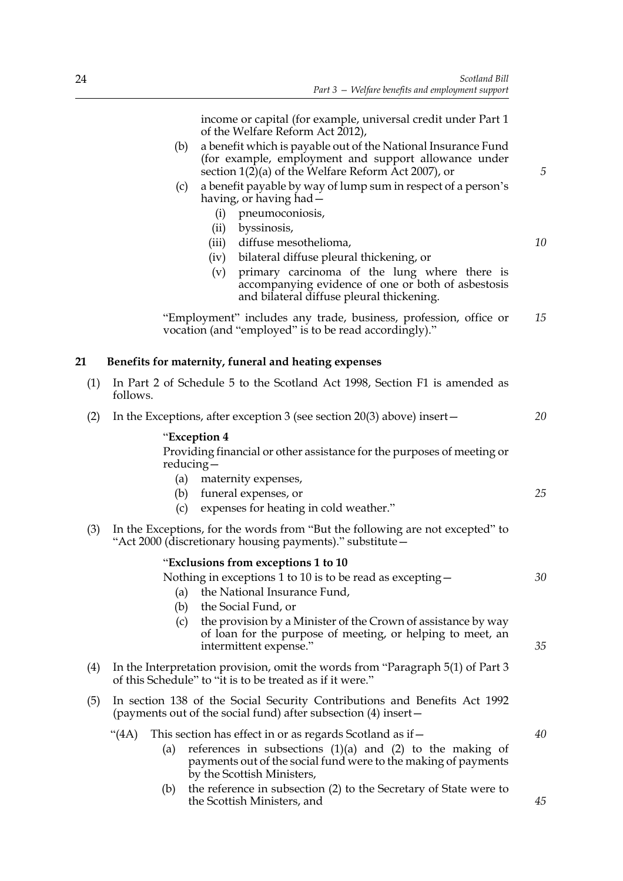income or capital (for example, universal credit under Part 1 of the Welfare Reform Act 2012),

(b) a benefit which is payable out of the National Insurance Fund (for example, employment and support allowance under section 1(2)(a) of the Welfare Reform Act 2007), or

(c) a benefit payable by way of lump sum in respect of a person's having, or having had—

(i) pneumoconiosis,

(ii) byssinosis,

(iii) diffuse mesothelioma,

(iv) bilateral diffuse pleural thickening, or

(v) primary carcinoma of the lung where there is accompanying evidence of one or both of asbestosis and bilateral diffuse pleural thickening.

"Employment" includes any trade, business, profession, office or vocation (and "employed" is to be read accordingly)."

## 21 Benefits for maternity, funeral and heating expenses

(1) In Part 2 of Schedule 5 to the Scotland Act 1998, Section F1 is amended as follows.

(2) In the Exceptions, after exception 3 (see section 20(3) above) insert—

"**Exception 4**

Providing financial or other assistance for the purposes of meeting or reducing—

(a) maternity expenses,

(b) funeral expenses, or

(c) expenses for heating in cold weather."

(3) In the Exceptions, for the words from "But the following are not excepted" to "Act 2000 (discretionary housing payments)." substitute—

"**Exclusions from exceptions 1 to 10**

Nothing in exceptions 1 to 10 is to be read as excepting—

(a) the National Insurance Fund,

(b) the Social Fund, or

(c) the provision by a Minister of the Crown of assistance by way of loan for the purpose of meeting, or helping to meet, an intermittent expense."

(4) In the Interpretation provision, omit the words from "Paragraph 5(1) of Part 3 of this Schedule" to "it is to be treated as if it were."

(5) In section 138 of the Social Security Contributions and Benefits Act 1992 (payments out of the social fund) after subsection (4) insert—

"(4A) This section has effect in or as regards Scotland as if—

(a) references in subsections (1)(a) and (2) to the making of payments out of the social fund were to the making of payments by the Scottish Ministers,

(b) the reference in subsection (2) to the Secretary of State were to the Scottish Ministers, and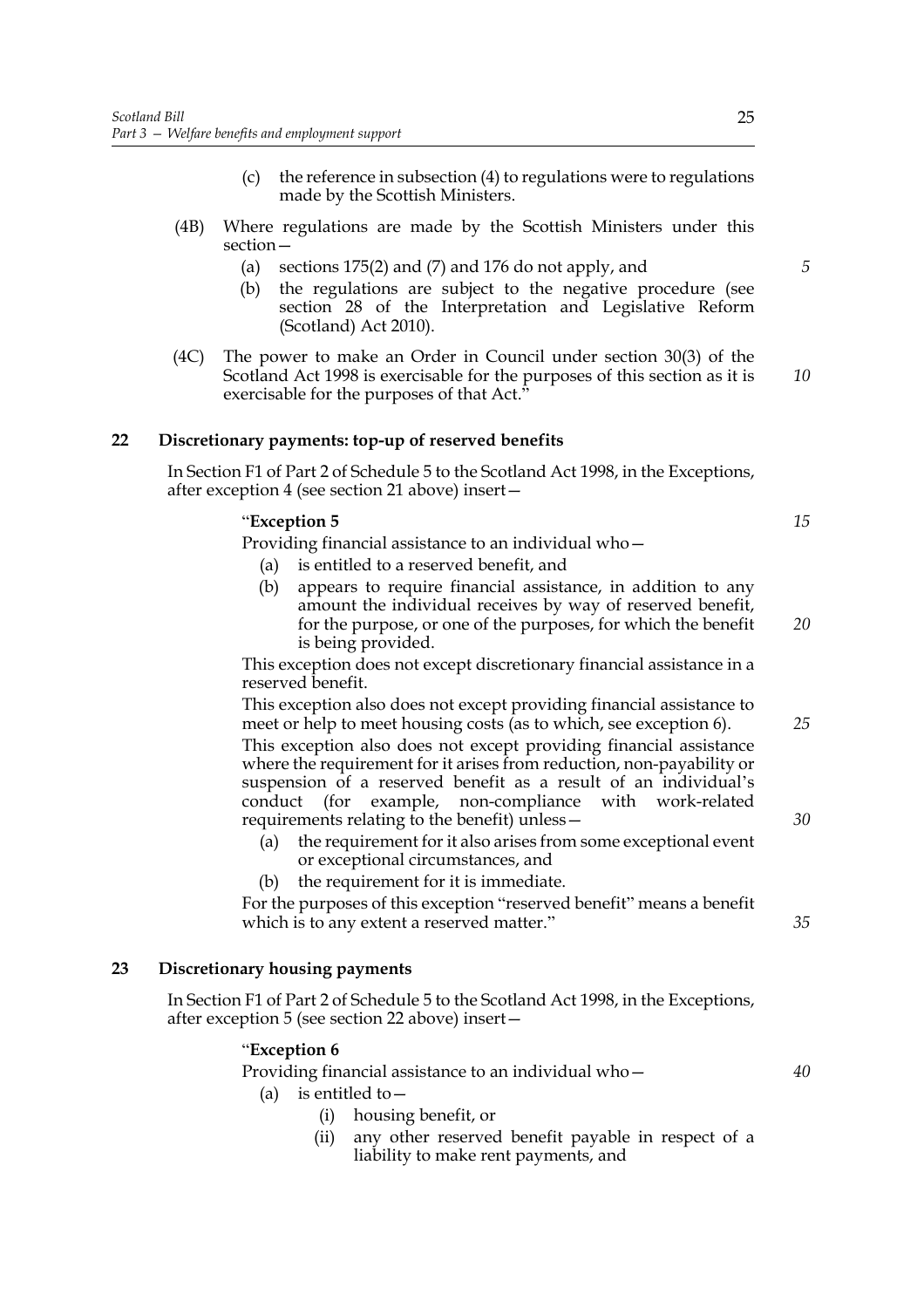(c) the reference in subsection (4) to regulations were to regulations made by the Scottish Ministers.

(4B) Where regulations are made by the Scottish Ministers under this section—

(a) sections 175(2) and (7) and 176 do not apply, and

(b) the regulations are subject to the negative procedure (see section 28 of the Interpretation and Legislative Reform (Scotland) Act 2010).

(4C) The power to make an Order in Council under section 30(3) of the Scotland Act 1998 is exercisable for the purposes of this section as it is exercisable for the purposes of that Act."

## 22 Discretionary payments: top-up of reserved benefits

In Section F1 of Part 2 of Schedule 5 to the Scotland Act 1998, in the Exceptions, after exception 4 (see section 21 above) insert—

"**Exception 5**

Providing financial assistance to an individual who—

(a) is entitled to a reserved benefit, and

(b) appears to require financial assistance, in addition to any amount the individual receives by way of reserved benefit, for the purpose, or one of the purposes, for which the benefit is being provided.

This exception does not except discretionary financial assistance in a reserved benefit.

This exception also does not except providing financial assistance to meet or help to meet housing costs (as to which, see exception 6).

This exception also does not except providing financial assistance where the requirement for it arises from reduction, non-payability or suspension of a reserved benefit as a result of an individual's conduct (for example, non-compliance with work-related requirements relating to the benefit) unless—

(a) the requirement for it also arises from some exceptional event or exceptional circumstances, and

(b) the requirement for it is immediate.

For the purposes of this exception "reserved benefit" means a benefit which is to any extent a reserved matter."

## 23 Discretionary housing payments

In Section F1 of Part 2 of Schedule 5 to the Scotland Act 1998, in the Exceptions, after exception 5 (see section 22 above) insert—

"**Exception 6**

Providing financial assistance to an individual who—

(a) is entitled to—

(i) housing benefit, or

(ii) any other reserved benefit payable in respect of a liability to make rent payments, and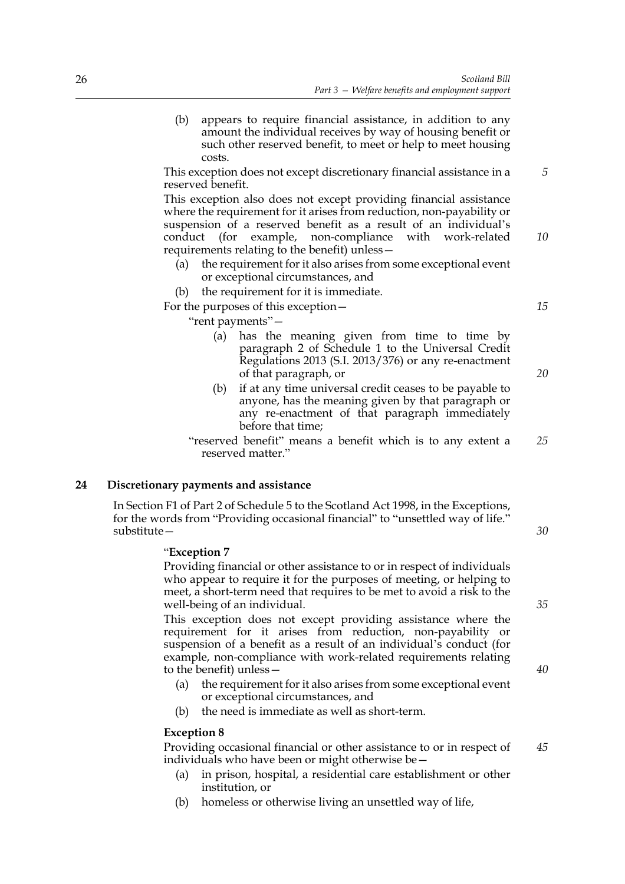(b) appears to require financial assistance, in addition to any amount the individual receives by way of housing benefit or such other reserved benefit, to meet or help to meet housing costs.

This exception does not except discretionary financial assistance in a reserved benefit.

This exception also does not except providing financial assistance where the requirement for it arises from reduction, non-payability or suspension of a reserved benefit as a result of an individual's conduct (for example, non-compliance with work-related requirements relating to the benefit) unless—

(a) the requirement for it also arises from some exceptional event or exceptional circumstances, and

(b) the requirement for it is immediate.

For the purposes of this exception—

"rent payments"—

(a) has the meaning given from time to time by paragraph 2 of Schedule 1 to the Universal Credit Regulations 2013 (S.I. 2013/376) or any re-enactment of that paragraph, or

(b) if at any time universal credit ceases to be payable to anyone, has the meaning given by that paragraph or any re-enactment of that paragraph immediately before that time;

"reserved benefit" means a benefit which is to any extent a reserved matter."

## 24 Discretionary payments and assistance

In Section F1 of Part 2 of Schedule 5 to the Scotland Act 1998, in the Exceptions, for the words from "Providing occasional financial" to "unsettled way of life." substitute—

"**Exception 7**

Providing financial or other assistance to or in respect of individuals who appear to require it for the purposes of meeting, or helping to meet, a short-term need that requires to be met to avoid a risk to the well-being of an individual.

This exception does not except providing assistance where the requirement for it arises from reduction, non-payability or suspension of a benefit as a result of an individual's conduct (for example, non-compliance with work-related requirements relating to the benefit) unless—

(a) the requirement for it also arises from some exceptional event or exceptional circumstances, and

(b) the need is immediate as well as short-term.

**Exception 8**

Providing occasional financial or other assistance to or in respect of individuals who have been or might otherwise be—

(a) in prison, hospital, a residential care establishment or other institution, or

(b) homeless or otherwise living an unsettled way of life,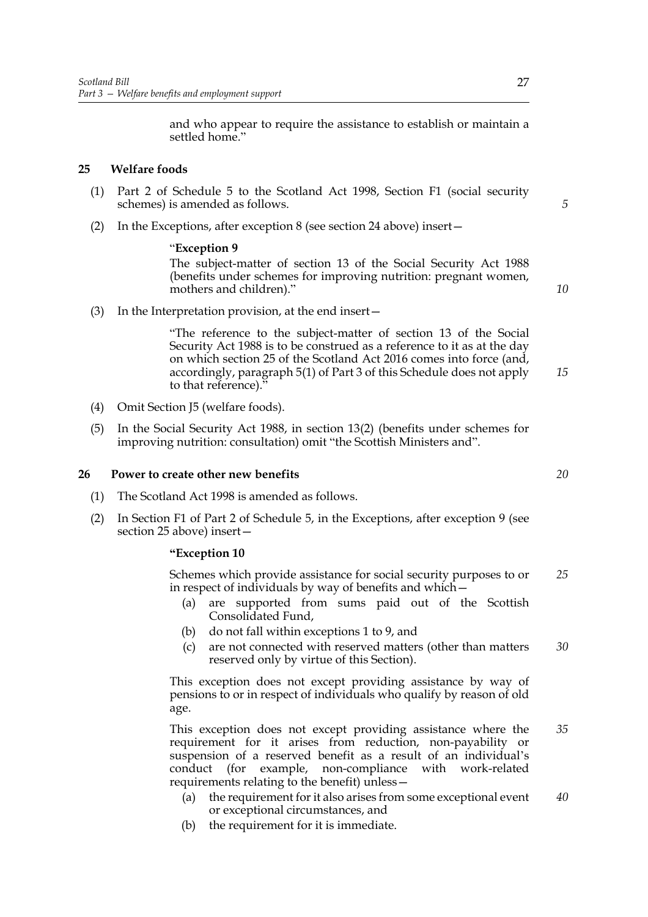and who appear to require the assistance to establish or maintain a settled home."

**25 Welfare foods**

(1) Part 2 of Schedule 5 to the Scotland Act 1998, Section F1 (social security schemes) is amended as follows.

(2) In the Exceptions, after exception 8 (see section 24 above) insert—

> "**Exception 9**
>
> The subject-matter of section 13 of the Social Security Act 1988 (benefits under schemes for improving nutrition: pregnant women, mothers and children)."

(3) In the Interpretation provision, at the end insert—

> "The reference to the subject-matter of section 13 of the Social Security Act 1988 is to be construed as a reference to it as at the day on which section 25 of the Scotland Act 2016 comes into force (and, accordingly, paragraph 5(1) of Part 3 of this Schedule does not apply to that reference)."

(4) Omit Section J5 (welfare foods).

(5) In the Social Security Act 1988, in section 13(2) (benefits under schemes for improving nutrition: consultation) omit "the Scottish Ministers and".

**26 Power to create other new benefits**

(1) The Scotland Act 1998 is amended as follows.

(2) In Section F1 of Part 2 of Schedule 5, in the Exceptions, after exception 9 (see section 25 above) insert—

> **"Exception 10**
>
> Schemes which provide assistance for social security purposes to or in respect of individuals by way of benefits and which—
>
> (a) are supported from sums paid out of the Scottish Consolidated Fund,
>
> (b) do not fall within exceptions 1 to 9, and
>
> (c) are not connected with reserved matters (other than matters reserved only by virtue of this Section).
>
> This exception does not except providing assistance by way of pensions to or in respect of individuals who qualify by reason of old age.
>
> This exception does not except providing assistance where the requirement for it arises from reduction, non-payability or suspension of a reserved benefit as a result of an individual's conduct (for example, non-compliance with work-related requirements relating to the benefit) unless—
>
> (a) the requirement for it also arises from some exceptional event or exceptional circumstances, and
>
> (b) the requirement for it is immediate.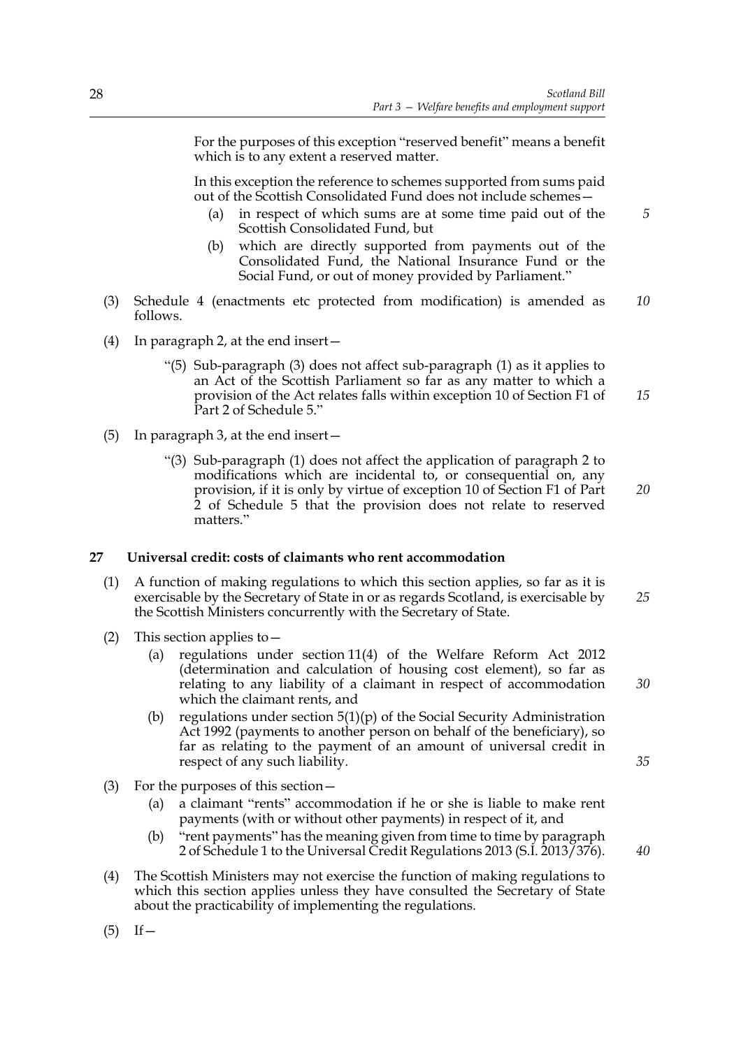For the purposes of this exception "reserved benefit" means a benefit which is to any extent a reserved matter.

In this exception the reference to schemes supported from sums paid out of the Scottish Consolidated Fund does not include schemes—

(a) in respect of which sums are at some time paid out of the Scottish Consolidated Fund, but

(b) which are directly supported from payments out of the Consolidated Fund, the National Insurance Fund or the Social Fund, or out of money provided by Parliament."

(3) Schedule 4 (enactments etc protected from modification) is amended as follows.

(4) In paragraph 2, at the end insert—

"(5) Sub-paragraph (3) does not affect sub-paragraph (1) as it applies to an Act of the Scottish Parliament so far as any matter to which a provision of the Act relates falls within exception 10 of Section F1 of Part 2 of Schedule 5."

(5) In paragraph 3, at the end insert—

"(3) Sub-paragraph (1) does not affect the application of paragraph 2 to modifications which are incidental to, or consequential on, any provision, if it is only by virtue of exception 10 of Section F1 of Part 2 of Schedule 5 that the provision does not relate to reserved matters."

**27 Universal credit: costs of claimants who rent accommodation**

(1) A function of making regulations to which this section applies, so far as it is exercisable by the Secretary of State in or as regards Scotland, is exercisable by the Scottish Ministers concurrently with the Secretary of State.

(2) This section applies to—

(a) regulations under section 11(4) of the Welfare Reform Act 2012 (determination and calculation of housing cost element), so far as relating to any liability of a claimant in respect of accommodation which the claimant rents, and

(b) regulations under section 5(1)(p) of the Social Security Administration Act 1992 (payments to another person on behalf of the beneficiary), so far as relating to the payment of an amount of universal credit in respect of any such liability.

(3) For the purposes of this section—

(a) a claimant "rents" accommodation if he or she is liable to make rent payments (with or without other payments) in respect of it, and

(b) "rent payments" has the meaning given from time to time by paragraph 2 of Schedule 1 to the Universal Credit Regulations 2013 (S.I. 2013/376).

(4) The Scottish Ministers may not exercise the function of making regulations to which this section applies unless they have consulted the Secretary of State about the practicability of implementing the regulations.

(5) If—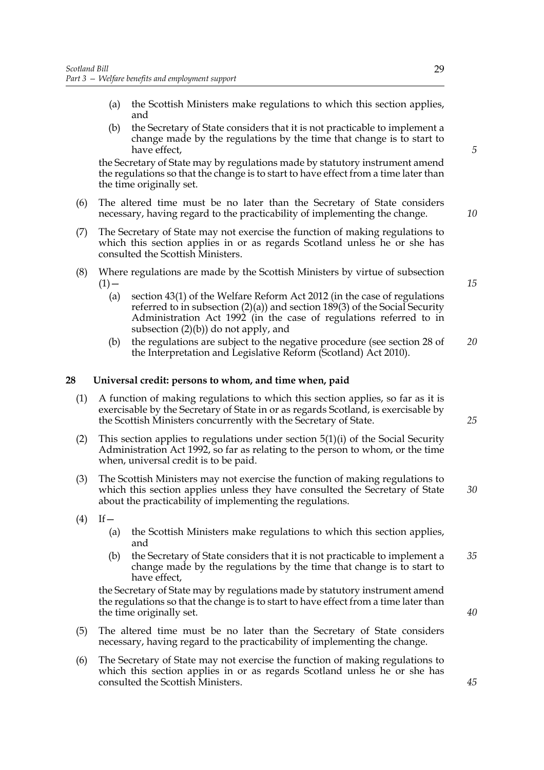(a) the Scottish Ministers make regulations to which this section applies, and

(b) the Secretary of State considers that it is not practicable to implement a change made by the regulations by the time that change is to start to have effect,

the Secretary of State may by regulations made by statutory instrument amend the regulations so that the change is to start to have effect from a time later than the time originally set.

(6) The altered time must be no later than the Secretary of State considers necessary, having regard to the practicability of implementing the change.

(7) The Secretary of State may not exercise the function of making regulations to which this section applies in or as regards Scotland unless he or she has consulted the Scottish Ministers.

(8) Where regulations are made by the Scottish Ministers by virtue of subsection (1)—

(a) section 43(1) of the Welfare Reform Act 2012 (in the case of regulations referred to in subsection (2)(a)) and section 189(3) of the Social Security Administration Act 1992 (in the case of regulations referred to in subsection (2)(b)) do not apply, and

(b) the regulations are subject to the negative procedure (see section 28 of the Interpretation and Legislative Reform (Scotland) Act 2010).

**28 Universal credit: persons to whom, and time when, paid**

(1) A function of making regulations to which this section applies, so far as it is exercisable by the Secretary of State in or as regards Scotland, is exercisable by the Scottish Ministers concurrently with the Secretary of State.

(2) This section applies to regulations under section 5(1)(i) of the Social Security Administration Act 1992, so far as relating to the person to whom, or the time when, universal credit is to be paid.

(3) The Scottish Ministers may not exercise the function of making regulations to which this section applies unless they have consulted the Secretary of State about the practicability of implementing the regulations.

(4) If—

(a) the Scottish Ministers make regulations to which this section applies, and

(b) the Secretary of State considers that it is not practicable to implement a change made by the regulations by the time that change is to start to have effect,

the Secretary of State may by regulations made by statutory instrument amend the regulations so that the change is to start to have effect from a time later than the time originally set.

(5) The altered time must be no later than the Secretary of State considers necessary, having regard to the practicability of implementing the change.

(6) The Secretary of State may not exercise the function of making regulations to which this section applies in or as regards Scotland unless he or she has consulted the Scottish Ministers.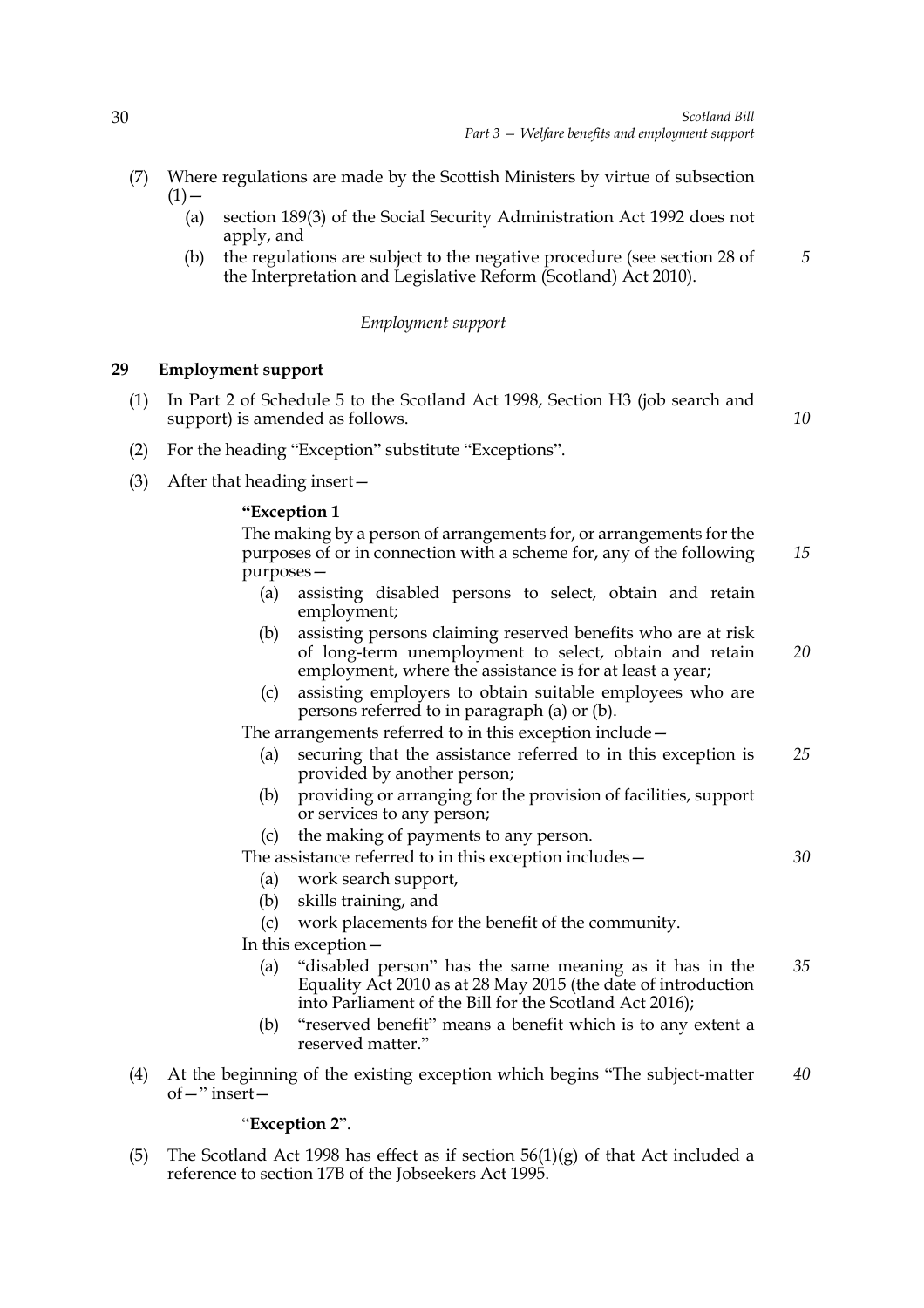(7) Where regulations are made by the Scottish Ministers by virtue of subsection (1)—

(a) section 189(3) of the Social Security Administration Act 1992 does not apply, and

(b) the regulations are subject to the negative procedure (see section 28 of the Interpretation and Legislative Reform (Scotland) Act 2010).

*Employment support*

**29 Employment support**

(1) In Part 2 of Schedule 5 to the Scotland Act 1998, Section H3 (job search and support) is amended as follows.

(2) For the heading "Exception" substitute "Exceptions".

(3) After that heading insert—

**"Exception 1**

The making by a person of arrangements for, or arrangements for the purposes of or in connection with a scheme for, any of the following purposes—

(a) assisting disabled persons to select, obtain and retain employment;

(b) assisting persons claiming reserved benefits who are at risk of long-term unemployment to select, obtain and retain employment, where the assistance is for at least a year;

(c) assisting employers to obtain suitable employees who are persons referred to in paragraph (a) or (b).

The arrangements referred to in this exception include—

(a) securing that the assistance referred to in this exception is provided by another person;

(b) providing or arranging for the provision of facilities, support or services to any person;

(c) the making of payments to any person.

The assistance referred to in this exception includes—

(a) work search support,

(b) skills training, and

(c) work placements for the benefit of the community.

In this exception—

(a) "disabled person" has the same meaning as it has in the Equality Act 2010 as at 28 May 2015 (the date of introduction into Parliament of the Bill for the Scotland Act 2016);

(b) "reserved benefit" means a benefit which is to any extent a reserved matter."

(4) At the beginning of the existing exception which begins "The subject-matter of—" insert—

"**Exception 2**".

(5) The Scotland Act 1998 has effect as if section 56(1)(g) of that Act included a reference to section 17B of the Jobseekers Act 1995.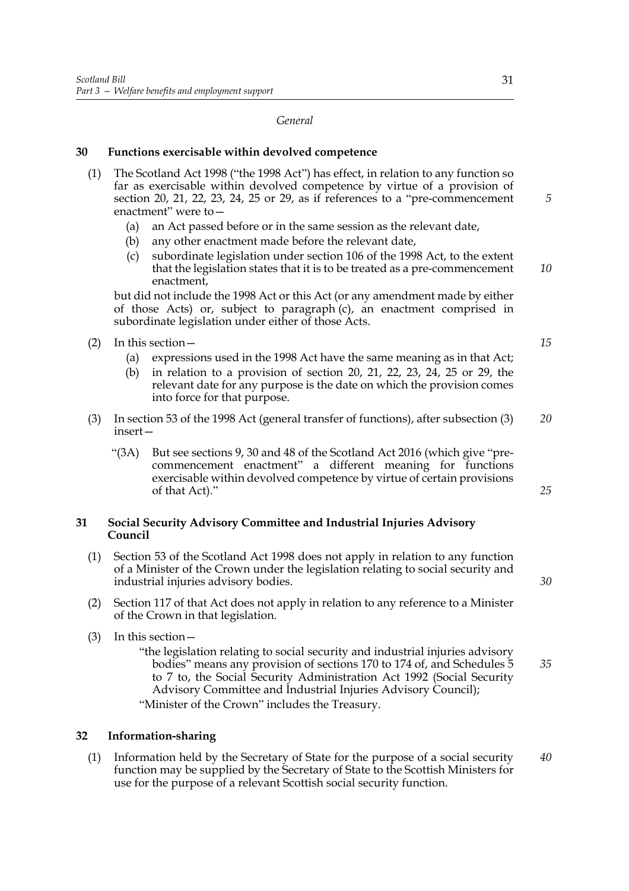*General*

## 30 Functions exercisable within devolved competence

(1) The Scotland Act 1998 ("the 1998 Act") has effect, in relation to any function so far as exercisable within devolved competence by virtue of a provision of section 20, 21, 22, 23, 24, 25 or 29, as if references to a "pre-commencement enactment" were to—

(a) an Act passed before or in the same session as the relevant date,

(b) any other enactment made before the relevant date,

(c) subordinate legislation under section 106 of the 1998 Act, to the extent that the legislation states that it is to be treated as a pre-commencement enactment,

but did not include the 1998 Act or this Act (or any amendment made by either of those Acts) or, subject to paragraph (c), an enactment comprised in subordinate legislation under either of those Acts.

(2) In this section—

(a) expressions used in the 1998 Act have the same meaning as in that Act;

(b) in relation to a provision of section 20, 21, 22, 23, 24, 25 or 29, the relevant date for any purpose is the date on which the provision comes into force for that purpose.

(3) In section 53 of the 1998 Act (general transfer of functions), after subsection (3) insert—

"(3A) But see sections 9, 30 and 48 of the Scotland Act 2016 (which give "pre-commencement enactment" a different meaning for functions exercisable within devolved competence by virtue of certain provisions of that Act)."

## 31 Social Security Advisory Committee and Industrial Injuries Advisory Council

(1) Section 53 of the Scotland Act 1998 does not apply in relation to any function of a Minister of the Crown under the legislation relating to social security and industrial injuries advisory bodies.

(2) Section 117 of that Act does not apply in relation to any reference to a Minister of the Crown in that legislation.

(3) In this section—

"the legislation relating to social security and industrial injuries advisory bodies" means any provision of sections 170 to 174 of, and Schedules 5 to 7 to, the Social Security Administration Act 1992 (Social Security Advisory Committee and Industrial Injuries Advisory Council);

"Minister of the Crown" includes the Treasury.

## 32 Information-sharing

(1) Information held by the Secretary of State for the purpose of a social security function may be supplied by the Secretary of State to the Scottish Ministers for use for the purpose of a relevant Scottish social security function.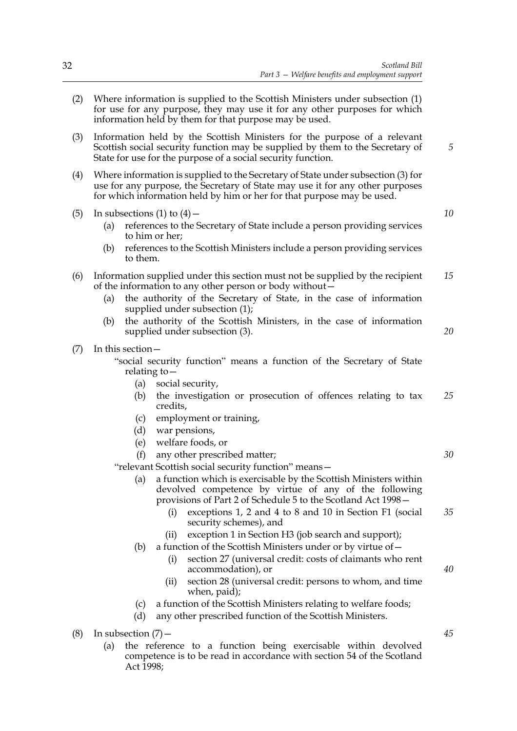(2) Where information is supplied to the Scottish Ministers under subsection (1) for use for any purpose, they may use it for any other purposes for which information held by them for that purpose may be used.

(3) Information held by the Scottish Ministers for the purpose of a relevant Scottish social security function may be supplied by them to the Secretary of State for use for the purpose of a social security function.

(4) Where information is supplied to the Secretary of State under subsection (3) for use for any purpose, the Secretary of State may use it for any other purposes for which information held by him or her for that purpose may be used.

(5) In subsections (1) to (4)—

- (a) references to the Secretary of State include a person providing services to him or her;
- (b) references to the Scottish Ministers include a person providing services to them.

(6) Information supplied under this section must not be supplied by the recipient of the information to any other person or body without—

- (a) the authority of the Secretary of State, in the case of information supplied under subsection (1);
- (b) the authority of the Scottish Ministers, in the case of information supplied under subsection (3).

(7) In this section—

"social security function" means a function of the Secretary of State relating to—

- (a) social security,
- (b) the investigation or prosecution of offences relating to tax credits,
- (c) employment or training,
- (d) war pensions,
- (e) welfare foods, or
- (f) any other prescribed matter;

"relevant Scottish social security function" means—

- (a) a function which is exercisable by the Scottish Ministers within devolved competence by virtue of any of the following provisions of Part 2 of Schedule 5 to the Scotland Act 1998—
  - (i) exceptions 1, 2 and 4 to 8 and 10 in Section F1 (social security schemes), and
  - (ii) exception 1 in Section H3 (job search and support);
- (b) a function of the Scottish Ministers under or by virtue of—
  - (i) section 27 (universal credit: costs of claimants who rent accommodation), or
  - (ii) section 28 (universal credit: persons to whom, and time when, paid);
- (c) a function of the Scottish Ministers relating to welfare foods;
- (d) any other prescribed function of the Scottish Ministers.

(8) In subsection (7)—

- (a) the reference to a function being exercisable within devolved competence is to be read in accordance with section 54 of the Scotland Act 1998;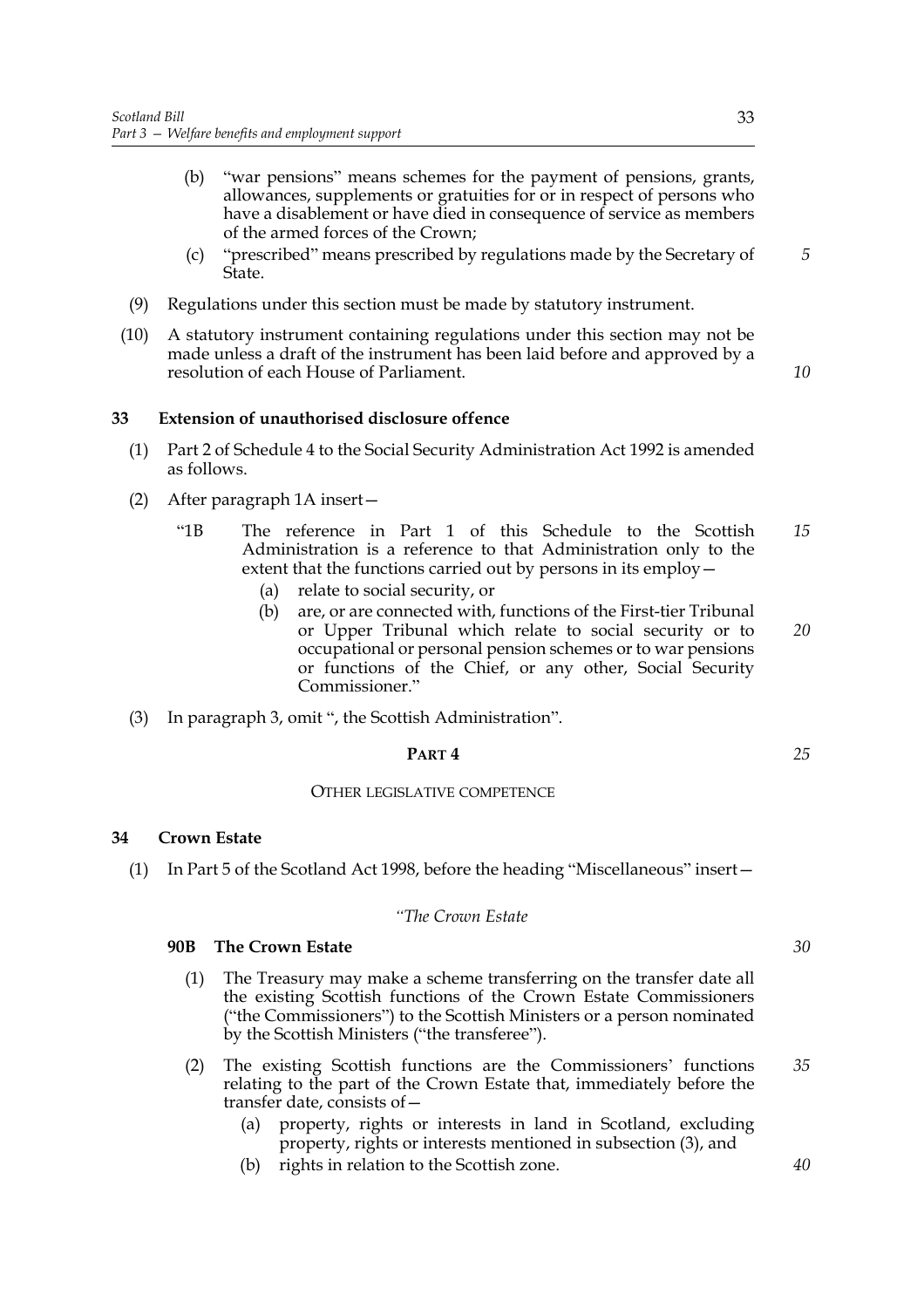(b) "war pensions" means schemes for the payment of pensions, grants, allowances, supplements or gratuities for or in respect of persons who have a disablement or have died in consequence of service as members of the armed forces of the Crown;

(c) "prescribed" means prescribed by regulations made by the Secretary of State.

(9) Regulations under this section must be made by statutory instrument.

(10) A statutory instrument containing regulations under this section may not be made unless a draft of the instrument has been laid before and approved by a resolution of each House of Parliament.

### 33 Extension of unauthorised disclosure offence

(1) Part 2 of Schedule 4 to the Social Security Administration Act 1992 is amended as follows.

(2) After paragraph 1A insert—

"1B The reference in Part 1 of this Schedule to the Scottish Administration is a reference to that Administration only to the extent that the functions carried out by persons in its employ—

(a) relate to social security, or

(b) are, or are connected with, functions of the First-tier Tribunal or Upper Tribunal which relate to social security or to occupational or personal pension schemes or to war pensions or functions of the Chief, or any other, Social Security Commissioner."

(3) In paragraph 3, omit ", the Scottish Administration".

## PART 4

## OTHER LEGISLATIVE COMPETENCE

### 34 Crown Estate

(1) In Part 5 of the Scotland Act 1998, before the heading "Miscellaneous" insert—

*"The Crown Estate*

#### 90B The Crown Estate

(1) The Treasury may make a scheme transferring on the transfer date all the existing Scottish functions of the Crown Estate Commissioners ("the Commissioners") to the Scottish Ministers or a person nominated by the Scottish Ministers ("the transferee").

(2) The existing Scottish functions are the Commissioners' functions relating to the part of the Crown Estate that, immediately before the transfer date, consists of—

(a) property, rights or interests in land in Scotland, excluding property, rights or interests mentioned in subsection (3), and

(b) rights in relation to the Scottish zone.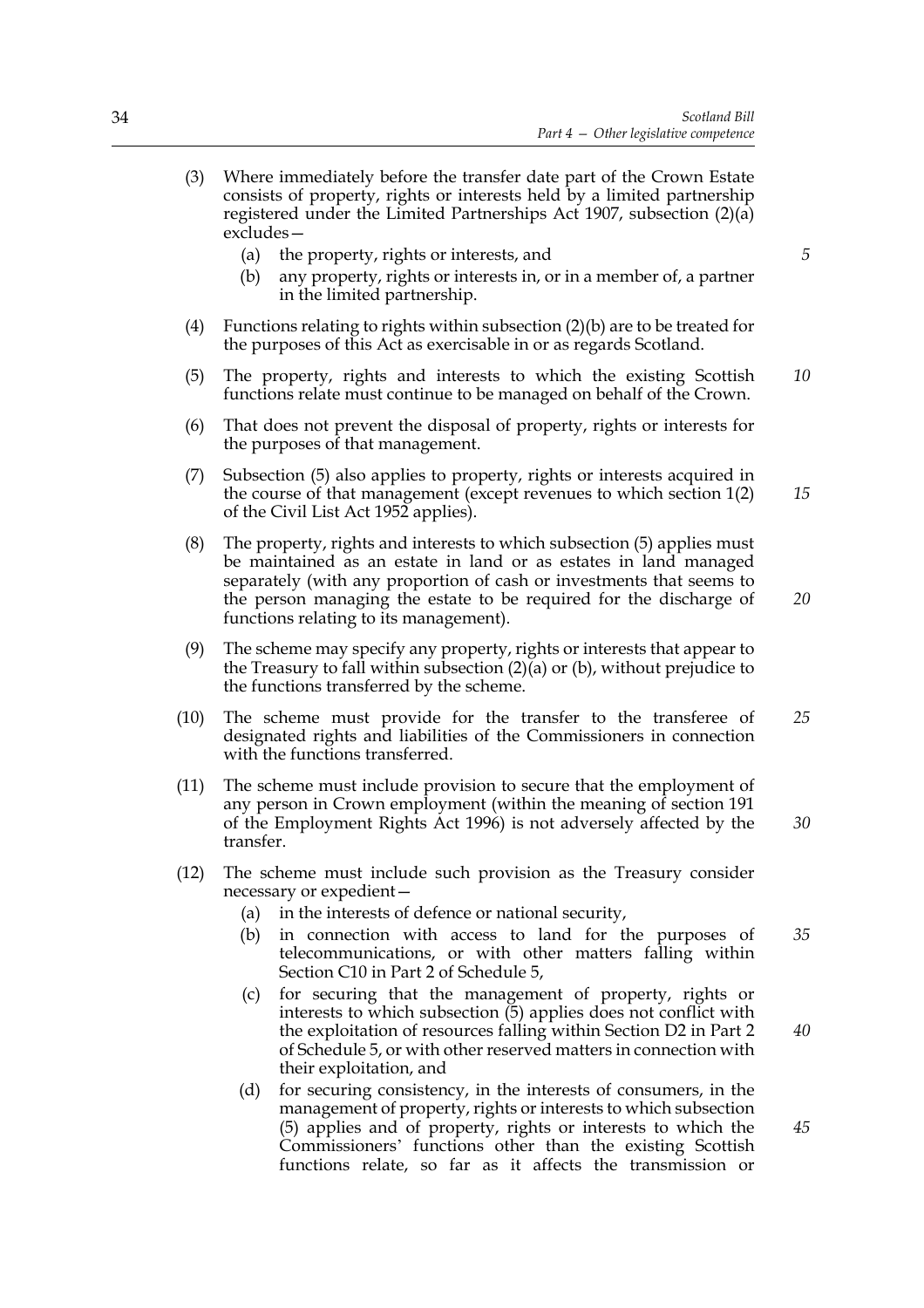(3) Where immediately before the transfer date part of the Crown Estate consists of property, rights or interests held by a limited partnership registered under the Limited Partnerships Act 1907, subsection (2)(a) excludes—

(a) the property, rights or interests, and

(b) any property, rights or interests in, or in a member of, a partner in the limited partnership.

(4) Functions relating to rights within subsection (2)(b) are to be treated for the purposes of this Act as exercisable in or as regards Scotland.

(5) The property, rights and interests to which the existing Scottish functions relate must continue to be managed on behalf of the Crown.

(6) That does not prevent the disposal of property, rights or interests for the purposes of that management.

(7) Subsection (5) also applies to property, rights or interests acquired in the course of that management (except revenues to which section 1(2) of the Civil List Act 1952 applies).

(8) The property, rights and interests to which subsection (5) applies must be maintained as an estate in land or as estates in land managed separately (with any proportion of cash or investments that seems to the person managing the estate to be required for the discharge of functions relating to its management).

(9) The scheme may specify any property, rights or interests that appear to the Treasury to fall within subsection (2)(a) or (b), without prejudice to the functions transferred by the scheme.

(10) The scheme must provide for the transfer to the transferee of designated rights and liabilities of the Commissioners in connection with the functions transferred.

(11) The scheme must include provision to secure that the employment of any person in Crown employment (within the meaning of section 191 of the Employment Rights Act 1996) is not adversely affected by the transfer.

(12) The scheme must include such provision as the Treasury consider necessary or expedient—

(a) in the interests of defence or national security,

(b) in connection with access to land for the purposes of telecommunications, or with other matters falling within Section C10 in Part 2 of Schedule 5,

(c) for securing that the management of property, rights or interests to which subsection (5) applies does not conflict with the exploitation of resources falling within Section D2 in Part 2 of Schedule 5, or with other reserved matters in connection with their exploitation, and

(d) for securing consistency, in the interests of consumers, in the management of property, rights or interests to which subsection (5) applies and of property, rights or interests to which the Commissioners' functions other than the existing Scottish functions relate, so far as it affects the transmission or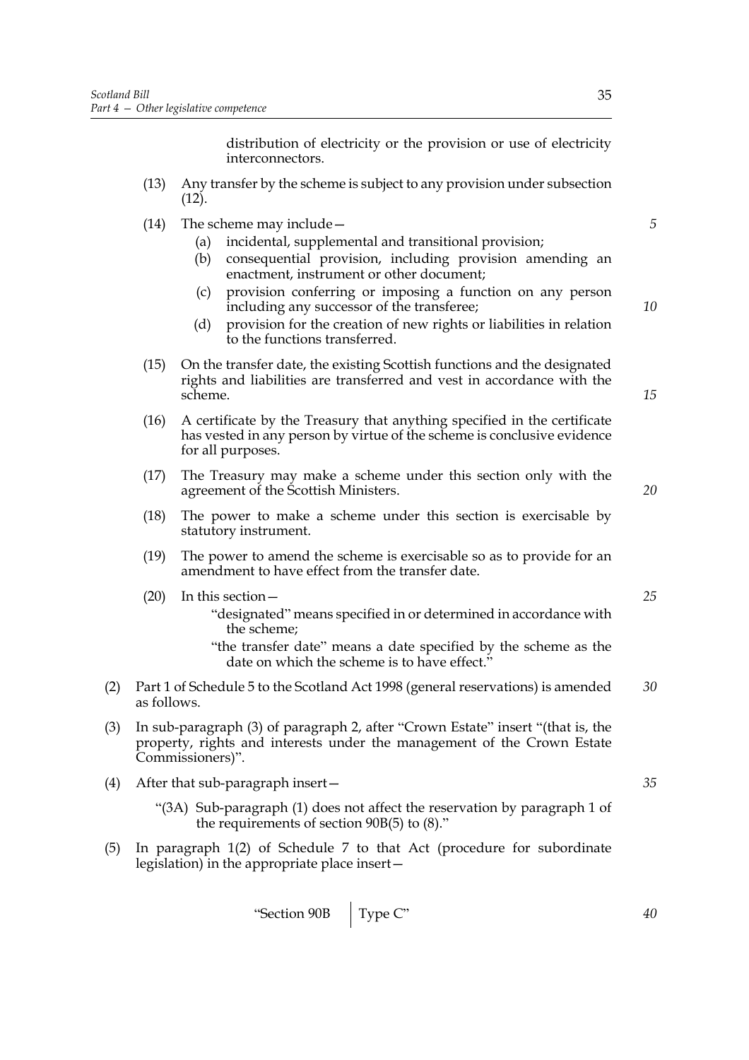distribution of electricity or the provision or use of electricity interconnectors.

(13) Any transfer by the scheme is subject to any provision under subsection (12).

(14) The scheme may include—

   (a) incidental, supplemental and transitional provision;

   (b) consequential provision, including provision amending an enactment, instrument or other document;

   (c) provision conferring or imposing a function on any person including any successor of the transferee;

   (d) provision for the creation of new rights or liabilities in relation to the functions transferred.

(15) On the transfer date, the existing Scottish functions and the designated rights and liabilities are transferred and vest in accordance with the scheme.

(16) A certificate by the Treasury that anything specified in the certificate has vested in any person by virtue of the scheme is conclusive evidence for all purposes.

(17) The Treasury may make a scheme under this section only with the agreement of the Scottish Ministers.

(18) The power to make a scheme under this section is exercisable by statutory instrument.

(19) The power to amend the scheme is exercisable so as to provide for an amendment to have effect from the transfer date.

(20) In this section—

   "designated" means specified in or determined in accordance with the scheme;

   "the transfer date" means a date specified by the scheme as the date on which the scheme is to have effect."

(2) Part 1 of Schedule 5 to the Scotland Act 1998 (general reservations) is amended as follows.

(3) In sub-paragraph (3) of paragraph 2, after "Crown Estate" insert "(that is, the property, rights and interests under the management of the Crown Estate Commissioners)".

(4) After that sub-paragraph insert—

   "(3A) Sub-paragraph (1) does not affect the reservation by paragraph 1 of the requirements of section 90B(5) to (8)."

(5) In paragraph 1(2) of Schedule 7 to that Act (procedure for subordinate legislation) in the appropriate place insert—

| "Section 90B | Type C" |
|---|---|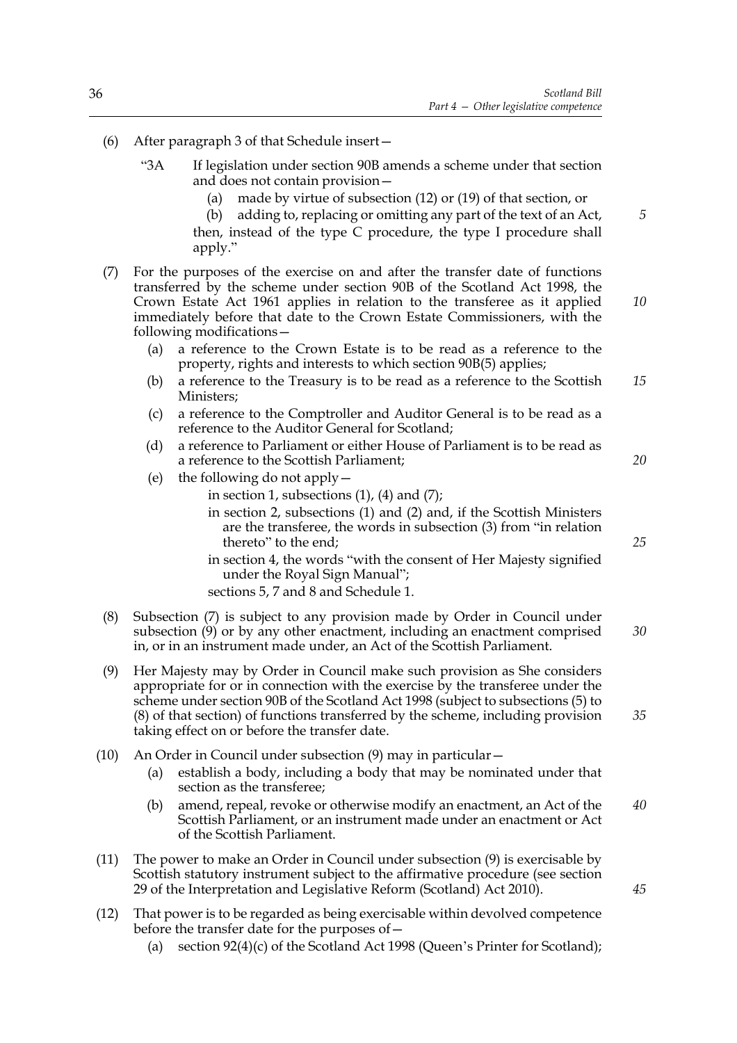(6) After paragraph 3 of that Schedule insert—

"3A If legislation under section 90B amends a scheme under that section and does not contain provision—

(a) made by virtue of subsection (12) or (19) of that section, or

(b) adding to, replacing or omitting any part of the text of an Act,

then, instead of the type C procedure, the type I procedure shall apply."

(7) For the purposes of the exercise on and after the transfer date of functions transferred by the scheme under section 90B of the Scotland Act 1998, the Crown Estate Act 1961 applies in relation to the transferee as it applied immediately before that date to the Crown Estate Commissioners, with the following modifications—

(a) a reference to the Crown Estate is to be read as a reference to the property, rights and interests to which section 90B(5) applies;

(b) a reference to the Treasury is to be read as a reference to the Scottish Ministers;

(c) a reference to the Comptroller and Auditor General is to be read as a reference to the Auditor General for Scotland;

(d) a reference to Parliament or either House of Parliament is to be read as a reference to the Scottish Parliament;

(e) the following do not apply—

in section 1, subsections (1), (4) and (7);

in section 2, subsections (1) and (2) and, if the Scottish Ministers are the transferee, the words in subsection (3) from "in relation thereto" to the end;

in section 4, the words "with the consent of Her Majesty signified under the Royal Sign Manual";

sections 5, 7 and 8 and Schedule 1.

(8) Subsection (7) is subject to any provision made by Order in Council under subsection (9) or by any other enactment, including an enactment comprised in, or in an instrument made under, an Act of the Scottish Parliament.

(9) Her Majesty may by Order in Council make such provision as She considers appropriate for or in connection with the exercise by the transferee under the scheme under section 90B of the Scotland Act 1998 (subject to subsections (5) to (8) of that section) of functions transferred by the scheme, including provision taking effect on or before the transfer date.

(10) An Order in Council under subsection (9) may in particular—

(a) establish a body, including a body that may be nominated under that section as the transferee;

(b) amend, repeal, revoke or otherwise modify an enactment, an Act of the Scottish Parliament, or an instrument made under an enactment or Act of the Scottish Parliament.

(11) The power to make an Order in Council under subsection (9) is exercisable by Scottish statutory instrument subject to the affirmative procedure (see section 29 of the Interpretation and Legislative Reform (Scotland) Act 2010).

(12) That power is to be regarded as being exercisable within devolved competence before the transfer date for the purposes of—

(a) section 92(4)(c) of the Scotland Act 1998 (Queen's Printer for Scotland);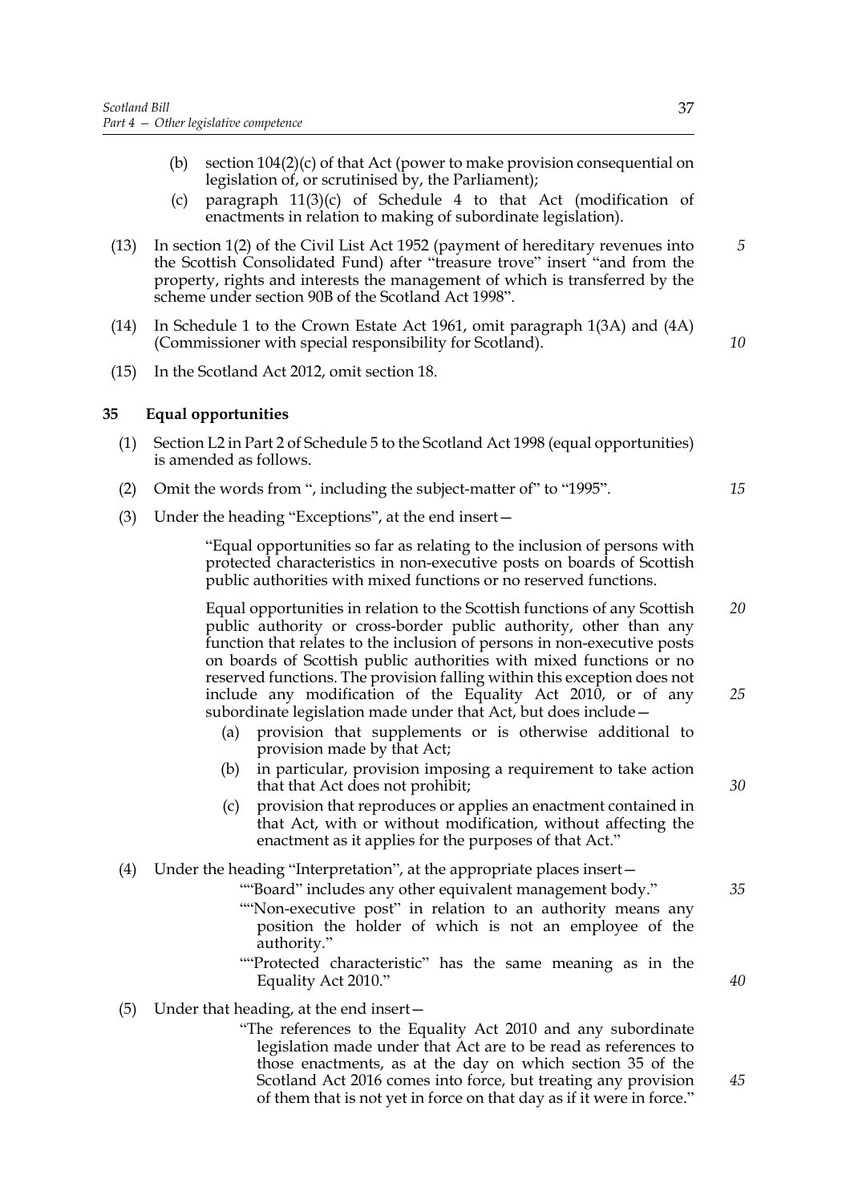(b) section 104(2)(c) of that Act (power to make provision consequential on legislation of, or scrutinised by, the Parliament);

(c) paragraph 11(3)(c) of Schedule 4 to that Act (modification of enactments in relation to making of subordinate legislation).

(13) In section 1(2) of the Civil List Act 1952 (payment of hereditary revenues into the Scottish Consolidated Fund) after "treasure trove" insert "and from the property, rights and interests the management of which is transferred by the scheme under section 90B of the Scotland Act 1998".

(14) In Schedule 1 to the Crown Estate Act 1961, omit paragraph 1(3A) and (4A) (Commissioner with special responsibility for Scotland).

(15) In the Scotland Act 2012, omit section 18.

## 35 Equal opportunities

(1) Section L2 in Part 2 of Schedule 5 to the Scotland Act 1998 (equal opportunities) is amended as follows.

(2) Omit the words from ", including the subject-matter of" to "1995".

(3) Under the heading "Exceptions", at the end insert—

> "Equal opportunities so far as relating to the inclusion of persons with protected characteristics in non-executive posts on boards of Scottish public authorities with mixed functions or no reserved functions.
>
> Equal opportunities in relation to the Scottish functions of any Scottish public authority or cross-border public authority, other than any function that relates to the inclusion of persons in non-executive posts on boards of Scottish public authorities with mixed functions or no reserved functions. The provision falling within this exception does not include any modification of the Equality Act 2010, or of any subordinate legislation made under that Act, but does include—
>
> (a) provision that supplements or is otherwise additional to provision made by that Act;
>
> (b) in particular, provision imposing a requirement to take action that that Act does not prohibit;
>
> (c) provision that reproduces or applies an enactment contained in that Act, with or without modification, without affecting the enactment as it applies for the purposes of that Act."

(4) Under the heading "Interpretation", at the appropriate places insert—

> ""Board" includes any other equivalent management body."
>
> ""Non-executive post" in relation to an authority means any position the holder of which is not an employee of the authority."
>
> ""Protected characteristic" has the same meaning as in the Equality Act 2010."

(5) Under that heading, at the end insert—

> "The references to the Equality Act 2010 and any subordinate legislation made under that Act are to be read as references to those enactments, as at the day on which section 35 of the Scotland Act 2016 comes into force, but treating any provision of them that is not yet in force on that day as if it were in force."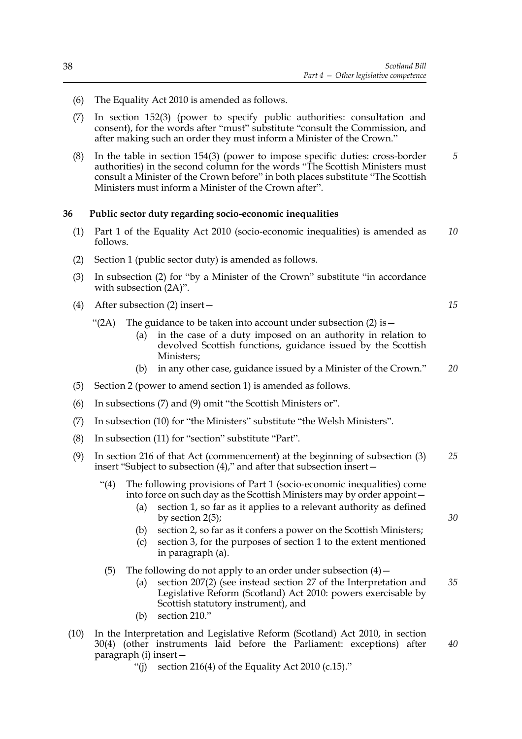(6) The Equality Act 2010 is amended as follows.

(7) In section 152(3) (power to specify public authorities: consultation and consent), for the words after "must" substitute "consult the Commission, and after making such an order they must inform a Minister of the Crown."

(8) In the table in section 154(3) (power to impose specific duties: cross-border authorities) in the second column for the words "The Scottish Ministers must consult a Minister of the Crown before" in both places substitute "The Scottish Ministers must inform a Minister of the Crown after".

### 36 Public sector duty regarding socio-economic inequalities

(1) Part 1 of the Equality Act 2010 (socio-economic inequalities) is amended as follows.

(2) Section 1 (public sector duty) is amended as follows.

(3) In subsection (2) for "by a Minister of the Crown" substitute "in accordance with subsection (2A)".

(4) After subsection (2) insert—

"(2A) The guidance to be taken into account under subsection (2) is—

(a) in the case of a duty imposed on an authority in relation to devolved Scottish functions, guidance issued by the Scottish Ministers;

(b) in any other case, guidance issued by a Minister of the Crown."

(5) Section 2 (power to amend section 1) is amended as follows.

(6) In subsections (7) and (9) omit "the Scottish Ministers or".

(7) In subsection (10) for "the Ministers" substitute "the Welsh Ministers".

(8) In subsection (11) for "section" substitute "Part".

(9) In section 216 of that Act (commencement) at the beginning of subsection (3) insert "Subject to subsection (4)," and after that subsection insert—

"(4) The following provisions of Part 1 (socio-economic inequalities) come into force on such day as the Scottish Ministers may by order appoint—

(a) section 1, so far as it applies to a relevant authority as defined by section 2(5);

(b) section 2, so far as it confers a power on the Scottish Ministers;

(c) section 3, for the purposes of section 1 to the extent mentioned in paragraph (a).

(5) The following do not apply to an order under subsection (4)—

(a) section 207(2) (see instead section 27 of the Interpretation and Legislative Reform (Scotland) Act 2010: powers exercisable by Scottish statutory instrument), and

(b) section 210."

(10) In the Interpretation and Legislative Reform (Scotland) Act 2010, in section 30(4) (other instruments laid before the Parliament: exceptions) after paragraph (i) insert—

"(j) section 216(4) of the Equality Act 2010 (c.15)."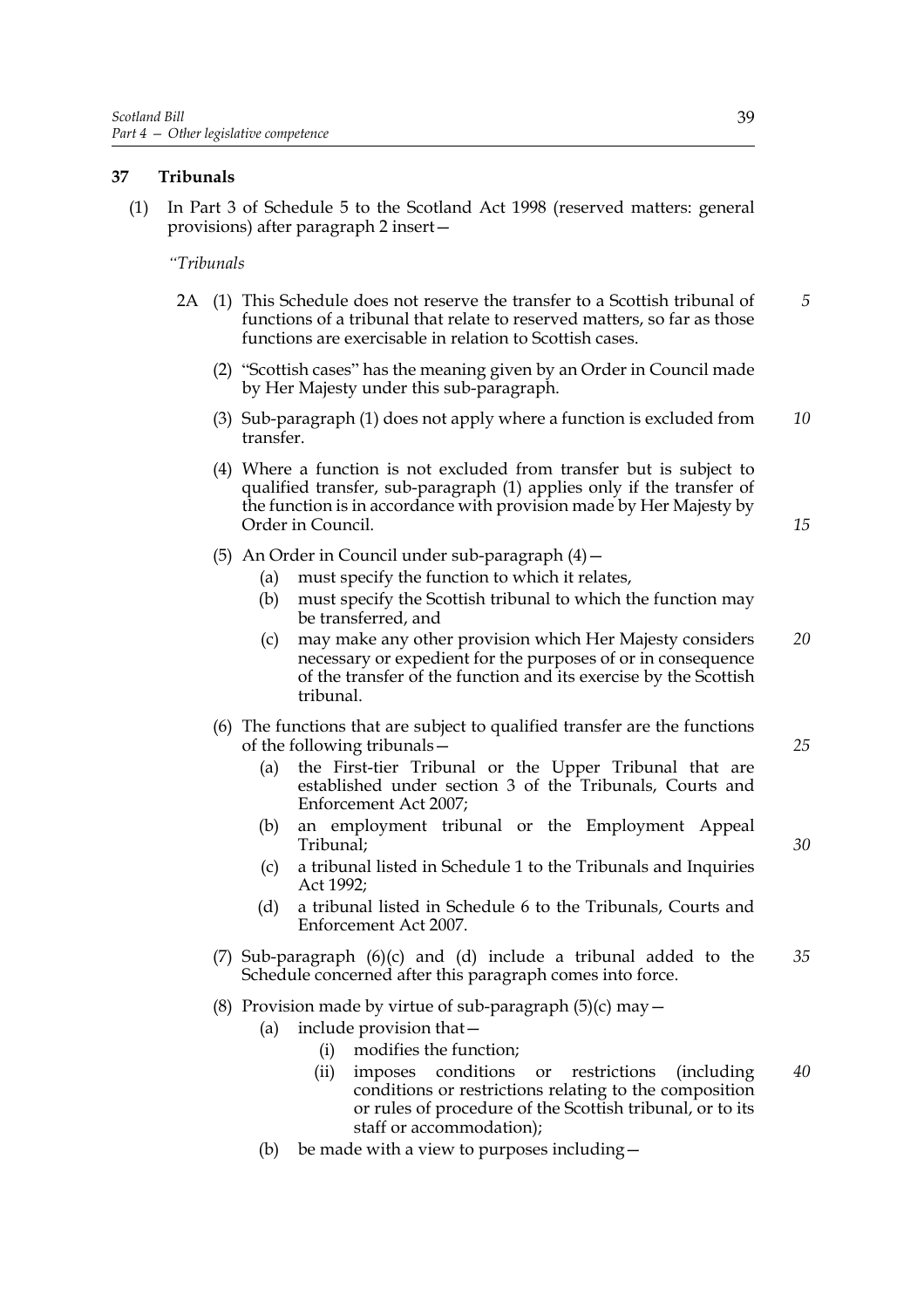## 37 Tribunals

(1) In Part 3 of Schedule 5 to the Scotland Act 1998 (reserved matters: general provisions) after paragraph 2 insert—

*"Tribunals*

2A (1) This Schedule does not reserve the transfer to a Scottish tribunal of functions of a tribunal that relate to reserved matters, so far as those functions are exercisable in relation to Scottish cases.

(2) "Scottish cases" has the meaning given by an Order in Council made by Her Majesty under this sub-paragraph.

(3) Sub-paragraph (1) does not apply where a function is excluded from transfer.

(4) Where a function is not excluded from transfer but is subject to qualified transfer, sub-paragraph (1) applies only if the transfer of the function is in accordance with provision made by Her Majesty by Order in Council.

(5) An Order in Council under sub-paragraph (4)—

(a) must specify the function to which it relates,

(b) must specify the Scottish tribunal to which the function may be transferred, and

(c) may make any other provision which Her Majesty considers necessary or expedient for the purposes of or in consequence of the transfer of the function and its exercise by the Scottish tribunal.

(6) The functions that are subject to qualified transfer are the functions of the following tribunals—

(a) the First-tier Tribunal or the Upper Tribunal that are established under section 3 of the Tribunals, Courts and Enforcement Act 2007;

(b) an employment tribunal or the Employment Appeal Tribunal;

(c) a tribunal listed in Schedule 1 to the Tribunals and Inquiries Act 1992;

(d) a tribunal listed in Schedule 6 to the Tribunals, Courts and Enforcement Act 2007.

(7) Sub-paragraph (6)(c) and (d) include a tribunal added to the Schedule concerned after this paragraph comes into force.

(8) Provision made by virtue of sub-paragraph (5)(c) may—

(a) include provision that—

(i) modifies the function;

(ii) imposes conditions or restrictions (including conditions or restrictions relating to the composition or rules of procedure of the Scottish tribunal, or to its staff or accommodation);

(b) be made with a view to purposes including—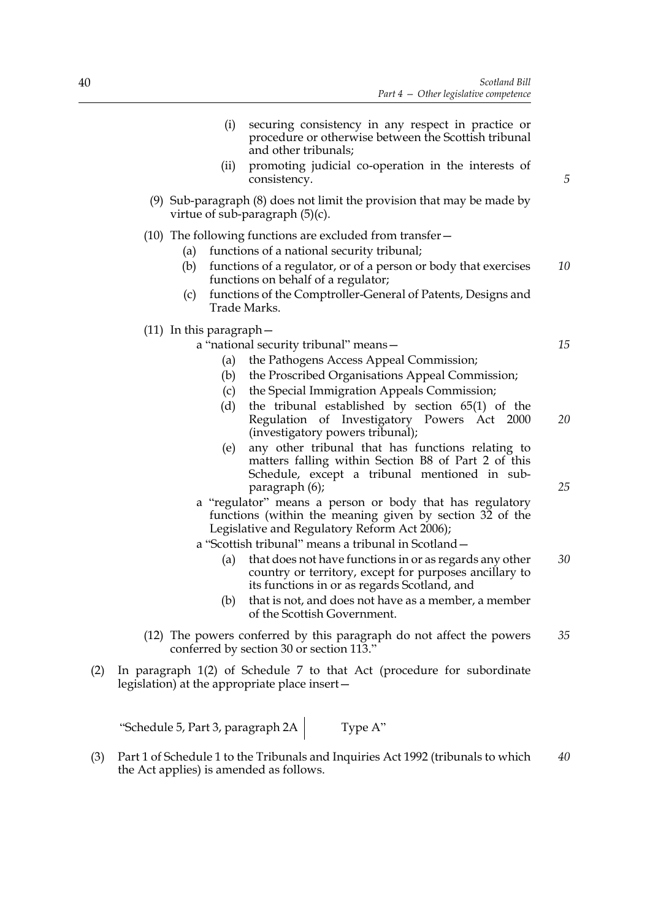(i) securing consistency in any respect in practice or procedure or otherwise between the Scottish tribunal and other tribunals;

(ii) promoting judicial co-operation in the interests of consistency.

(9) Sub-paragraph (8) does not limit the provision that may be made by virtue of sub-paragraph (5)(c).

(10) The following functions are excluded from transfer—

(a) functions of a national security tribunal;

(b) functions of a regulator, or of a person or body that exercises functions on behalf of a regulator;

(c) functions of the Comptroller-General of Patents, Designs and Trade Marks.

(11) In this paragraph—

a "national security tribunal" means—

(a) the Pathogens Access Appeal Commission;

(b) the Proscribed Organisations Appeal Commission;

(c) the Special Immigration Appeals Commission;

(d) the tribunal established by section 65(1) of the Regulation of Investigatory Powers Act 2000 (investigatory powers tribunal);

(e) any other tribunal that has functions relating to matters falling within Section B8 of Part 2 of this Schedule, except a tribunal mentioned in sub-paragraph (6);

a "regulator" means a person or body that has regulatory functions (within the meaning given by section 32 of the Legislative and Regulatory Reform Act 2006);

a "Scottish tribunal" means a tribunal in Scotland—

(a) that does not have functions in or as regards any other country or territory, except for purposes ancillary to its functions in or as regards Scotland, and

(b) that is not, and does not have as a member, a member of the Scottish Government.

(12) The powers conferred by this paragraph do not affect the powers conferred by section 30 or section 113."

(2) In paragraph 1(2) of Schedule 7 to that Act (procedure for subordinate legislation) at the appropriate place insert—

| "Schedule 5, Part 3, paragraph 2A | Type A" |
|---|---|

(3) Part 1 of Schedule 1 to the Tribunals and Inquiries Act 1992 (tribunals to which the Act applies) is amended as follows.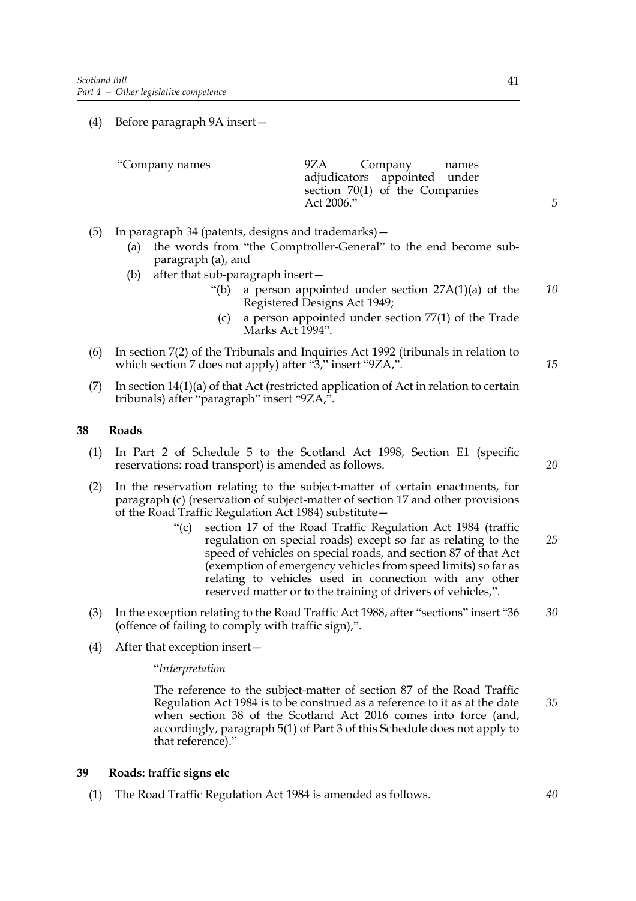(4) Before paragraph 9A insert—

| | |
|---|---|
| "Company names | 9ZA Company names adjudicators appointed under section 70(1) of the Companies Act 2006." |

(5) In paragraph 34 (patents, designs and trademarks)—

(a) the words from "the Comptroller-General" to the end become sub-paragraph (a), and

(b) after that sub-paragraph insert—

"(b) a person appointed under section 27A(1)(a) of the Registered Designs Act 1949;

(c) a person appointed under section 77(1) of the Trade Marks Act 1994".

(6) In section 7(2) of the Tribunals and Inquiries Act 1992 (tribunals in relation to which section 7 does not apply) after "3," insert "9ZA,".

(7) In section 14(1)(a) of that Act (restricted application of Act in relation to certain tribunals) after "paragraph" insert "9ZA,".

## 38 Roads

(1) In Part 2 of Schedule 5 to the Scotland Act 1998, Section E1 (specific reservations: road transport) is amended as follows.

(2) In the reservation relating to the subject-matter of certain enactments, for paragraph (c) (reservation of subject-matter of section 17 and other provisions of the Road Traffic Regulation Act 1984) substitute—

"(c) section 17 of the Road Traffic Regulation Act 1984 (traffic regulation on special roads) except so far as relating to the speed of vehicles on special roads, and section 87 of that Act (exemption of emergency vehicles from speed limits) so far as relating to vehicles used in connection with any other reserved matter or to the training of drivers of vehicles,".

(3) In the exception relating to the Road Traffic Act 1988, after "sections" insert "36 (offence of failing to comply with traffic sign),".

(4) After that exception insert—

"*Interpretation*

The reference to the subject-matter of section 87 of the Road Traffic Regulation Act 1984 is to be construed as a reference to it as at the date when section 38 of the Scotland Act 2016 comes into force (and, accordingly, paragraph 5(1) of Part 3 of this Schedule does not apply to that reference)."

## 39 Roads: traffic signs etc

(1) The Road Traffic Regulation Act 1984 is amended as follows.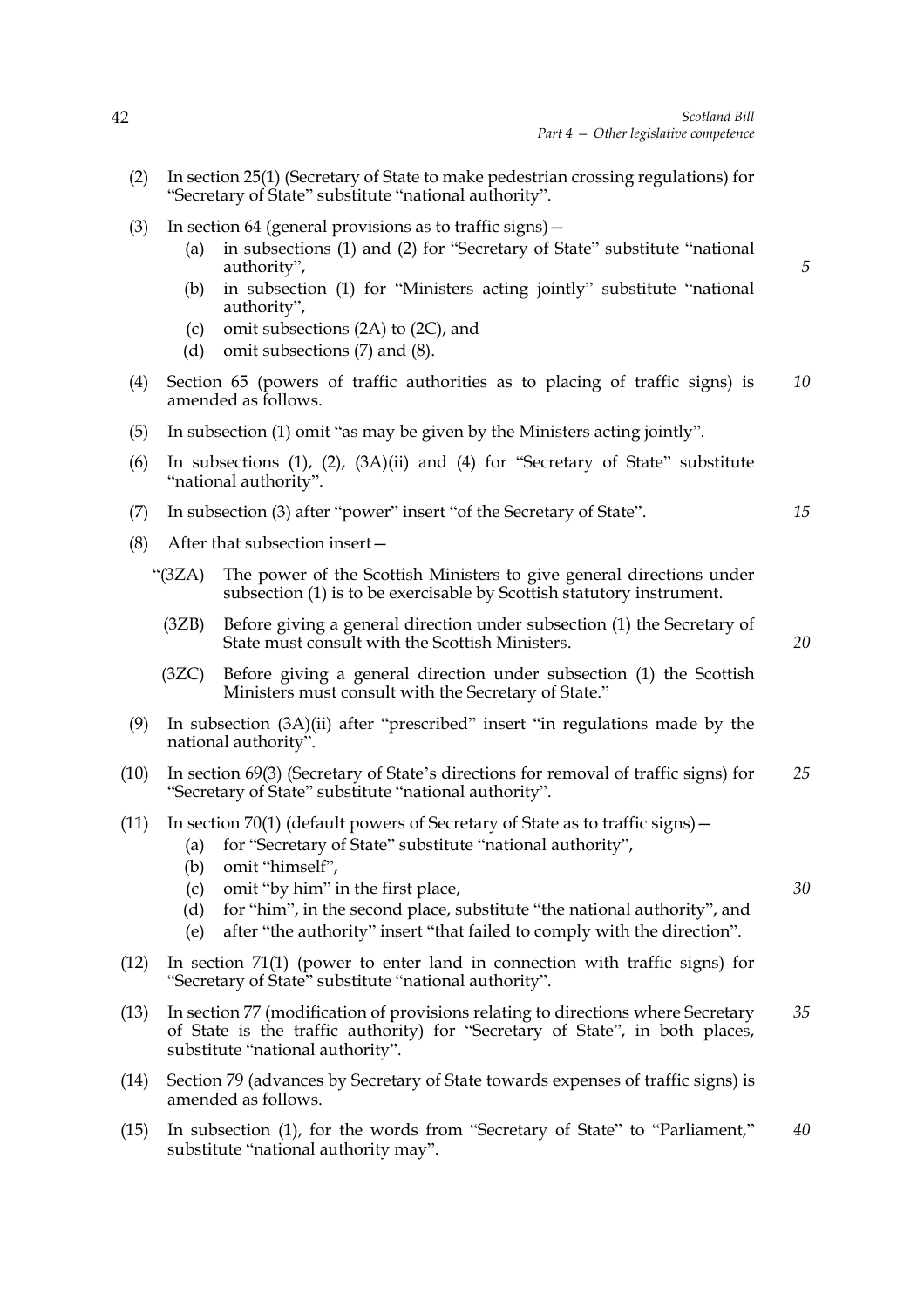(2) In section 25(1) (Secretary of State to make pedestrian crossing regulations) for "Secretary of State" substitute "national authority".

(3) In section 64 (general provisions as to traffic signs)—

  (a) in subsections (1) and (2) for "Secretary of State" substitute "national authority",

  (b) in subsection (1) for "Ministers acting jointly" substitute "national authority",

  (c) omit subsections (2A) to (2C), and

  (d) omit subsections (7) and (8).

(4) Section 65 (powers of traffic authorities as to placing of traffic signs) is amended as follows.

(5) In subsection (1) omit "as may be given by the Ministers acting jointly".

(6) In subsections (1), (2), (3A)(ii) and (4) for "Secretary of State" substitute "national authority".

(7) In subsection (3) after "power" insert "of the Secretary of State".

(8) After that subsection insert—

  "(3ZA) The power of the Scottish Ministers to give general directions under subsection (1) is to be exercisable by Scottish statutory instrument.

  (3ZB) Before giving a general direction under subsection (1) the Secretary of State must consult with the Scottish Ministers.

  (3ZC) Before giving a general direction under subsection (1) the Scottish Ministers must consult with the Secretary of State."

(9) In subsection (3A)(ii) after "prescribed" insert "in regulations made by the national authority".

(10) In section 69(3) (Secretary of State's directions for removal of traffic signs) for "Secretary of State" substitute "national authority".

(11) In section 70(1) (default powers of Secretary of State as to traffic signs)—

  (a) for "Secretary of State" substitute "national authority",

  (b) omit "himself",

  (c) omit "by him" in the first place,

  (d) for "him", in the second place, substitute "the national authority", and

  (e) after "the authority" insert "that failed to comply with the direction".

(12) In section 71(1) (power to enter land in connection with traffic signs) for "Secretary of State" substitute "national authority".

(13) In section 77 (modification of provisions relating to directions where Secretary of State is the traffic authority) for "Secretary of State", in both places, substitute "national authority".

(14) Section 79 (advances by Secretary of State towards expenses of traffic signs) is amended as follows.

(15) In subsection (1), for the words from "Secretary of State" to "Parliament," substitute "national authority may".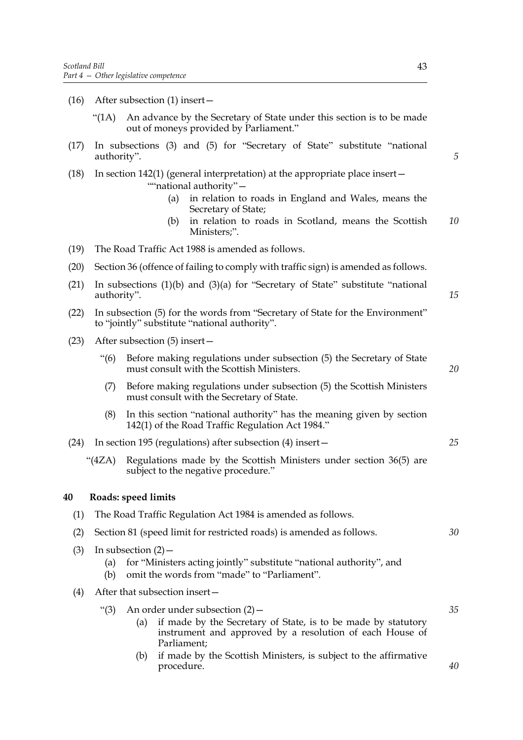(16) After subsection (1) insert—

"(1A) An advance by the Secretary of State under this section is to be made out of moneys provided by Parliament."

(17) In subsections (3) and (5) for "Secretary of State" substitute "national authority".

(18) In section 142(1) (general interpretation) at the appropriate place insert—

""national authority"—

(a) in relation to roads in England and Wales, means the Secretary of State;

(b) in relation to roads in Scotland, means the Scottish Ministers;".

(19) The Road Traffic Act 1988 is amended as follows.

(20) Section 36 (offence of failing to comply with traffic sign) is amended as follows.

(21) In subsections (1)(b) and (3)(a) for "Secretary of State" substitute "national authority".

(22) In subsection (5) for the words from "Secretary of State for the Environment" to "jointly" substitute "national authority".

(23) After subsection (5) insert—

"(6) Before making regulations under subsection (5) the Secretary of State must consult with the Scottish Ministers.

(7) Before making regulations under subsection (5) the Scottish Ministers must consult with the Secretary of State.

(8) In this section "national authority" has the meaning given by section 142(1) of the Road Traffic Regulation Act 1984."

(24) In section 195 (regulations) after subsection (4) insert—

"(4ZA) Regulations made by the Scottish Ministers under section 36(5) are subject to the negative procedure."

## 40 Roads: speed limits

(1) The Road Traffic Regulation Act 1984 is amended as follows.

(2) Section 81 (speed limit for restricted roads) is amended as follows.

(3) In subsection (2)—

(a) for "Ministers acting jointly" substitute "national authority", and

(b) omit the words from "made" to "Parliament".

(4) After that subsection insert—

"(3) An order under subsection (2)—

(a) if made by the Secretary of State, is to be made by statutory instrument and approved by a resolution of each House of Parliament;

(b) if made by the Scottish Ministers, is subject to the affirmative procedure.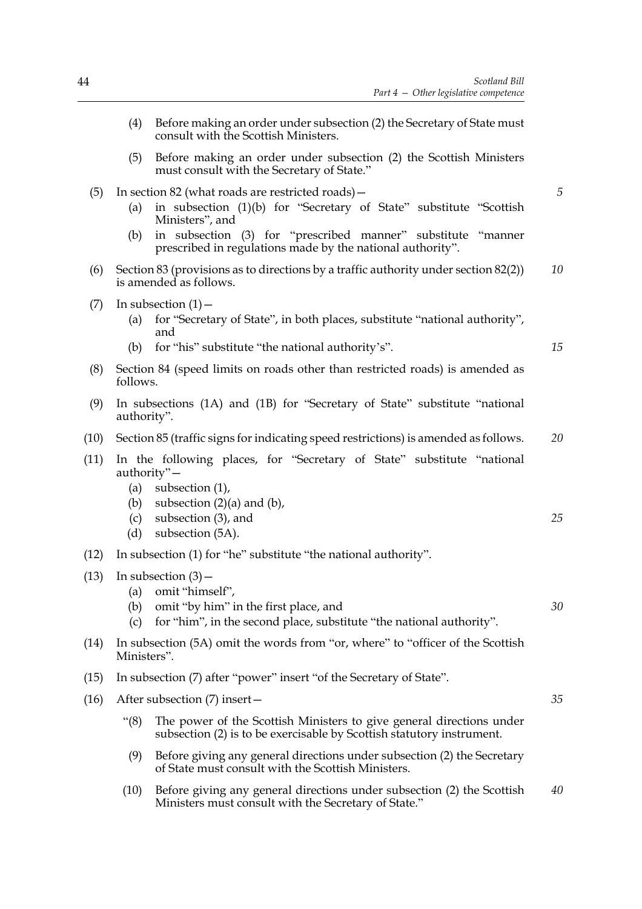(4) Before making an order under subsection (2) the Secretary of State must consult with the Scottish Ministers.

(5) Before making an order under subsection (2) the Scottish Ministers must consult with the Secretary of State."

(5) In section 82 (what roads are restricted roads)—

(a) in subsection (1)(b) for "Secretary of State" substitute "Scottish Ministers", and

(b) in subsection (3) for "prescribed manner" substitute "manner prescribed in regulations made by the national authority".

(6) Section 83 (provisions as to directions by a traffic authority under section 82(2)) is amended as follows.

(7) In subsection (1)—

(a) for "Secretary of State", in both places, substitute "national authority", and

(b) for "his" substitute "the national authority's".

(8) Section 84 (speed limits on roads other than restricted roads) is amended as follows.

(9) In subsections (1A) and (1B) for "Secretary of State" substitute "national authority".

(10) Section 85 (traffic signs for indicating speed restrictions) is amended as follows.

(11) In the following places, for "Secretary of State" substitute "national authority"—

(a) subsection (1),

(b) subsection (2)(a) and (b),

(c) subsection (3), and

(d) subsection (5A).

(12) In subsection (1) for "he" substitute "the national authority".

(13) In subsection (3)—

(a) omit "himself",

(b) omit "by him" in the first place, and

(c) for "him", in the second place, substitute "the national authority".

(14) In subsection (5A) omit the words from "or, where" to "officer of the Scottish Ministers".

(15) In subsection (7) after "power" insert "of the Secretary of State".

(16) After subsection (7) insert—

"(8) The power of the Scottish Ministers to give general directions under subsection (2) is to be exercisable by Scottish statutory instrument.

(9) Before giving any general directions under subsection (2) the Secretary of State must consult with the Scottish Ministers.

(10) Before giving any general directions under subsection (2) the Scottish Ministers must consult with the Secretary of State."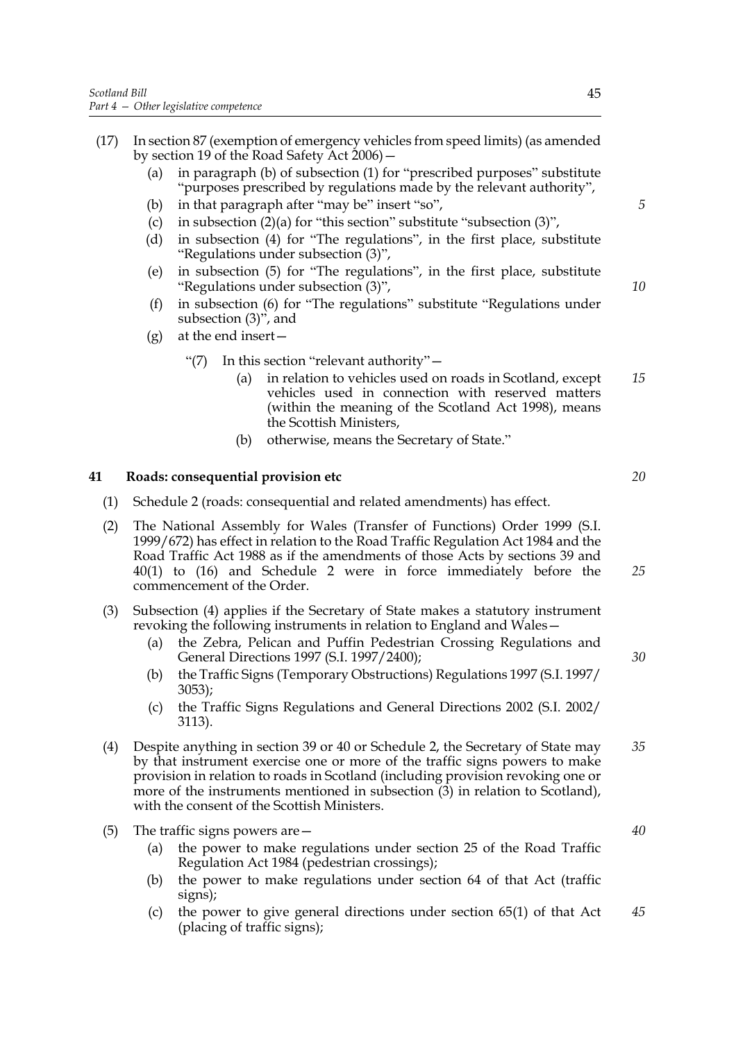(17) In section 87 (exemption of emergency vehicles from speed limits) (as amended by section 19 of the Road Safety Act 2006)—

(a) in paragraph (b) of subsection (1) for "prescribed purposes" substitute "purposes prescribed by regulations made by the relevant authority",

(b) in that paragraph after "may be" insert "so",

(c) in subsection (2)(a) for "this section" substitute "subsection (3)",

(d) in subsection (4) for "The regulations", in the first place, substitute "Regulations under subsection (3)",

(e) in subsection (5) for "The regulations", in the first place, substitute "Regulations under subsection (3)",

(f) in subsection (6) for "The regulations" substitute "Regulations under subsection (3)", and

(g) at the end insert—

"(7) In this section "relevant authority"—

(a) in relation to vehicles used on roads in Scotland, except vehicles used in connection with reserved matters (within the meaning of the Scotland Act 1998), means the Scottish Ministers,

(b) otherwise, means the Secretary of State."

## 41 Roads: consequential provision etc

(1) Schedule 2 (roads: consequential and related amendments) has effect.

(2) The National Assembly for Wales (Transfer of Functions) Order 1999 (S.I. 1999/672) has effect in relation to the Road Traffic Regulation Act 1984 and the Road Traffic Act 1988 as if the amendments of those Acts by sections 39 and 40(1) to (16) and Schedule 2 were in force immediately before the commencement of the Order.

(3) Subsection (4) applies if the Secretary of State makes a statutory instrument revoking the following instruments in relation to England and Wales—

(a) the Zebra, Pelican and Puffin Pedestrian Crossing Regulations and General Directions 1997 (S.I. 1997/2400);

(b) the Traffic Signs (Temporary Obstructions) Regulations 1997 (S.I. 1997/3053);

(c) the Traffic Signs Regulations and General Directions 2002 (S.I. 2002/3113).

(4) Despite anything in section 39 or 40 or Schedule 2, the Secretary of State may by that instrument exercise one or more of the traffic signs powers to make provision in relation to roads in Scotland (including provision revoking one or more of the instruments mentioned in subsection (3) in relation to Scotland), with the consent of the Scottish Ministers.

(5) The traffic signs powers are—

(a) the power to make regulations under section 25 of the Road Traffic Regulation Act 1984 (pedestrian crossings);

(b) the power to make regulations under section 64 of that Act (traffic signs);

(c) the power to give general directions under section 65(1) of that Act (placing of traffic signs);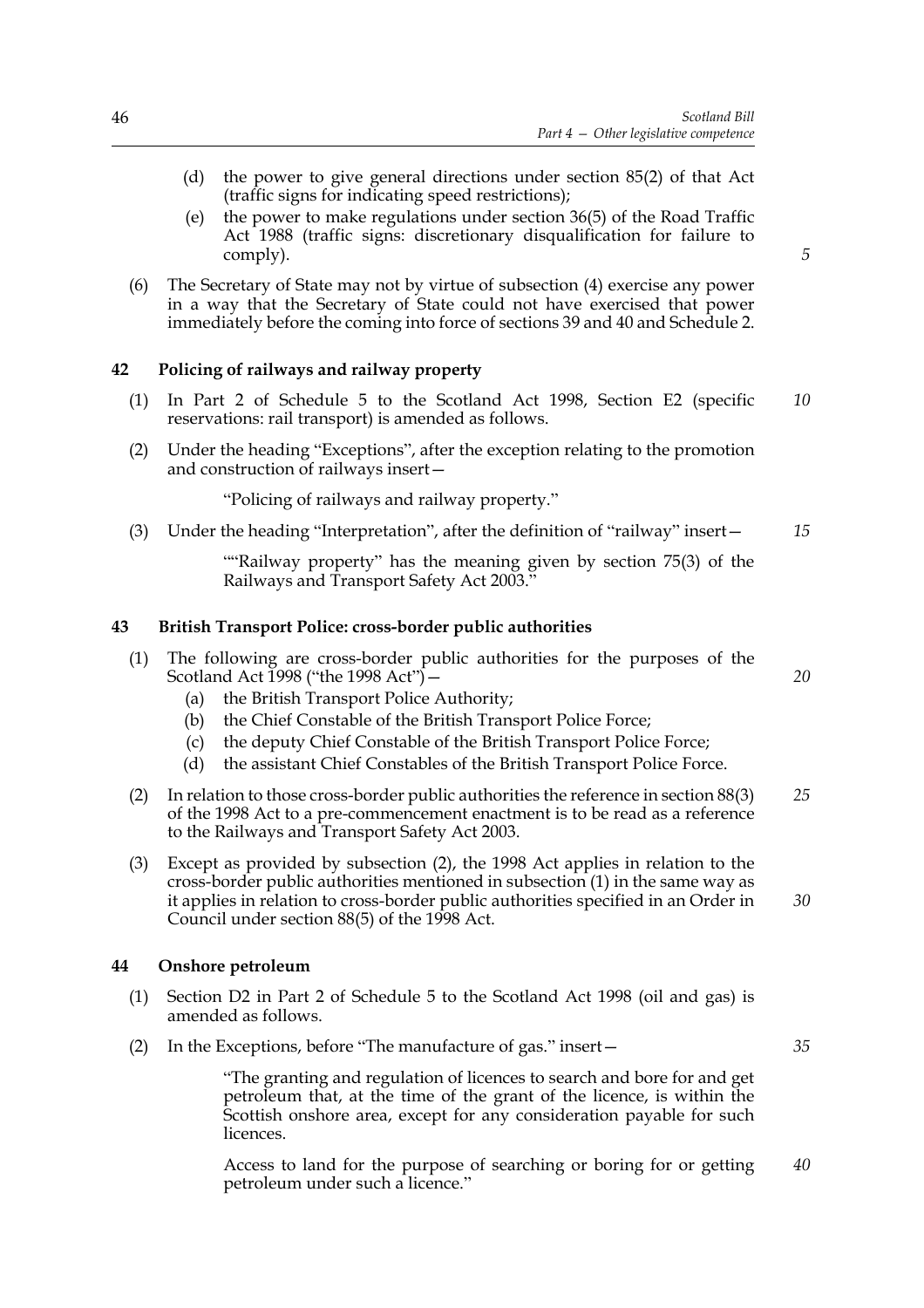(d) the power to give general directions under section 85(2) of that Act (traffic signs for indicating speed restrictions);

(e) the power to make regulations under section 36(5) of the Road Traffic Act 1988 (traffic signs: discretionary disqualification for failure to comply).

(6) The Secretary of State may not by virtue of subsection (4) exercise any power in a way that the Secretary of State could not have exercised that power immediately before the coming into force of sections 39 and 40 and Schedule 2.

### 42 Policing of railways and railway property

(1) In Part 2 of Schedule 5 to the Scotland Act 1998, Section E2 (specific reservations: rail transport) is amended as follows.

(2) Under the heading "Exceptions", after the exception relating to the promotion and construction of railways insert—

"Policing of railways and railway property."

(3) Under the heading "Interpretation", after the definition of "railway" insert—

""Railway property" has the meaning given by section 75(3) of the Railways and Transport Safety Act 2003."

### 43 British Transport Police: cross-border public authorities

(1) The following are cross-border public authorities for the purposes of the Scotland Act 1998 ("the 1998 Act")—

(a) the British Transport Police Authority;

(b) the Chief Constable of the British Transport Police Force;

(c) the deputy Chief Constable of the British Transport Police Force;

(d) the assistant Chief Constables of the British Transport Police Force.

(2) In relation to those cross-border public authorities the reference in section 88(3) of the 1998 Act to a pre-commencement enactment is to be read as a reference to the Railways and Transport Safety Act 2003.

(3) Except as provided by subsection (2), the 1998 Act applies in relation to the cross-border public authorities mentioned in subsection (1) in the same way as it applies in relation to cross-border public authorities specified in an Order in Council under section 88(5) of the 1998 Act.

### 44 Onshore petroleum

(1) Section D2 in Part 2 of Schedule 5 to the Scotland Act 1998 (oil and gas) is amended as follows.

(2) In the Exceptions, before "The manufacture of gas." insert—

"The granting and regulation of licences to search and bore for and get petroleum that, at the time of the grant of the licence, is within the Scottish onshore area, except for any consideration payable for such licences.

Access to land for the purpose of searching or boring for or getting petroleum under such a licence."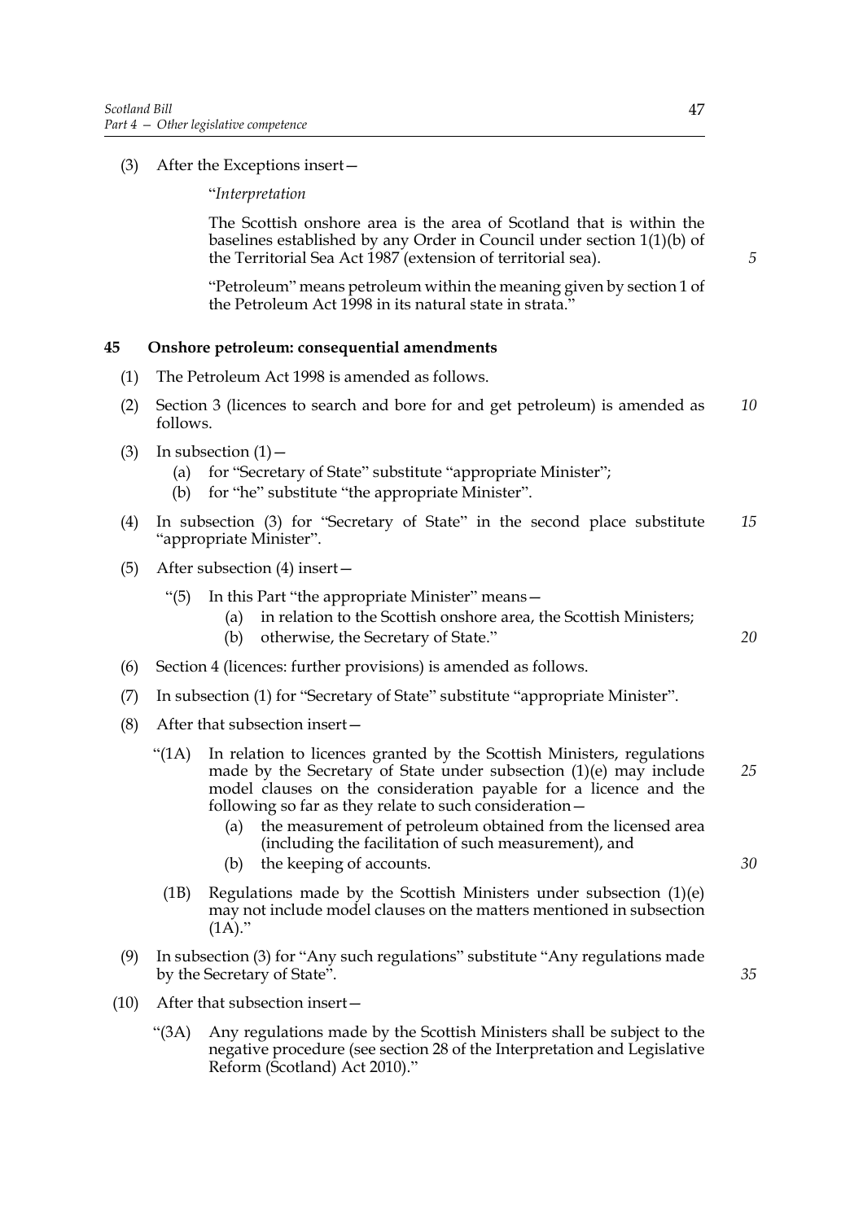(3) After the Exceptions insert—

"*Interpretation*

The Scottish onshore area is the area of Scotland that is within the baselines established by any Order in Council under section 1(1)(b) of the Territorial Sea Act 1987 (extension of territorial sea).

"Petroleum" means petroleum within the meaning given by section 1 of the Petroleum Act 1998 in its natural state in strata."

**45 Onshore petroleum: consequential amendments**

(1) The Petroleum Act 1998 is amended as follows.

(2) Section 3 (licences to search and bore for and get petroleum) is amended as follows.

(3) In subsection (1)—

   (a) for "Secretary of State" substitute "appropriate Minister";

   (b) for "he" substitute "the appropriate Minister".

(4) In subsection (3) for "Secretary of State" in the second place substitute "appropriate Minister".

(5) After subsection (4) insert—

   "(5) In this Part "the appropriate Minister" means—

      (a) in relation to the Scottish onshore area, the Scottish Ministers;

      (b) otherwise, the Secretary of State."

(6) Section 4 (licences: further provisions) is amended as follows.

(7) In subsection (1) for "Secretary of State" substitute "appropriate Minister".

(8) After that subsection insert—

   "(1A) In relation to licences granted by the Scottish Ministers, regulations made by the Secretary of State under subsection (1)(e) may include model clauses on the consideration payable for a licence and the following so far as they relate to such consideration—

      (a) the measurement of petroleum obtained from the licensed area (including the facilitation of such measurement), and

      (b) the keeping of accounts.

   (1B) Regulations made by the Scottish Ministers under subsection (1)(e) may not include model clauses on the matters mentioned in subsection (1A)."

(9) In subsection (3) for "Any such regulations" substitute "Any regulations made by the Secretary of State".

(10) After that subsection insert—

   "(3A) Any regulations made by the Scottish Ministers shall be subject to the negative procedure (see section 28 of the Interpretation and Legislative Reform (Scotland) Act 2010)."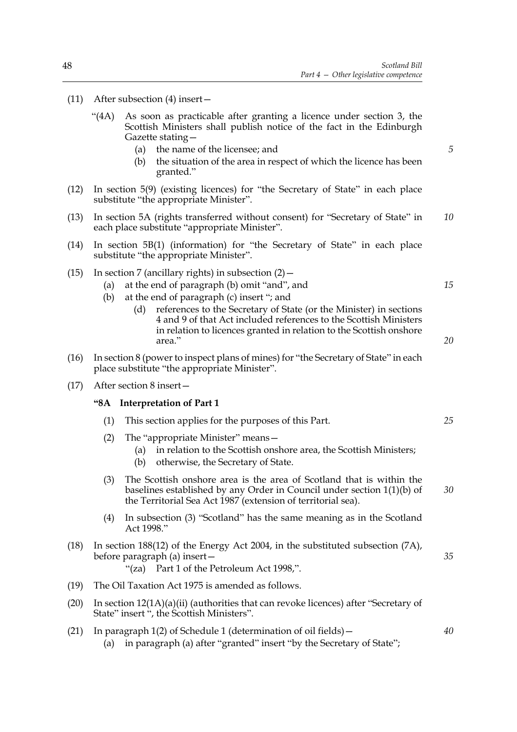(11) After subsection (4) insert—

"(4A) As soon as practicable after granting a licence under section 3, the Scottish Ministers shall publish notice of the fact in the Edinburgh Gazette stating—

(a) the name of the licensee; and

(b) the situation of the area in respect of which the licence has been granted."

(12) In section 5(9) (existing licences) for "the Secretary of State" in each place substitute "the appropriate Minister".

(13) In section 5A (rights transferred without consent) for "Secretary of State" in each place substitute "appropriate Minister".

(14) In section 5B(1) (information) for "the Secretary of State" in each place substitute "the appropriate Minister".

(15) In section 7 (ancillary rights) in subsection (2)—

(a) at the end of paragraph (b) omit "and", and

(b) at the end of paragraph (c) insert "; and

(d) references to the Secretary of State (or the Minister) in sections 4 and 9 of that Act included references to the Scottish Ministers in relation to licences granted in relation to the Scottish onshore area."

(16) In section 8 (power to inspect plans of mines) for "the Secretary of State" in each place substitute "the appropriate Minister".

(17) After section 8 insert—

**"8A Interpretation of Part 1**

(1) This section applies for the purposes of this Part.

(2) The "appropriate Minister" means—

(a) in relation to the Scottish onshore area, the Scottish Ministers;

(b) otherwise, the Secretary of State.

(3) The Scottish onshore area is the area of Scotland that is within the baselines established by any Order in Council under section 1(1)(b) of the Territorial Sea Act 1987 (extension of territorial sea).

(4) In subsection (3) "Scotland" has the same meaning as in the Scotland Act 1998."

(18) In section 188(12) of the Energy Act 2004, in the substituted subsection (7A), before paragraph (a) insert—

"(za) Part 1 of the Petroleum Act 1998,".

(19) The Oil Taxation Act 1975 is amended as follows.

(20) In section 12(1A)(a)(ii) (authorities that can revoke licences) after "Secretary of State" insert ", the Scottish Ministers".

(21) In paragraph 1(2) of Schedule 1 (determination of oil fields)—

(a) in paragraph (a) after "granted" insert "by the Secretary of State";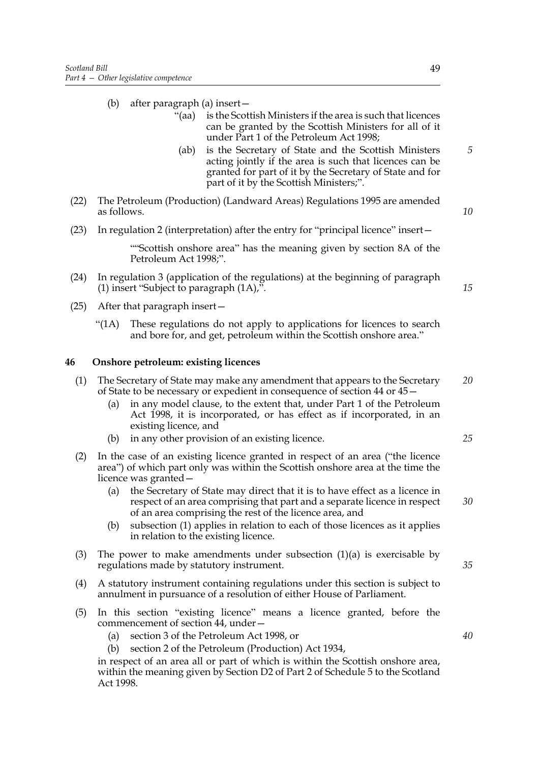(b) after paragraph (a) insert—

"(aa) is the Scottish Ministers if the area is such that licences can be granted by the Scottish Ministers for all of it under Part 1 of the Petroleum Act 1998;

(ab) is the Secretary of State and the Scottish Ministers acting jointly if the area is such that licences can be granted for part of it by the Secretary of State and for part of it by the Scottish Ministers;".

(22) The Petroleum (Production) (Landward Areas) Regulations 1995 are amended as follows.

(23) In regulation 2 (interpretation) after the entry for "principal licence" insert—

""Scottish onshore area" has the meaning given by section 8A of the Petroleum Act 1998;".

(24) In regulation 3 (application of the regulations) at the beginning of paragraph (1) insert "Subject to paragraph (1A),".

(25) After that paragraph insert—

"(1A) These regulations do not apply to applications for licences to search and bore for, and get, petroleum within the Scottish onshore area."

**46 Onshore petroleum: existing licences**

(1) The Secretary of State may make any amendment that appears to the Secretary of State to be necessary or expedient in consequence of section 44 or 45—

(a) in any model clause, to the extent that, under Part 1 of the Petroleum Act 1998, it is incorporated, or has effect as if incorporated, in an existing licence, and

(b) in any other provision of an existing licence.

(2) In the case of an existing licence granted in respect of an area ("the licence area") of which part only was within the Scottish onshore area at the time the licence was granted—

(a) the Secretary of State may direct that it is to have effect as a licence in respect of an area comprising that part and a separate licence in respect of an area comprising the rest of the licence area, and

(b) subsection (1) applies in relation to each of those licences as it applies in relation to the existing licence.

(3) The power to make amendments under subsection (1)(a) is exercisable by regulations made by statutory instrument.

(4) A statutory instrument containing regulations under this section is subject to annulment in pursuance of a resolution of either House of Parliament.

(5) In this section "existing licence" means a licence granted, before the commencement of section 44, under—

(a) section 3 of the Petroleum Act 1998, or

(b) section 2 of the Petroleum (Production) Act 1934,

in respect of an area all or part of which is within the Scottish onshore area, within the meaning given by Section D2 of Part 2 of Schedule 5 to the Scotland Act 1998.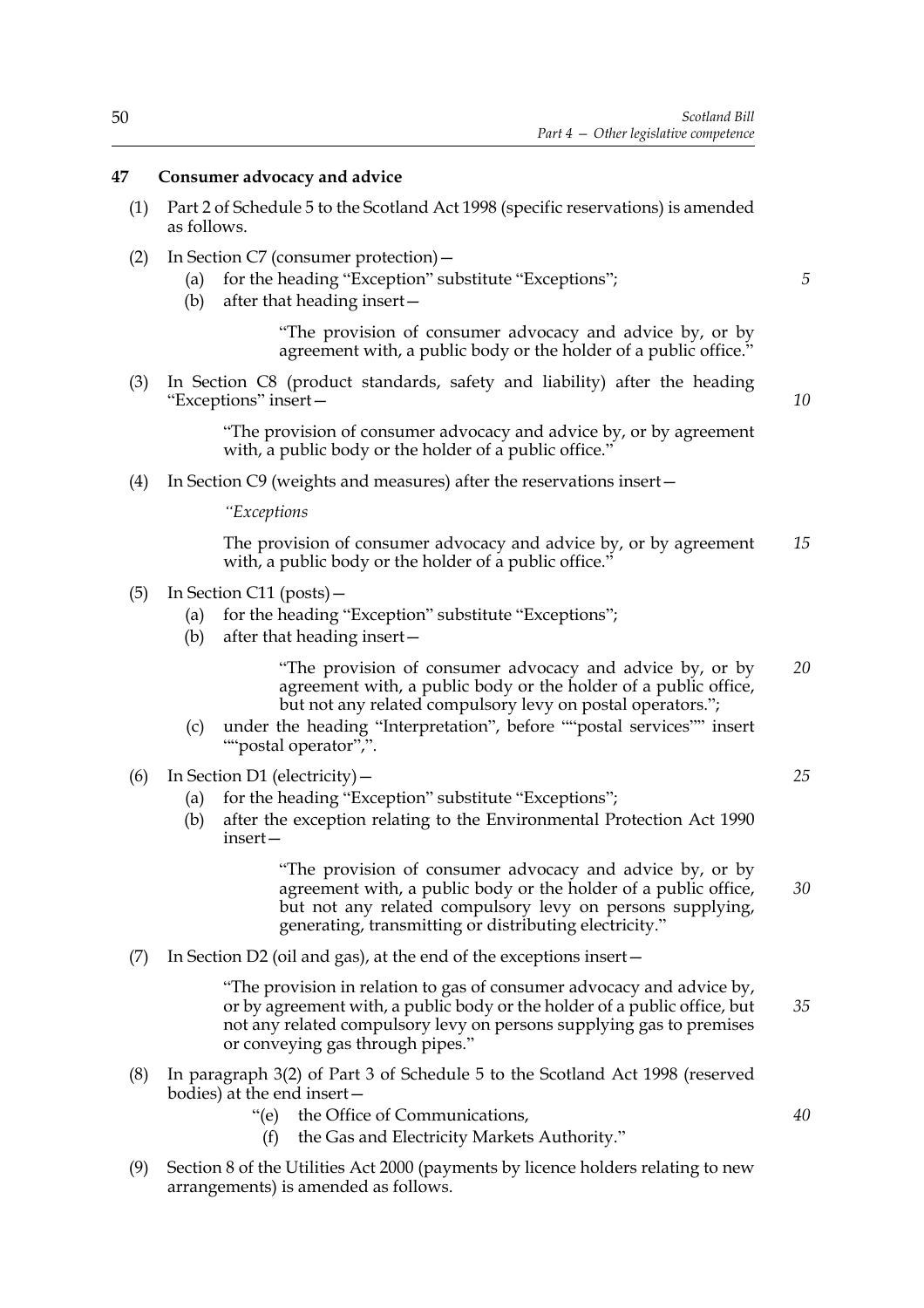**47 Consumer advocacy and advice**

(1) Part 2 of Schedule 5 to the Scotland Act 1998 (specific reservations) is amended as follows.

(2) In Section C7 (consumer protection)—

  (a) for the heading "Exception" substitute "Exceptions";

  (b) after that heading insert—

    "The provision of consumer advocacy and advice by, or by agreement with, a public body or the holder of a public office."

(3) In Section C8 (product standards, safety and liability) after the heading "Exceptions" insert—

  "The provision of consumer advocacy and advice by, or by agreement with, a public body or the holder of a public office."

(4) In Section C9 (weights and measures) after the reservations insert—

  *"Exceptions*

  The provision of consumer advocacy and advice by, or by agreement with, a public body or the holder of a public office."

(5) In Section C11 (posts)—

  (a) for the heading "Exception" substitute "Exceptions";

  (b) after that heading insert—

    "The provision of consumer advocacy and advice by, or by agreement with, a public body or the holder of a public office, but not any related compulsory levy on postal operators.";

  (c) under the heading "Interpretation", before ""postal services"" insert ""postal operator",".

(6) In Section D1 (electricity)—

  (a) for the heading "Exception" substitute "Exceptions";

  (b) after the exception relating to the Environmental Protection Act 1990 insert—

    "The provision of consumer advocacy and advice by, or by agreement with, a public body or the holder of a public office, but not any related compulsory levy on persons supplying, generating, transmitting or distributing electricity."

(7) In Section D2 (oil and gas), at the end of the exceptions insert—

  "The provision in relation to gas of consumer advocacy and advice by, or by agreement with, a public body or the holder of a public office, but not any related compulsory levy on persons supplying gas to premises or conveying gas through pipes."

(8) In paragraph 3(2) of Part 3 of Schedule 5 to the Scotland Act 1998 (reserved bodies) at the end insert—

  "(e) the Office of Communications,

  (f) the Gas and Electricity Markets Authority."

(9) Section 8 of the Utilities Act 2000 (payments by licence holders relating to new arrangements) is amended as follows.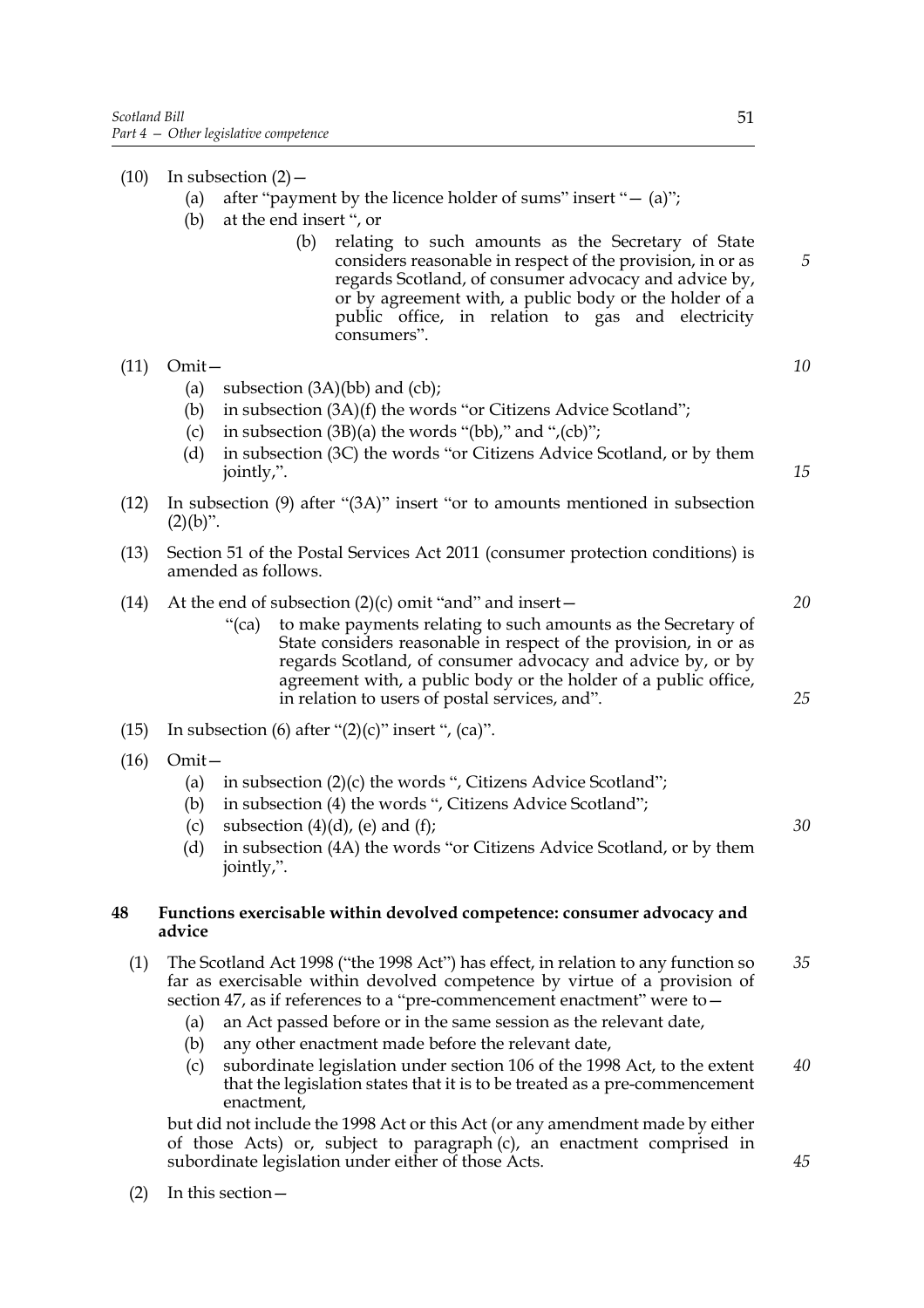(10) In subsection (2)—

   (a) after "payment by the licence holder of sums" insert "— (a)";

   (b) at the end insert ", or

      (b) relating to such amounts as the Secretary of State considers reasonable in respect of the provision, in or as regards Scotland, of consumer advocacy and advice by, or by agreement with, a public body or the holder of a public office, in relation to gas and electricity consumers".

(11) Omit—

   (a) subsection (3A)(bb) and (cb);

   (b) in subsection (3A)(f) the words "or Citizens Advice Scotland";

   (c) in subsection (3B)(a) the words "(bb)," and ",(cb)";

   (d) in subsection (3C) the words "or Citizens Advice Scotland, or by them jointly,".

(12) In subsection (9) after "(3A)" insert "or to amounts mentioned in subsection (2)(b)".

(13) Section 51 of the Postal Services Act 2011 (consumer protection conditions) is amended as follows.

(14) At the end of subsection (2)(c) omit "and" and insert—

   "(ca) to make payments relating to such amounts as the Secretary of State considers reasonable in respect of the provision, in or as regards Scotland, of consumer advocacy and advice by, or by agreement with, a public body or the holder of a public office, in relation to users of postal services, and".

(15) In subsection (6) after "(2)(c)" insert ", (ca)".

(16) Omit—

   (a) in subsection (2)(c) the words ", Citizens Advice Scotland";

   (b) in subsection (4) the words ", Citizens Advice Scotland";

   (c) subsection (4)(d), (e) and (f);

   (d) in subsection (4A) the words "or Citizens Advice Scotland, or by them jointly,".

### 48 Functions exercisable within devolved competence: consumer advocacy and advice

(1) The Scotland Act 1998 ("the 1998 Act") has effect, in relation to any function so far as exercisable within devolved competence by virtue of a provision of section 47, as if references to a "pre-commencement enactment" were to—

   (a) an Act passed before or in the same session as the relevant date,

   (b) any other enactment made before the relevant date,

   (c) subordinate legislation under section 106 of the 1998 Act, to the extent that the legislation states that it is to be treated as a pre-commencement enactment,

   but did not include the 1998 Act or this Act (or any amendment made by either of those Acts) or, subject to paragraph (c), an enactment comprised in subordinate legislation under either of those Acts.

(2) In this section—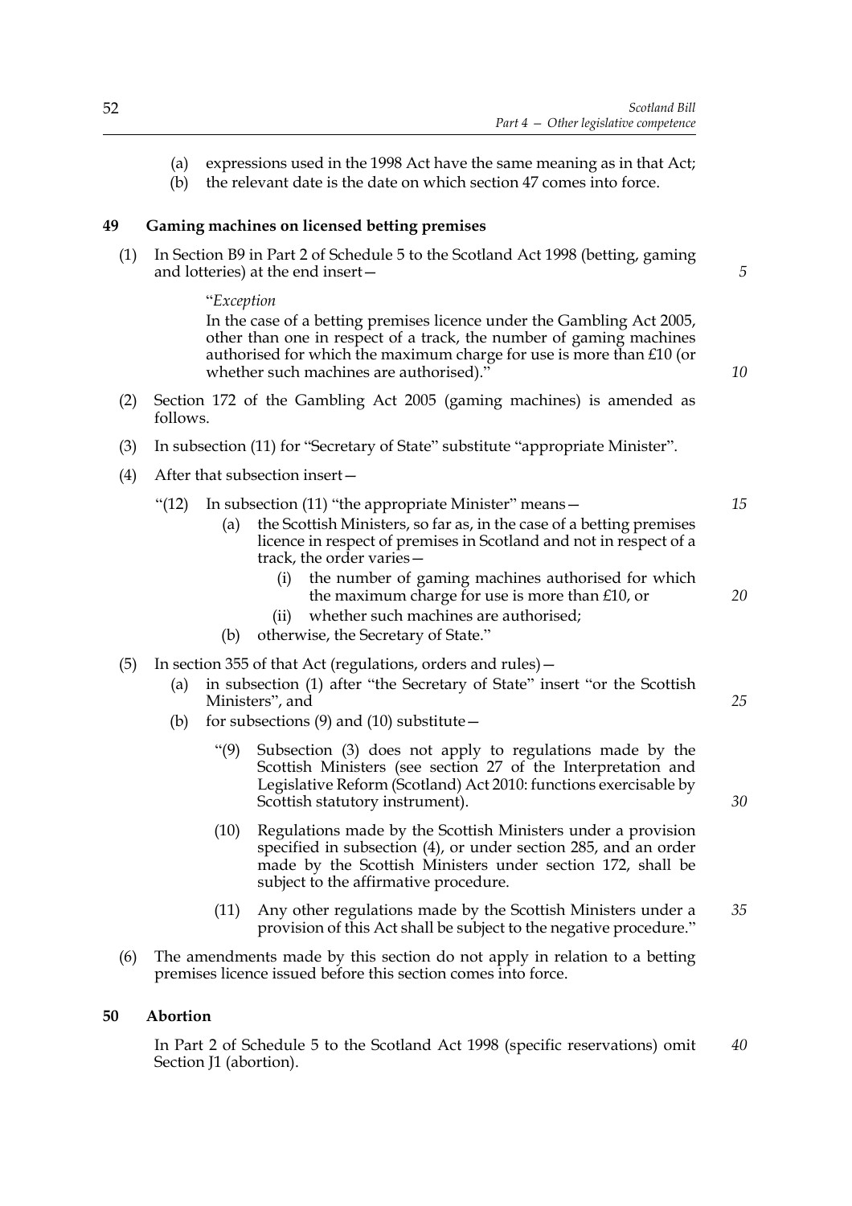(a) expressions used in the 1998 Act have the same meaning as in that Act;

(b) the relevant date is the date on which section 47 comes into force.

### 49 Gaming machines on licensed betting premises

(1) In Section B9 in Part 2 of Schedule 5 to the Scotland Act 1998 (betting, gaming and lotteries) at the end insert—

"*Exception*

In the case of a betting premises licence under the Gambling Act 2005, other than one in respect of a track, the number of gaming machines authorised for which the maximum charge for use is more than £10 (or whether such machines are authorised)."

(2) Section 172 of the Gambling Act 2005 (gaming machines) is amended as follows.

(3) In subsection (11) for "Secretary of State" substitute "appropriate Minister".

(4) After that subsection insert—

"(12) In subsection (11) "the appropriate Minister" means—

(a) the Scottish Ministers, so far as, in the case of a betting premises licence in respect of premises in Scotland and not in respect of a track, the order varies—

(i) the number of gaming machines authorised for which the maximum charge for use is more than £10, or

(ii) whether such machines are authorised;

(b) otherwise, the Secretary of State."

(5) In section 355 of that Act (regulations, orders and rules)—

(a) in subsection (1) after "the Secretary of State" insert "or the Scottish Ministers", and

(b) for subsections (9) and (10) substitute—

"(9) Subsection (3) does not apply to regulations made by the Scottish Ministers (see section 27 of the Interpretation and Legislative Reform (Scotland) Act 2010: functions exercisable by Scottish statutory instrument).

(10) Regulations made by the Scottish Ministers under a provision specified in subsection (4), or under section 285, and an order made by the Scottish Ministers under section 172, shall be subject to the affirmative procedure.

(11) Any other regulations made by the Scottish Ministers under a provision of this Act shall be subject to the negative procedure."

(6) The amendments made by this section do not apply in relation to a betting premises licence issued before this section comes into force.

### 50 Abortion

In Part 2 of Schedule 5 to the Scotland Act 1998 (specific reservations) omit Section J1 (abortion).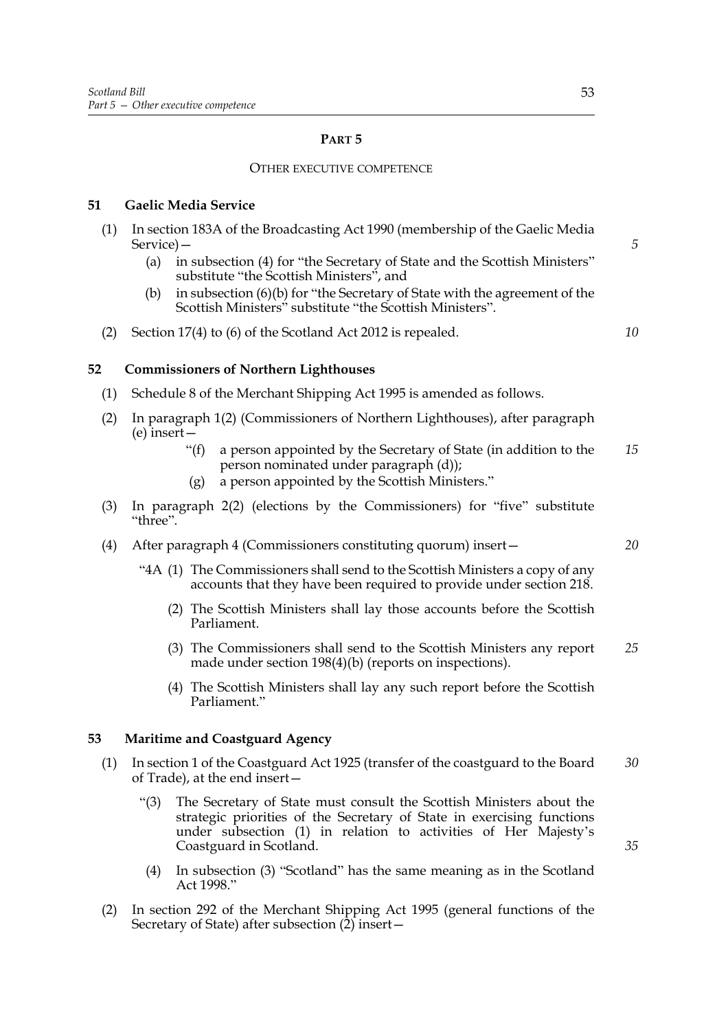## PART 5

### OTHER EXECUTIVE COMPETENCE

**51 Gaelic Media Service**

(1) In section 183A of the Broadcasting Act 1990 (membership of the Gaelic Media Service)—

(a) in subsection (4) for "the Secretary of State and the Scottish Ministers" substitute "the Scottish Ministers", and

(b) in subsection (6)(b) for "the Secretary of State with the agreement of the Scottish Ministers" substitute "the Scottish Ministers".

(2) Section 17(4) to (6) of the Scotland Act 2012 is repealed.

**52 Commissioners of Northern Lighthouses**

(1) Schedule 8 of the Merchant Shipping Act 1995 is amended as follows.

(2) In paragraph 1(2) (Commissioners of Northern Lighthouses), after paragraph (e) insert—

"(f) a person appointed by the Secretary of State (in addition to the person nominated under paragraph (d));

(g) a person appointed by the Scottish Ministers."

(3) In paragraph 2(2) (elections by the Commissioners) for "five" substitute "three".

(4) After paragraph 4 (Commissioners constituting quorum) insert—

"4A (1) The Commissioners shall send to the Scottish Ministers a copy of any accounts that they have been required to provide under section 218.

(2) The Scottish Ministers shall lay those accounts before the Scottish Parliament.

(3) The Commissioners shall send to the Scottish Ministers any report made under section 198(4)(b) (reports on inspections).

(4) The Scottish Ministers shall lay any such report before the Scottish Parliament."

**53 Maritime and Coastguard Agency**

(1) In section 1 of the Coastguard Act 1925 (transfer of the coastguard to the Board of Trade), at the end insert—

"(3) The Secretary of State must consult the Scottish Ministers about the strategic priorities of the Secretary of State in exercising functions under subsection (1) in relation to activities of Her Majesty's Coastguard in Scotland.

(4) In subsection (3) "Scotland" has the same meaning as in the Scotland Act 1998."

(2) In section 292 of the Merchant Shipping Act 1995 (general functions of the Secretary of State) after subsection (2) insert—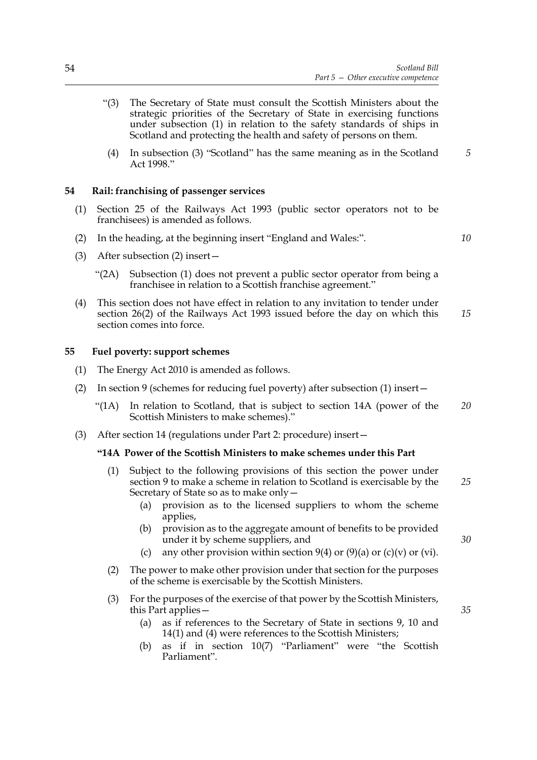"(3) The Secretary of State must consult the Scottish Ministers about the strategic priorities of the Secretary of State in exercising functions under subsection (1) in relation to the safety standards of ships in Scotland and protecting the health and safety of persons on them.

(4) In subsection (3) "Scotland" has the same meaning as in the Scotland Act 1998."

### 54 Rail: franchising of passenger services

(1) Section 25 of the Railways Act 1993 (public sector operators not to be franchisees) is amended as follows.

(2) In the heading, at the beginning insert "England and Wales:".

(3) After subsection (2) insert—

"(2A) Subsection (1) does not prevent a public sector operator from being a franchisee in relation to a Scottish franchise agreement."

(4) This section does not have effect in relation to any invitation to tender under section 26(2) of the Railways Act 1993 issued before the day on which this section comes into force.

### 55 Fuel poverty: support schemes

(1) The Energy Act 2010 is amended as follows.

(2) In section 9 (schemes for reducing fuel poverty) after subsection (1) insert—

"(1A) In relation to Scotland, that is subject to section 14A (power of the Scottish Ministers to make schemes)."

(3) After section 14 (regulations under Part 2: procedure) insert—

**"14A Power of the Scottish Ministers to make schemes under this Part**

(1) Subject to the following provisions of this section the power under section 9 to make a scheme in relation to Scotland is exercisable by the Secretary of State so as to make only—

(a) provision as to the licensed suppliers to whom the scheme applies,

(b) provision as to the aggregate amount of benefits to be provided under it by scheme suppliers, and

(c) any other provision within section 9(4) or (9)(a) or (c)(v) or (vi).

(2) The power to make other provision under that section for the purposes of the scheme is exercisable by the Scottish Ministers.

(3) For the purposes of the exercise of that power by the Scottish Ministers, this Part applies—

(a) as if references to the Secretary of State in sections 9, 10 and 14(1) and (4) were references to the Scottish Ministers;

(b) as if in section 10(7) "Parliament" were "the Scottish Parliament".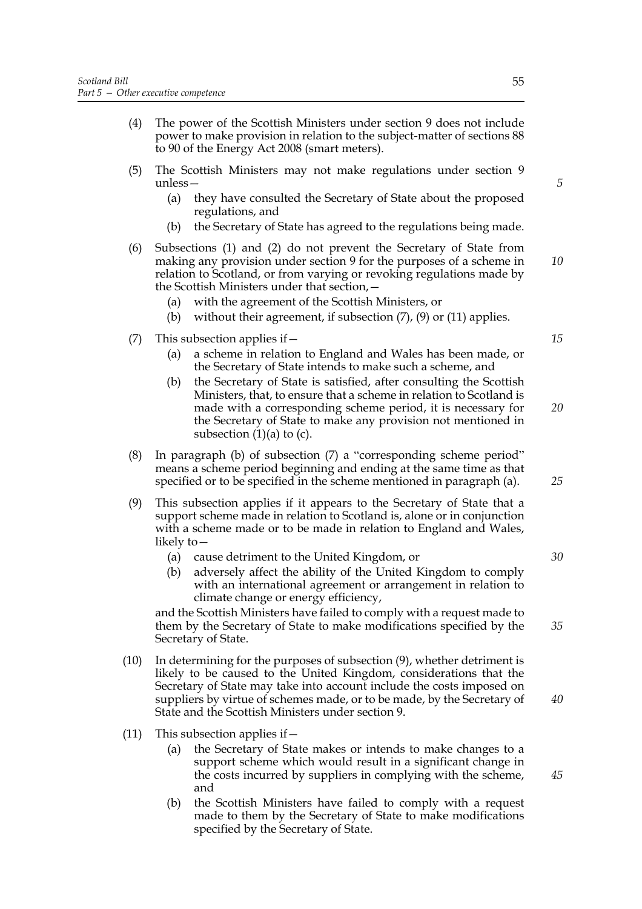(4) The power of the Scottish Ministers under section 9 does not include power to make provision in relation to the subject-matter of sections 88 to 90 of the Energy Act 2008 (smart meters).

(5) The Scottish Ministers may not make regulations under section 9 unless—

  (a) they have consulted the Secretary of State about the proposed regulations, and

  (b) the Secretary of State has agreed to the regulations being made.

(6) Subsections (1) and (2) do not prevent the Secretary of State from making any provision under section 9 for the purposes of a scheme in relation to Scotland, or from varying or revoking regulations made by the Scottish Ministers under that section,—

  (a) with the agreement of the Scottish Ministers, or

  (b) without their agreement, if subsection (7), (9) or (11) applies.

(7) This subsection applies if—

  (a) a scheme in relation to England and Wales has been made, or the Secretary of State intends to make such a scheme, and

  (b) the Secretary of State is satisfied, after consulting the Scottish Ministers, that, to ensure that a scheme in relation to Scotland is made with a corresponding scheme period, it is necessary for the Secretary of State to make any provision not mentioned in subsection (1)(a) to (c).

(8) In paragraph (b) of subsection (7) a "corresponding scheme period" means a scheme period beginning and ending at the same time as that specified or to be specified in the scheme mentioned in paragraph (a).

(9) This subsection applies if it appears to the Secretary of State that a support scheme made in relation to Scotland is, alone or in conjunction with a scheme made or to be made in relation to England and Wales, likely to—

  (a) cause detriment to the United Kingdom, or

  (b) adversely affect the ability of the United Kingdom to comply with an international agreement or arrangement in relation to climate change or energy efficiency,

and the Scottish Ministers have failed to comply with a request made to them by the Secretary of State to make modifications specified by the Secretary of State.

(10) In determining for the purposes of subsection (9), whether detriment is likely to be caused to the United Kingdom, considerations that the Secretary of State may take into account include the costs imposed on suppliers by virtue of schemes made, or to be made, by the Secretary of State and the Scottish Ministers under section 9.

(11) This subsection applies if—

  (a) the Secretary of State makes or intends to make changes to a support scheme which would result in a significant change in the costs incurred by suppliers in complying with the scheme, and

  (b) the Scottish Ministers have failed to comply with a request made to them by the Secretary of State to make modifications specified by the Secretary of State.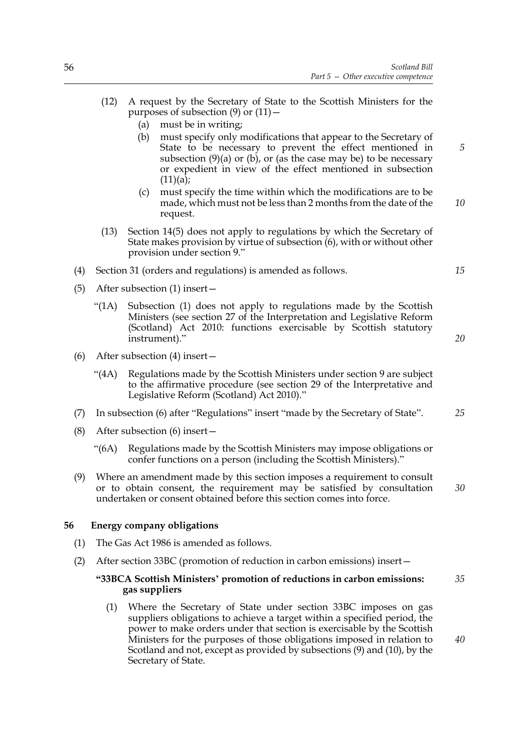(12) A request by the Secretary of State to the Scottish Ministers for the purposes of subsection (9) or (11)—

(a) must be in writing;

(b) must specify only modifications that appear to the Secretary of State to be necessary to prevent the effect mentioned in subsection (9)(a) or (b), or (as the case may be) to be necessary or expedient in view of the effect mentioned in subsection (11)(a);

(c) must specify the time within which the modifications are to be made, which must not be less than 2 months from the date of the request.

(13) Section 14(5) does not apply to regulations by which the Secretary of State makes provision by virtue of subsection (6), with or without other provision under section 9."

(4) Section 31 (orders and regulations) is amended as follows.

(5) After subsection (1) insert—

"(1A) Subsection (1) does not apply to regulations made by the Scottish Ministers (see section 27 of the Interpretation and Legislative Reform (Scotland) Act 2010: functions exercisable by Scottish statutory instrument)."

(6) After subsection (4) insert—

"(4A) Regulations made by the Scottish Ministers under section 9 are subject to the affirmative procedure (see section 29 of the Interpretative and Legislative Reform (Scotland) Act 2010)."

(7) In subsection (6) after "Regulations" insert "made by the Secretary of State".

(8) After subsection (6) insert—

"(6A) Regulations made by the Scottish Ministers may impose obligations or confer functions on a person (including the Scottish Ministers)."

(9) Where an amendment made by this section imposes a requirement to consult or to obtain consent, the requirement may be satisfied by consultation undertaken or consent obtained before this section comes into force.

**56 Energy company obligations**

(1) The Gas Act 1986 is amended as follows.

(2) After section 33BC (promotion of reduction in carbon emissions) insert—

**"33BCA Scottish Ministers' promotion of reductions in carbon emissions: gas suppliers**

(1) Where the Secretary of State under section 33BC imposes on gas suppliers obligations to achieve a target within a specified period, the power to make orders under that section is exercisable by the Scottish Ministers for the purposes of those obligations imposed in relation to Scotland and not, except as provided by subsections (9) and (10), by the Secretary of State.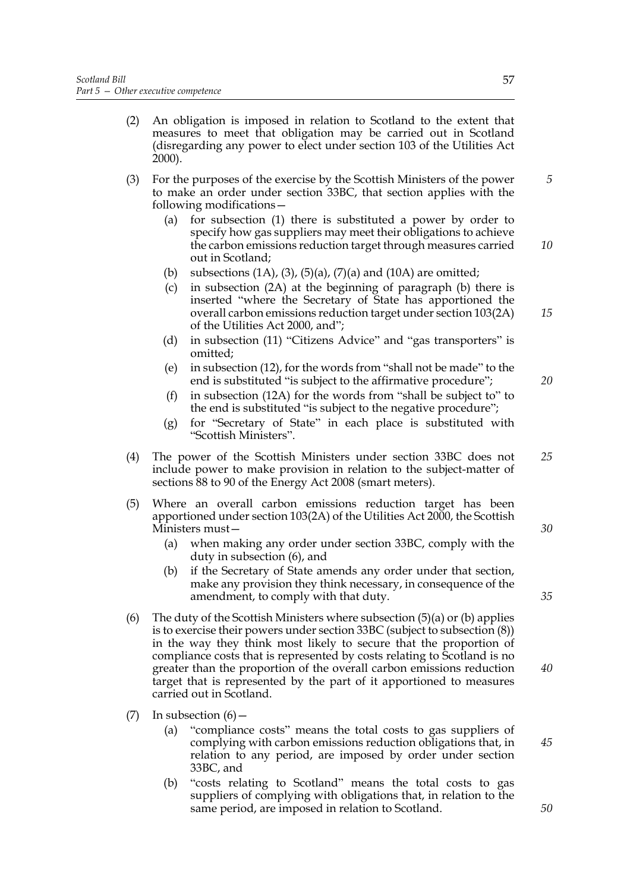(2) An obligation is imposed in relation to Scotland to the extent that measures to meet that obligation may be carried out in Scotland (disregarding any power to elect under section 103 of the Utilities Act 2000).

(3) For the purposes of the exercise by the Scottish Ministers of the power to make an order under section 33BC, that section applies with the following modifications—

   (a) for subsection (1) there is substituted a power by order to specify how gas suppliers may meet their obligations to achieve the carbon emissions reduction target through measures carried out in Scotland;

   (b) subsections (1A), (3), (5)(a), (7)(a) and (10A) are omitted;

   (c) in subsection (2A) at the beginning of paragraph (b) there is inserted "where the Secretary of State has apportioned the overall carbon emissions reduction target under section 103(2A) of the Utilities Act 2000, and";

   (d) in subsection (11) "Citizens Advice" and "gas transporters" is omitted;

   (e) in subsection (12), for the words from "shall not be made" to the end is substituted "is subject to the affirmative procedure";

   (f) in subsection (12A) for the words from "shall be subject to" to the end is substituted "is subject to the negative procedure";

   (g) for "Secretary of State" in each place is substituted with "Scottish Ministers".

(4) The power of the Scottish Ministers under section 33BC does not include power to make provision in relation to the subject-matter of sections 88 to 90 of the Energy Act 2008 (smart meters).

(5) Where an overall carbon emissions reduction target has been apportioned under section 103(2A) of the Utilities Act 2000, the Scottish Ministers must—

   (a) when making any order under section 33BC, comply with the duty in subsection (6), and

   (b) if the Secretary of State amends any order under that section, make any provision they think necessary, in consequence of the amendment, to comply with that duty.

(6) The duty of the Scottish Ministers where subsection (5)(a) or (b) applies is to exercise their powers under section 33BC (subject to subsection (8)) in the way they think most likely to secure that the proportion of compliance costs that is represented by costs relating to Scotland is no greater than the proportion of the overall carbon emissions reduction target that is represented by the part of it apportioned to measures carried out in Scotland.

(7) In subsection (6)—

   (a) "compliance costs" means the total costs to gas suppliers of complying with carbon emissions reduction obligations that, in relation to any period, are imposed by order under section 33BC, and

   (b) "costs relating to Scotland" means the total costs to gas suppliers of complying with obligations that, in relation to the same period, are imposed in relation to Scotland.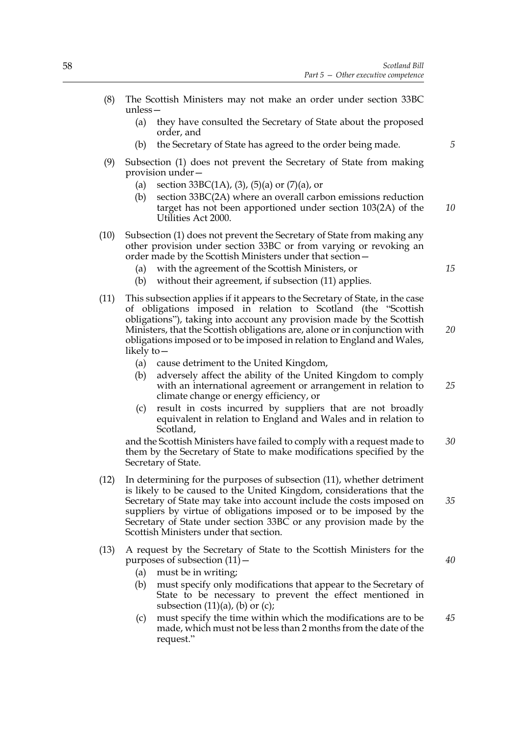(8) The Scottish Ministers may not make an order under section 33BC unless—

  (a) they have consulted the Secretary of State about the proposed order, and

  (b) the Secretary of State has agreed to the order being made.

(9) Subsection (1) does not prevent the Secretary of State from making provision under—

  (a) section 33BC(1A), (3), (5)(a) or (7)(a), or

  (b) section 33BC(2A) where an overall carbon emissions reduction target has not been apportioned under section 103(2A) of the Utilities Act 2000.

(10) Subsection (1) does not prevent the Secretary of State from making any other provision under section 33BC or from varying or revoking an order made by the Scottish Ministers under that section—

  (a) with the agreement of the Scottish Ministers, or

  (b) without their agreement, if subsection (11) applies.

(11) This subsection applies if it appears to the Secretary of State, in the case of obligations imposed in relation to Scotland (the "Scottish obligations"), taking into account any provision made by the Scottish Ministers, that the Scottish obligations are, alone or in conjunction with obligations imposed or to be imposed in relation to England and Wales, likely to—

  (a) cause detriment to the United Kingdom,

  (b) adversely affect the ability of the United Kingdom to comply with an international agreement or arrangement in relation to climate change or energy efficiency, or

  (c) result in costs incurred by suppliers that are not broadly equivalent in relation to England and Wales and in relation to Scotland,

and the Scottish Ministers have failed to comply with a request made to them by the Secretary of State to make modifications specified by the Secretary of State.

(12) In determining for the purposes of subsection (11), whether detriment is likely to be caused to the United Kingdom, considerations that the Secretary of State may take into account include the costs imposed on suppliers by virtue of obligations imposed or to be imposed by the Secretary of State under section 33BC or any provision made by the Scottish Ministers under that section.

(13) A request by the Secretary of State to the Scottish Ministers for the purposes of subsection (11)—

  (a) must be in writing;

  (b) must specify only modifications that appear to the Secretary of State to be necessary to prevent the effect mentioned in subsection (11)(a), (b) or (c);

  (c) must specify the time within which the modifications are to be made, which must not be less than 2 months from the date of the request."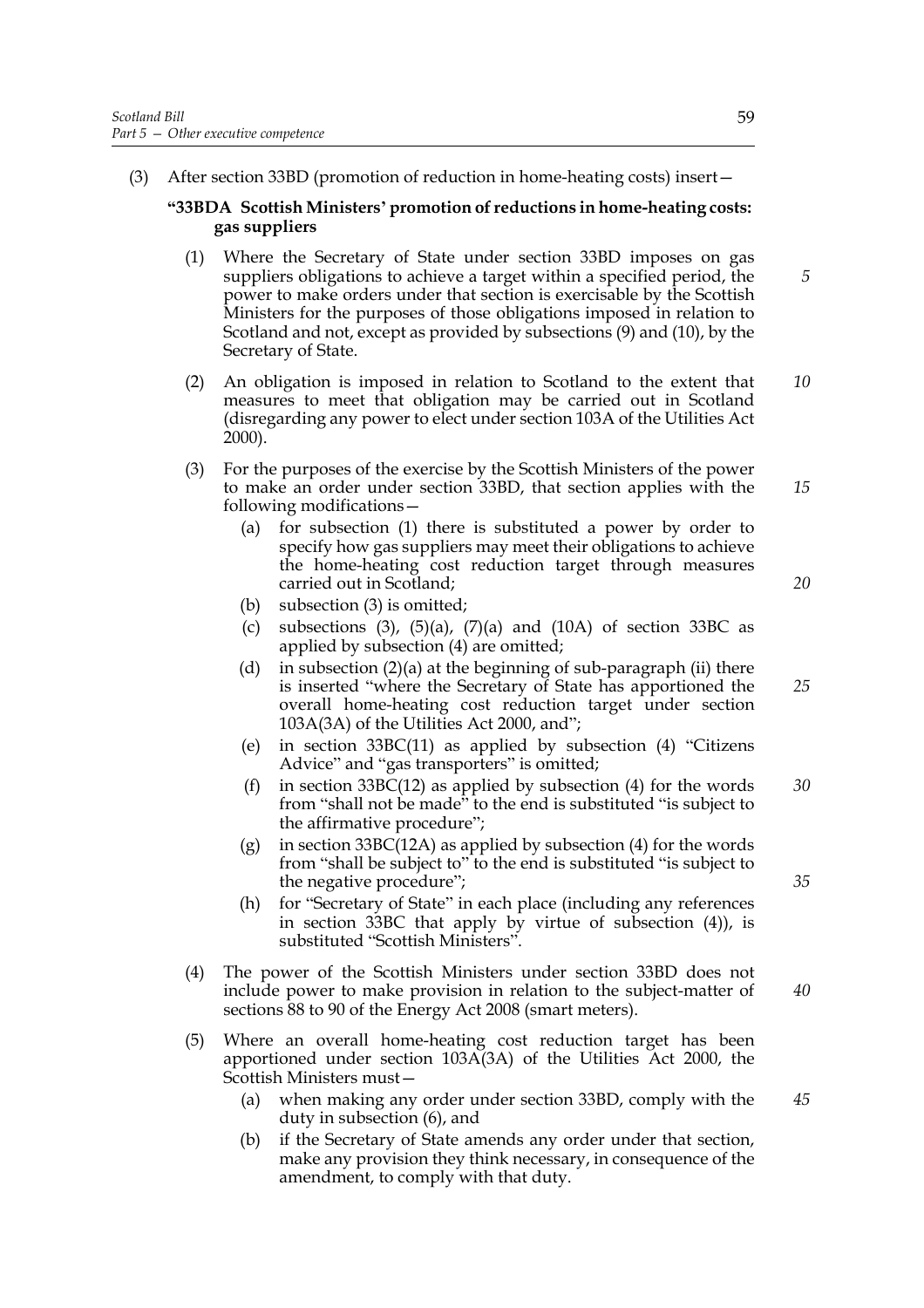(3) After section 33BD (promotion of reduction in home-heating costs) insert—

**"33BDA Scottish Ministers' promotion of reductions in home-heating costs: gas suppliers**

(1) Where the Secretary of State under section 33BD imposes on gas suppliers obligations to achieve a target within a specified period, the power to make orders under that section is exercisable by the Scottish Ministers for the purposes of those obligations imposed in relation to Scotland and not, except as provided by subsections (9) and (10), by the Secretary of State.

(2) An obligation is imposed in relation to Scotland to the extent that measures to meet that obligation may be carried out in Scotland (disregarding any power to elect under section 103A of the Utilities Act 2000).

(3) For the purposes of the exercise by the Scottish Ministers of the power to make an order under section 33BD, that section applies with the following modifications—

(a) for subsection (1) there is substituted a power by order to specify how gas suppliers may meet their obligations to achieve the home-heating cost reduction target through measures carried out in Scotland;

(b) subsection (3) is omitted;

(c) subsections (3), (5)(a), (7)(a) and (10A) of section 33BC as applied by subsection (4) are omitted;

(d) in subsection (2)(a) at the beginning of sub-paragraph (ii) there is inserted "where the Secretary of State has apportioned the overall home-heating cost reduction target under section 103A(3A) of the Utilities Act 2000, and";

(e) in section 33BC(11) as applied by subsection (4) "Citizens Advice" and "gas transporters" is omitted;

(f) in section 33BC(12) as applied by subsection (4) for the words from "shall not be made" to the end is substituted "is subject to the affirmative procedure";

(g) in section 33BC(12A) as applied by subsection (4) for the words from "shall be subject to" to the end is substituted "is subject to the negative procedure";

(h) for "Secretary of State" in each place (including any references in section 33BC that apply by virtue of subsection (4)), is substituted "Scottish Ministers".

(4) The power of the Scottish Ministers under section 33BD does not include power to make provision in relation to the subject-matter of sections 88 to 90 of the Energy Act 2008 (smart meters).

(5) Where an overall home-heating cost reduction target has been apportioned under section 103A(3A) of the Utilities Act 2000, the Scottish Ministers must—

(a) when making any order under section 33BD, comply with the duty in subsection (6), and

(b) if the Secretary of State amends any order under that section, make any provision they think necessary, in consequence of the amendment, to comply with that duty.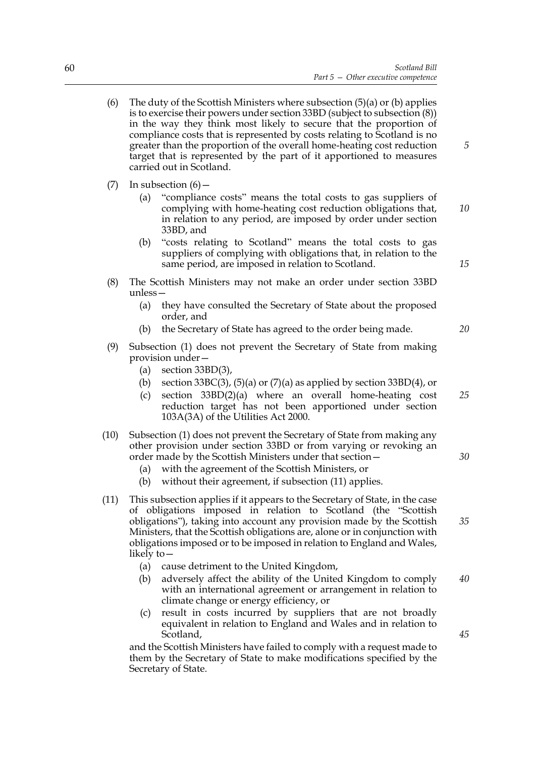(6) The duty of the Scottish Ministers where subsection (5)(a) or (b) applies is to exercise their powers under section 33BD (subject to subsection (8)) in the way they think most likely to secure that the proportion of compliance costs that is represented by costs relating to Scotland is no greater than the proportion of the overall home-heating cost reduction target that is represented by the part of it apportioned to measures carried out in Scotland.

(7) In subsection (6)—

  (a) "compliance costs" means the total costs to gas suppliers of complying with home-heating cost reduction obligations that, in relation to any period, are imposed by order under section 33BD, and

  (b) "costs relating to Scotland" means the total costs to gas suppliers of complying with obligations that, in relation to the same period, are imposed in relation to Scotland.

(8) The Scottish Ministers may not make an order under section 33BD unless—

  (a) they have consulted the Secretary of State about the proposed order, and

  (b) the Secretary of State has agreed to the order being made.

(9) Subsection (1) does not prevent the Secretary of State from making provision under—

  (a) section 33BD(3),

  (b) section 33BC(3), (5)(a) or (7)(a) as applied by section 33BD(4), or

  (c) section 33BD(2)(a) where an overall home-heating cost reduction target has not been apportioned under section 103A(3A) of the Utilities Act 2000.

(10) Subsection (1) does not prevent the Secretary of State from making any other provision under section 33BD or from varying or revoking an order made by the Scottish Ministers under that section—

  (a) with the agreement of the Scottish Ministers, or

  (b) without their agreement, if subsection (11) applies.

(11) This subsection applies if it appears to the Secretary of State, in the case of obligations imposed in relation to Scotland (the "Scottish obligations"), taking into account any provision made by the Scottish Ministers, that the Scottish obligations are, alone or in conjunction with obligations imposed or to be imposed in relation to England and Wales, likely to—

  (a) cause detriment to the United Kingdom,

  (b) adversely affect the ability of the United Kingdom to comply with an international agreement or arrangement in relation to climate change or energy efficiency, or

  (c) result in costs incurred by suppliers that are not broadly equivalent in relation to England and Wales and in relation to Scotland,

and the Scottish Ministers have failed to comply with a request made to them by the Secretary of State to make modifications specified by the Secretary of State.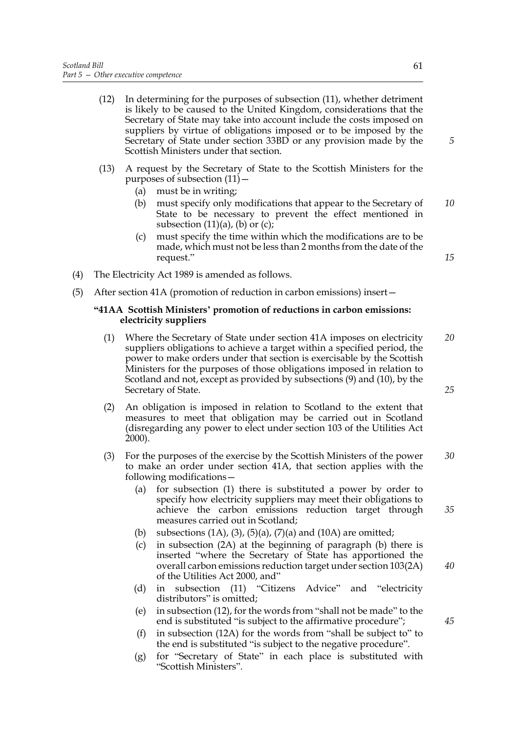(12) In determining for the purposes of subsection (11), whether detriment is likely to be caused to the United Kingdom, considerations that the Secretary of State may take into account include the costs imposed on suppliers by virtue of obligations imposed or to be imposed by the Secretary of State under section 33BD or any provision made by the Scottish Ministers under that section.

(13) A request by the Secretary of State to the Scottish Ministers for the purposes of subsection (11)—

(a) must be in writing;

(b) must specify only modifications that appear to the Secretary of State to be necessary to prevent the effect mentioned in subsection (11)(a), (b) or (c);

(c) must specify the time within which the modifications are to be made, which must not be less than 2 months from the date of the request."

(4) The Electricity Act 1989 is amended as follows.

(5) After section 41A (promotion of reduction in carbon emissions) insert—

**"41AA Scottish Ministers' promotion of reductions in carbon emissions: electricity suppliers**

(1) Where the Secretary of State under section 41A imposes on electricity suppliers obligations to achieve a target within a specified period, the power to make orders under that section is exercisable by the Scottish Ministers for the purposes of those obligations imposed in relation to Scotland and not, except as provided by subsections (9) and (10), by the Secretary of State.

(2) An obligation is imposed in relation to Scotland to the extent that measures to meet that obligation may be carried out in Scotland (disregarding any power to elect under section 103 of the Utilities Act 2000).

(3) For the purposes of the exercise by the Scottish Ministers of the power to make an order under section 41A, that section applies with the following modifications—

(a) for subsection (1) there is substituted a power by order to specify how electricity suppliers may meet their obligations to achieve the carbon emissions reduction target through measures carried out in Scotland;

(b) subsections (1A), (3), (5)(a), (7)(a) and (10A) are omitted;

(c) in subsection (2A) at the beginning of paragraph (b) there is inserted "where the Secretary of State has apportioned the overall carbon emissions reduction target under section 103(2A) of the Utilities Act 2000, and"

(d) in subsection (11) "Citizens Advice" and "electricity distributors" is omitted;

(e) in subsection (12), for the words from "shall not be made" to the end is substituted "is subject to the affirmative procedure";

(f) in subsection (12A) for the words from "shall be subject to" to the end is substituted "is subject to the negative procedure".

(g) for "Secretary of State" in each place is substituted with "Scottish Ministers".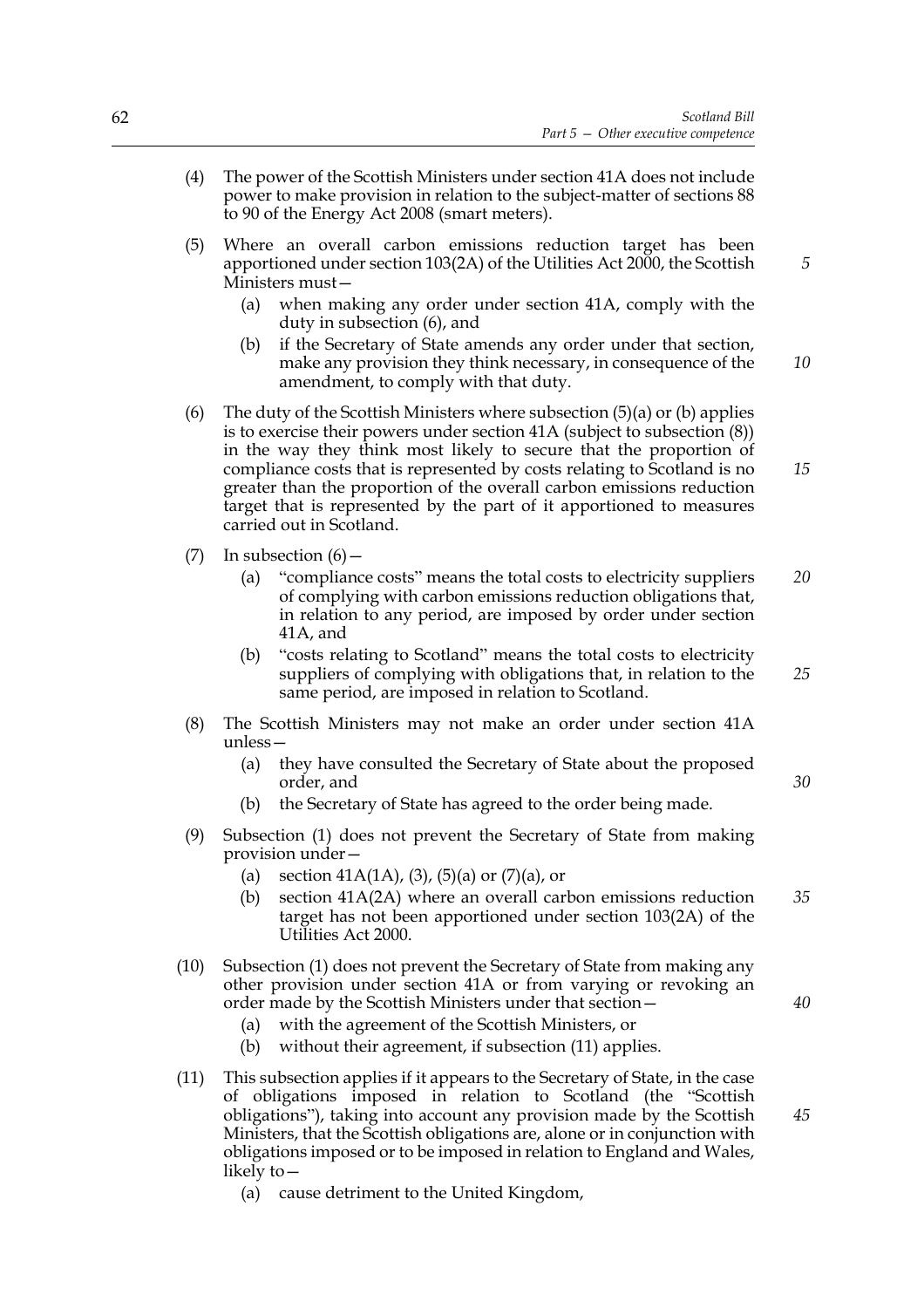(4) The power of the Scottish Ministers under section 41A does not include power to make provision in relation to the subject-matter of sections 88 to 90 of the Energy Act 2008 (smart meters).

(5) Where an overall carbon emissions reduction target has been apportioned under section 103(2A) of the Utilities Act 2000, the Scottish Ministers must—

   (a) when making any order under section 41A, comply with the duty in subsection (6), and

   (b) if the Secretary of State amends any order under that section, make any provision they think necessary, in consequence of the amendment, to comply with that duty.

(6) The duty of the Scottish Ministers where subsection (5)(a) or (b) applies is to exercise their powers under section 41A (subject to subsection (8)) in the way they think most likely to secure that the proportion of compliance costs that is represented by costs relating to Scotland is no greater than the proportion of the overall carbon emissions reduction target that is represented by the part of it apportioned to measures carried out in Scotland.

(7) In subsection (6)—

   (a) "compliance costs" means the total costs to electricity suppliers of complying with carbon emissions reduction obligations that, in relation to any period, are imposed by order under section 41A, and

   (b) "costs relating to Scotland" means the total costs to electricity suppliers of complying with obligations that, in relation to the same period, are imposed in relation to Scotland.

(8) The Scottish Ministers may not make an order under section 41A unless—

   (a) they have consulted the Secretary of State about the proposed order, and

   (b) the Secretary of State has agreed to the order being made.

(9) Subsection (1) does not prevent the Secretary of State from making provision under—

   (a) section 41A(1A), (3), (5)(a) or (7)(a), or

   (b) section 41A(2A) where an overall carbon emissions reduction target has not been apportioned under section 103(2A) of the Utilities Act 2000.

(10) Subsection (1) does not prevent the Secretary of State from making any other provision under section 41A or from varying or revoking an order made by the Scottish Ministers under that section—

   (a) with the agreement of the Scottish Ministers, or

   (b) without their agreement, if subsection (11) applies.

(11) This subsection applies if it appears to the Secretary of State, in the case of obligations imposed in relation to Scotland (the "Scottish obligations"), taking into account any provision made by the Scottish Ministers, that the Scottish obligations are, alone or in conjunction with obligations imposed or to be imposed in relation to England and Wales, likely to—

   (a) cause detriment to the United Kingdom,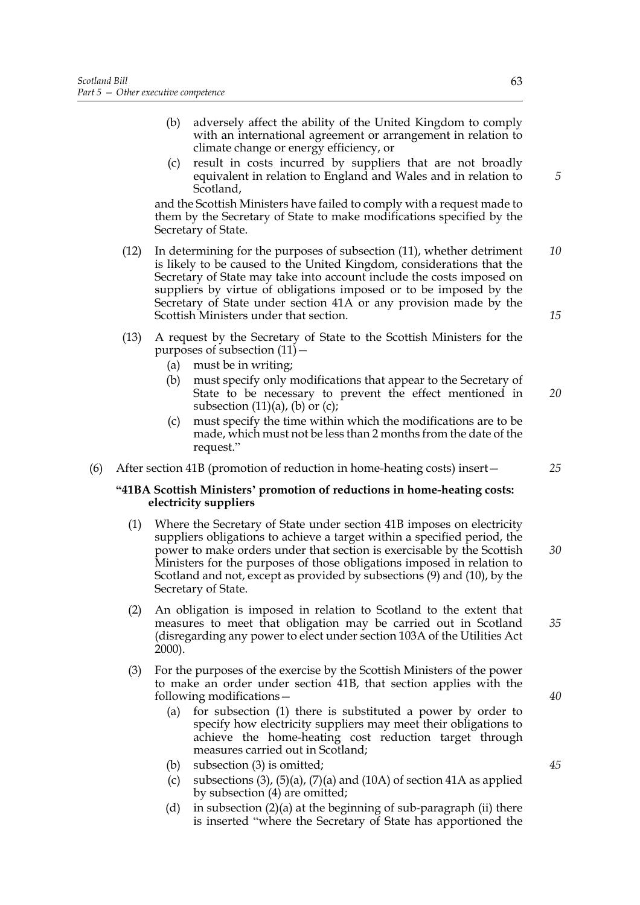(b) adversely affect the ability of the United Kingdom to comply with an international agreement or arrangement in relation to climate change or energy efficiency, or

(c) result in costs incurred by suppliers that are not broadly equivalent in relation to England and Wales and in relation to Scotland,

and the Scottish Ministers have failed to comply with a request made to them by the Secretary of State to make modifications specified by the Secretary of State.

(12) In determining for the purposes of subsection (11), whether detriment is likely to be caused to the United Kingdom, considerations that the Secretary of State may take into account include the costs imposed on suppliers by virtue of obligations imposed or to be imposed by the Secretary of State under section 41A or any provision made by the Scottish Ministers under that section.

(13) A request by the Secretary of State to the Scottish Ministers for the purposes of subsection (11)—

(a) must be in writing;

(b) must specify only modifications that appear to the Secretary of State to be necessary to prevent the effect mentioned in subsection (11)(a), (b) or (c);

(c) must specify the time within which the modifications are to be made, which must not be less than 2 months from the date of the request."

(6) After section 41B (promotion of reduction in home-heating costs) insert—

**"41BA Scottish Ministers' promotion of reductions in home-heating costs: electricity suppliers**

(1) Where the Secretary of State under section 41B imposes on electricity suppliers obligations to achieve a target within a specified period, the power to make orders under that section is exercisable by the Scottish Ministers for the purposes of those obligations imposed in relation to Scotland and not, except as provided by subsections (9) and (10), by the Secretary of State.

(2) An obligation is imposed in relation to Scotland to the extent that measures to meet that obligation may be carried out in Scotland (disregarding any power to elect under section 103A of the Utilities Act 2000).

(3) For the purposes of the exercise by the Scottish Ministers of the power to make an order under section 41B, that section applies with the following modifications—

(a) for subsection (1) there is substituted a power by order to specify how electricity suppliers may meet their obligations to achieve the home-heating cost reduction target through measures carried out in Scotland;

(b) subsection (3) is omitted;

(c) subsections (3), (5)(a), (7)(a) and (10A) of section 41A as applied by subsection (4) are omitted;

(d) in subsection (2)(a) at the beginning of sub-paragraph (ii) there is inserted "where the Secretary of State has apportioned the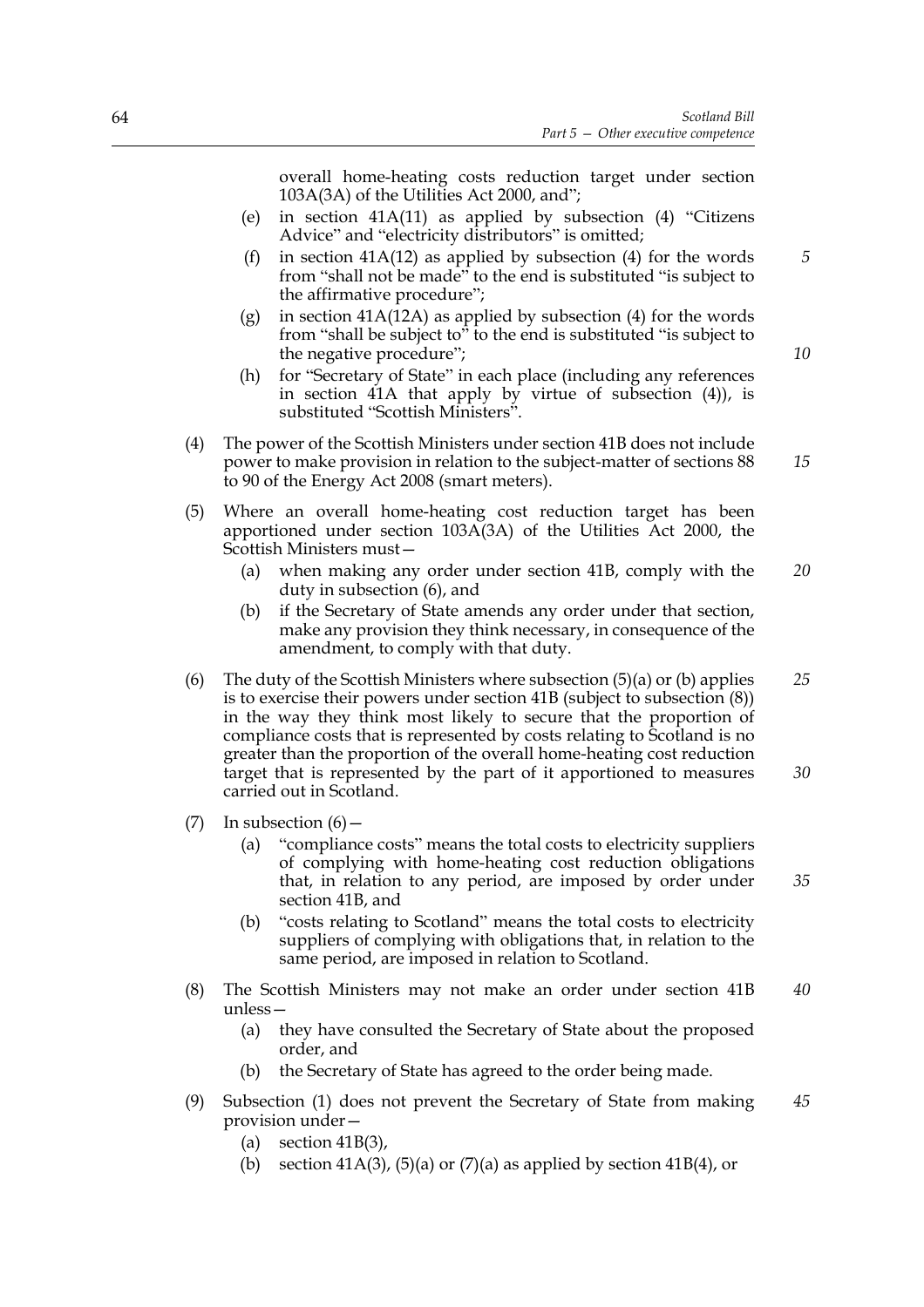overall home-heating costs reduction target under section 103A(3A) of the Utilities Act 2000, and";

(e) in section 41A(11) as applied by subsection (4) "Citizens Advice" and "electricity distributors" is omitted;

(f) in section 41A(12) as applied by subsection (4) for the words from "shall not be made" to the end is substituted "is subject to the affirmative procedure";

(g) in section 41A(12A) as applied by subsection (4) for the words from "shall be subject to" to the end is substituted "is subject to the negative procedure";

(h) for "Secretary of State" in each place (including any references in section 41A that apply by virtue of subsection (4)), is substituted "Scottish Ministers".

(4) The power of the Scottish Ministers under section 41B does not include power to make provision in relation to the subject-matter of sections 88 to 90 of the Energy Act 2008 (smart meters).

(5) Where an overall home-heating cost reduction target has been apportioned under section 103A(3A) of the Utilities Act 2000, the Scottish Ministers must—

(a) when making any order under section 41B, comply with the duty in subsection (6), and

(b) if the Secretary of State amends any order under that section, make any provision they think necessary, in consequence of the amendment, to comply with that duty.

(6) The duty of the Scottish Ministers where subsection (5)(a) or (b) applies is to exercise their powers under section 41B (subject to subsection (8)) in the way they think most likely to secure that the proportion of compliance costs that is represented by costs relating to Scotland is no greater than the proportion of the overall home-heating cost reduction target that is represented by the part of it apportioned to measures carried out in Scotland.

(7) In subsection (6)—

(a) "compliance costs" means the total costs to electricity suppliers of complying with home-heating cost reduction obligations that, in relation to any period, are imposed by order under section 41B, and

(b) "costs relating to Scotland" means the total costs to electricity suppliers of complying with obligations that, in relation to the same period, are imposed in relation to Scotland.

(8) The Scottish Ministers may not make an order under section 41B unless—

(a) they have consulted the Secretary of State about the proposed order, and

(b) the Secretary of State has agreed to the order being made.

(9) Subsection (1) does not prevent the Secretary of State from making provision under—

(a) section 41B(3),

(b) section 41A(3), (5)(a) or (7)(a) as applied by section 41B(4), or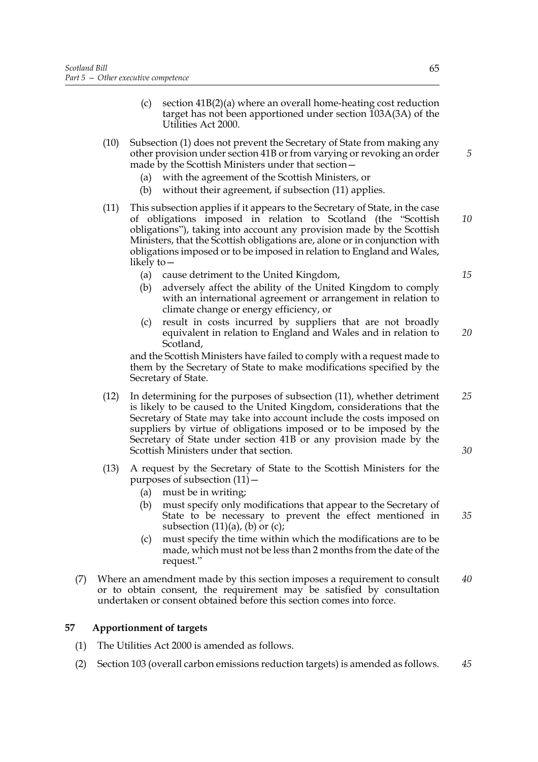(c) section 41B(2)(a) where an overall home-heating cost reduction target has not been apportioned under section 103A(3A) of the Utilities Act 2000.

(10) Subsection (1) does not prevent the Secretary of State from making any other provision under section 41B or from varying or revoking an order made by the Scottish Ministers under that section—

(a) with the agreement of the Scottish Ministers, or

(b) without their agreement, if subsection (11) applies.

(11) This subsection applies if it appears to the Secretary of State, in the case of obligations imposed in relation to Scotland (the "Scottish obligations"), taking into account any provision made by the Scottish Ministers, that the Scottish obligations are, alone or in conjunction with obligations imposed or to be imposed in relation to England and Wales, likely to—

(a) cause detriment to the United Kingdom,

(b) adversely affect the ability of the United Kingdom to comply with an international agreement or arrangement in relation to climate change or energy efficiency, or

(c) result in costs incurred by suppliers that are not broadly equivalent in relation to England and Wales and in relation to Scotland,

and the Scottish Ministers have failed to comply with a request made to them by the Secretary of State to make modifications specified by the Secretary of State.

(12) In determining for the purposes of subsection (11), whether detriment is likely to be caused to the United Kingdom, considerations that the Secretary of State may take into account include the costs imposed on suppliers by virtue of obligations imposed or to be imposed by the Secretary of State under section 41B or any provision made by the Scottish Ministers under that section.

(13) A request by the Secretary of State to the Scottish Ministers for the purposes of subsection (11)—

(a) must be in writing;

(b) must specify only modifications that appear to the Secretary of State to be necessary to prevent the effect mentioned in subsection (11)(a), (b) or (c);

(c) must specify the time within which the modifications are to be made, which must not be less than 2 months from the date of the request."

(7) Where an amendment made by this section imposes a requirement to consult or to obtain consent, the requirement may be satisfied by consultation undertaken or consent obtained before this section comes into force.

## 57 Apportionment of targets

(1) The Utilities Act 2000 is amended as follows.

(2) Section 103 (overall carbon emissions reduction targets) is amended as follows.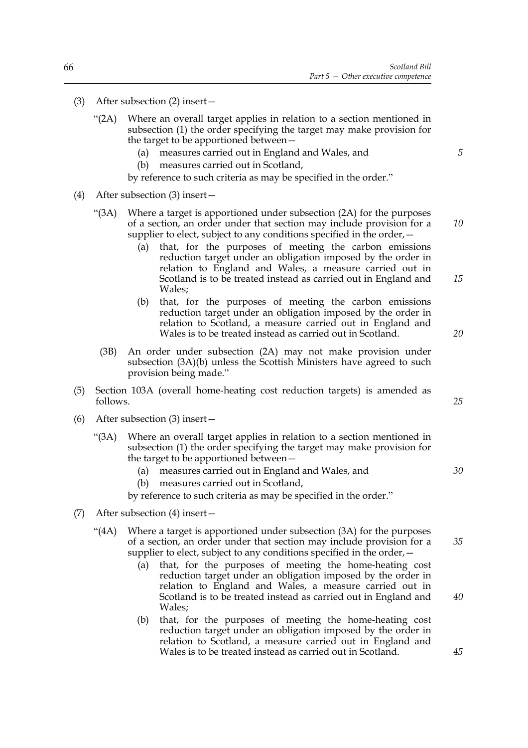(3) After subsection (2) insert—

"(2A) Where an overall target applies in relation to a section mentioned in subsection (1) the order specifying the target may make provision for the target to be apportioned between—

(a) measures carried out in England and Wales, and

(b) measures carried out in Scotland,

by reference to such criteria as may be specified in the order."

(4) After subsection (3) insert—

"(3A) Where a target is apportioned under subsection (2A) for the purposes of a section, an order under that section may include provision for a supplier to elect, subject to any conditions specified in the order,—

(a) that, for the purposes of meeting the carbon emissions reduction target under an obligation imposed by the order in relation to England and Wales, a measure carried out in Scotland is to be treated instead as carried out in England and Wales;

(b) that, for the purposes of meeting the carbon emissions reduction target under an obligation imposed by the order in relation to Scotland, a measure carried out in England and Wales is to be treated instead as carried out in Scotland.

(3B) An order under subsection (2A) may not make provision under subsection (3A)(b) unless the Scottish Ministers have agreed to such provision being made."

(5) Section 103A (overall home-heating cost reduction targets) is amended as follows.

(6) After subsection (3) insert—

"(3A) Where an overall target applies in relation to a section mentioned in subsection (1) the order specifying the target may make provision for the target to be apportioned between—

(a) measures carried out in England and Wales, and

(b) measures carried out in Scotland,

by reference to such criteria as may be specified in the order."

(7) After subsection (4) insert—

"(4A) Where a target is apportioned under subsection (3A) for the purposes of a section, an order under that section may include provision for a supplier to elect, subject to any conditions specified in the order,—

(a) that, for the purposes of meeting the home-heating cost reduction target under an obligation imposed by the order in relation to England and Wales, a measure carried out in Scotland is to be treated instead as carried out in England and Wales;

(b) that, for the purposes of meeting the home-heating cost reduction target under an obligation imposed by the order in relation to Scotland, a measure carried out in England and Wales is to be treated instead as carried out in Scotland.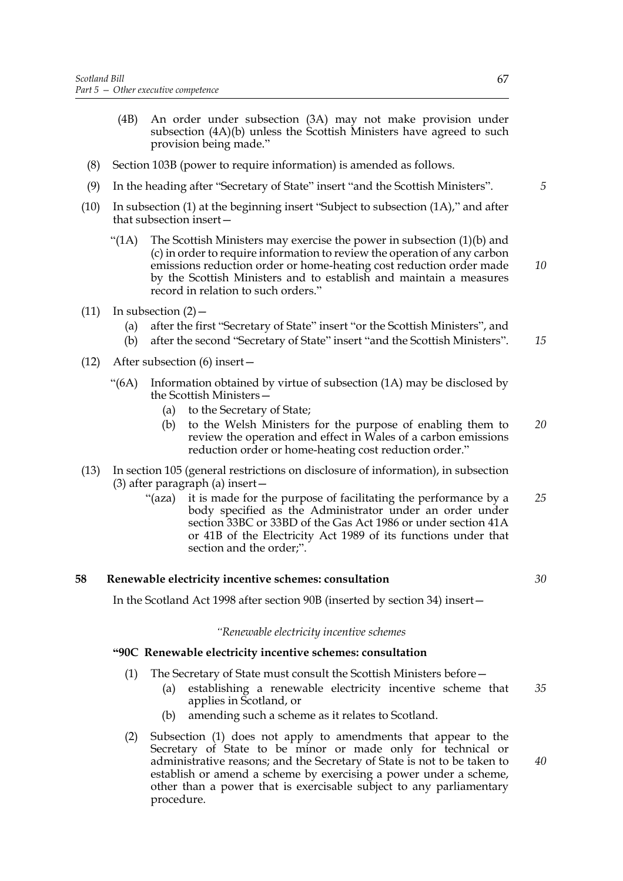(4B) An order under subsection (3A) may not make provision under subsection (4A)(b) unless the Scottish Ministers have agreed to such provision being made."

(8) Section 103B (power to require information) is amended as follows.

(9) In the heading after "Secretary of State" insert "and the Scottish Ministers".

(10) In subsection (1) at the beginning insert "Subject to subsection (1A)," and after that subsection insert—

"(1A) The Scottish Ministers may exercise the power in subsection (1)(b) and (c) in order to require information to review the operation of any carbon emissions reduction order or home-heating cost reduction order made by the Scottish Ministers and to establish and maintain a measures record in relation to such orders."

(11) In subsection (2)—

(a) after the first "Secretary of State" insert "or the Scottish Ministers", and

(b) after the second "Secretary of State" insert "and the Scottish Ministers".

(12) After subsection (6) insert—

"(6A) Information obtained by virtue of subsection (1A) may be disclosed by the Scottish Ministers—

(a) to the Secretary of State;

(b) to the Welsh Ministers for the purpose of enabling them to review the operation and effect in Wales of a carbon emissions reduction order or home-heating cost reduction order."

(13) In section 105 (general restrictions on disclosure of information), in subsection (3) after paragraph (a) insert—

"(aza) it is made for the purpose of facilitating the performance by a body specified as the Administrator under an order under section 33BC or 33BD of the Gas Act 1986 or under section 41A or 41B of the Electricity Act 1989 of its functions under that section and the order;".

**58 Renewable electricity incentive schemes: consultation**

In the Scotland Act 1998 after section 90B (inserted by section 34) insert—

*"Renewable electricity incentive schemes*

**"90C Renewable electricity incentive schemes: consultation**

(1) The Secretary of State must consult the Scottish Ministers before—

(a) establishing a renewable electricity incentive scheme that applies in Scotland, or

(b) amending such a scheme as it relates to Scotland.

(2) Subsection (1) does not apply to amendments that appear to the Secretary of State to be minor or made only for technical or administrative reasons; and the Secretary of State is not to be taken to establish or amend a scheme by exercising a power under a scheme, other than a power that is exercisable subject to any parliamentary procedure.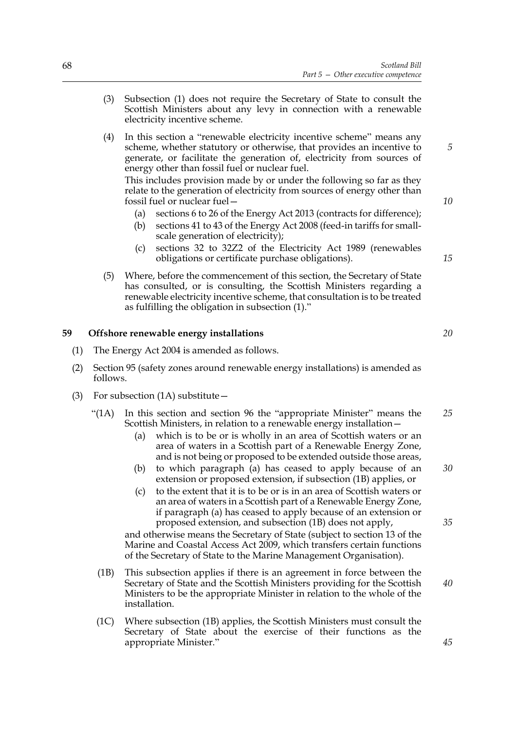(3) Subsection (1) does not require the Secretary of State to consult the Scottish Ministers about any levy in connection with a renewable electricity incentive scheme.

(4) In this section a "renewable electricity incentive scheme" means any scheme, whether statutory or otherwise, that provides an incentive to generate, or facilitate the generation of, electricity from sources of energy other than fossil fuel or nuclear fuel.

This includes provision made by or under the following so far as they relate to the generation of electricity from sources of energy other than fossil fuel or nuclear fuel—

- (a) sections 6 to 26 of the Energy Act 2013 (contracts for difference);
- (b) sections 41 to 43 of the Energy Act 2008 (feed-in tariffs for small-scale generation of electricity);
- (c) sections 32 to 32Z2 of the Electricity Act 1989 (renewables obligations or certificate purchase obligations).

(5) Where, before the commencement of this section, the Secretary of State has consulted, or is consulting, the Scottish Ministers regarding a renewable electricity incentive scheme, that consultation is to be treated as fulfilling the obligation in subsection (1)."

## 59 Offshore renewable energy installations

(1) The Energy Act 2004 is amended as follows.

(2) Section 95 (safety zones around renewable energy installations) is amended as follows.

(3) For subsection (1A) substitute—

"(1A) In this section and section 96 the "appropriate Minister" means the Scottish Ministers, in relation to a renewable energy installation—

- (a) which is to be or is wholly in an area of Scottish waters or an area of waters in a Scottish part of a Renewable Energy Zone, and is not being or proposed to be extended outside those areas,
- (b) to which paragraph (a) has ceased to apply because of an extension or proposed extension, if subsection (1B) applies, or
- (c) to the extent that it is to be or is in an area of Scottish waters or an area of waters in a Scottish part of a Renewable Energy Zone, if paragraph (a) has ceased to apply because of an extension or proposed extension, and subsection (1B) does not apply,

and otherwise means the Secretary of State (subject to section 13 of the Marine and Coastal Access Act 2009, which transfers certain functions of the Secretary of State to the Marine Management Organisation).

(1B) This subsection applies if there is an agreement in force between the Secretary of State and the Scottish Ministers providing for the Scottish Ministers to be the appropriate Minister in relation to the whole of the installation.

(1C) Where subsection (1B) applies, the Scottish Ministers must consult the Secretary of State about the exercise of their functions as the appropriate Minister."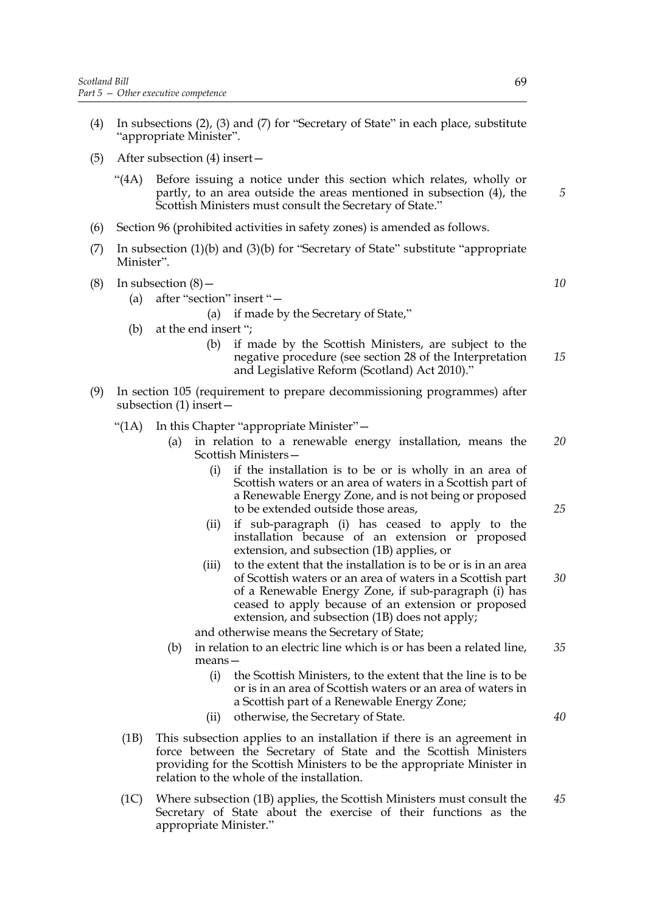(4) In subsections (2), (3) and (7) for "Secretary of State" in each place, substitute "appropriate Minister".

(5) After subsection (4) insert—

"(4A) Before issuing a notice under this section which relates, wholly or partly, to an area outside the areas mentioned in subsection (4), the Scottish Ministers must consult the Secretary of State."

(6) Section 96 (prohibited activities in safety zones) is amended as follows.

(7) In subsection (1)(b) and (3)(b) for "Secretary of State" substitute "appropriate Minister".

(8) In subsection (8)—

- (a) after "section" insert "—
  - (a) if made by the Secretary of State,"
- (b) at the end insert ";
  - (b) if made by the Scottish Ministers, are subject to the negative procedure (see section 28 of the Interpretation and Legislative Reform (Scotland) Act 2010)."

(9) In section 105 (requirement to prepare decommissioning programmes) after subsection (1) insert—

"(1A) In this Chapter "appropriate Minister"—

- (a) in relation to a renewable energy installation, means the Scottish Ministers—
  - (i) if the installation is to be or is wholly in an area of Scottish waters or an area of waters in a Scottish part of a Renewable Energy Zone, and is not being or proposed to be extended outside those areas,
  - (ii) if sub-paragraph (i) has ceased to apply to the installation because of an extension or proposed extension, and subsection (1B) applies, or
  - (iii) to the extent that the installation is to be or is in an area of Scottish waters or an area of waters in a Scottish part of a Renewable Energy Zone, if sub-paragraph (i) has ceased to apply because of an extension or proposed extension, and subsection (1B) does not apply;

  and otherwise means the Secretary of State;
- (b) in relation to an electric line which is or has been a related line, means—
  - (i) the Scottish Ministers, to the extent that the line is to be or is in an area of Scottish waters or an area of waters in a Scottish part of a Renewable Energy Zone;
  - (ii) otherwise, the Secretary of State.

(1B) This subsection applies to an installation if there is an agreement in force between the Secretary of State and the Scottish Ministers providing for the Scottish Ministers to be the appropriate Minister in relation to the whole of the installation.

(1C) Where subsection (1B) applies, the Scottish Ministers must consult the Secretary of State about the exercise of their functions as the appropriate Minister."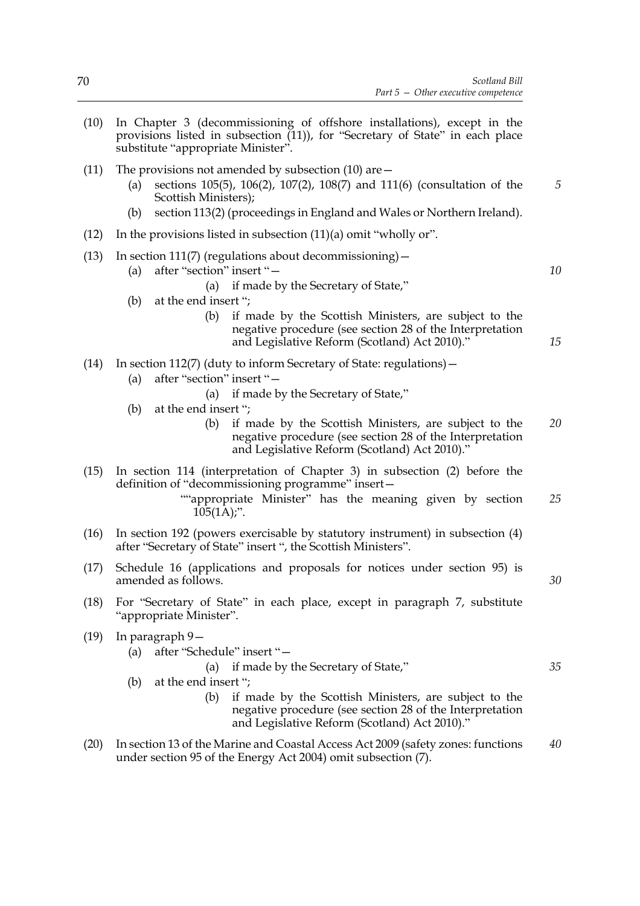(10) In Chapter 3 (decommissioning of offshore installations), except in the provisions listed in subsection (11)), for "Secretary of State" in each place substitute "appropriate Minister".

(11) The provisions not amended by subsection (10) are—

  (a) sections 105(5), 106(2), 107(2), 108(7) and 111(6) (consultation of the Scottish Ministers);

  (b) section 113(2) (proceedings in England and Wales or Northern Ireland).

(12) In the provisions listed in subsection (11)(a) omit "wholly or".

(13) In section 111(7) (regulations about decommissioning)—

  (a) after "section" insert "—

    (a) if made by the Secretary of State,"

  (b) at the end insert ";

    (b) if made by the Scottish Ministers, are subject to the negative procedure (see section 28 of the Interpretation and Legislative Reform (Scotland) Act 2010)."

(14) In section 112(7) (duty to inform Secretary of State: regulations)—

  (a) after "section" insert "—

    (a) if made by the Secretary of State,"

  (b) at the end insert ";

    (b) if made by the Scottish Ministers, are subject to the negative procedure (see section 28 of the Interpretation and Legislative Reform (Scotland) Act 2010)."

(15) In section 114 (interpretation of Chapter 3) in subsection (2) before the definition of "decommissioning programme" insert—

  ""appropriate Minister" has the meaning given by section 105(1A);".

(16) In section 192 (powers exercisable by statutory instrument) in subsection (4) after "Secretary of State" insert ", the Scottish Ministers".

(17) Schedule 16 (applications and proposals for notices under section 95) is amended as follows.

(18) For "Secretary of State" in each place, except in paragraph 7, substitute "appropriate Minister".

(19) In paragraph 9—

  (a) after "Schedule" insert "—

    (a) if made by the Secretary of State,"

  (b) at the end insert ";

    (b) if made by the Scottish Ministers, are subject to the negative procedure (see section 28 of the Interpretation and Legislative Reform (Scotland) Act 2010)."

(20) In section 13 of the Marine and Coastal Access Act 2009 (safety zones: functions under section 95 of the Energy Act 2004) omit subsection (7).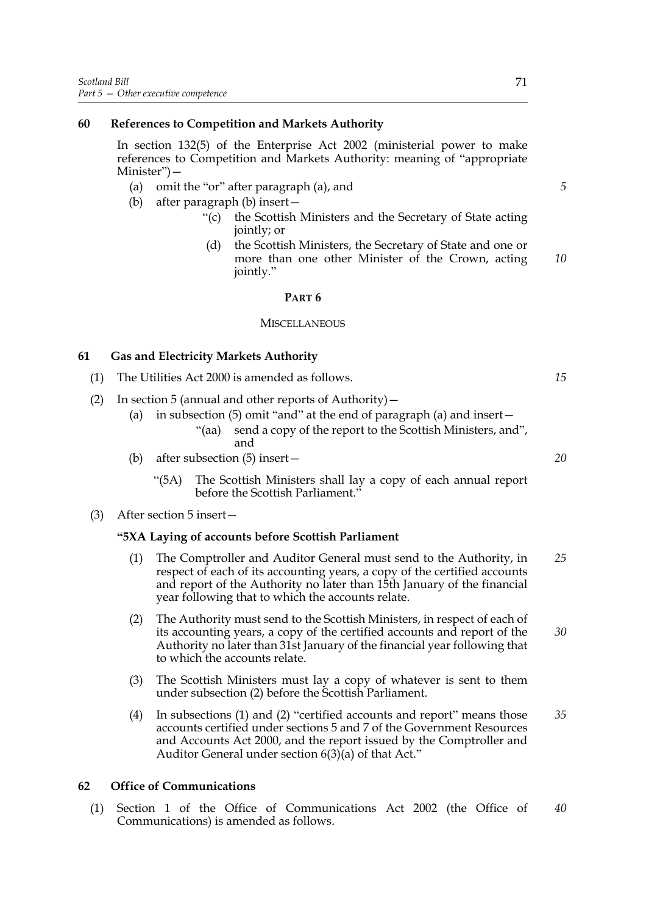**60 References to Competition and Markets Authority**

In section 132(5) of the Enterprise Act 2002 (ministerial power to make references to Competition and Markets Authority: meaning of "appropriate Minister")—

(a) omit the "or" after paragraph (a), and

(b) after paragraph (b) insert—

"(c) the Scottish Ministers and the Secretary of State acting jointly; or

(d) the Scottish Ministers, the Secretary of State and one or more than one other Minister of the Crown, acting jointly."

## PART 6

### MISCELLANEOUS

**61 Gas and Electricity Markets Authority**

(1) The Utilities Act 2000 is amended as follows.

(2) In section 5 (annual and other reports of Authority)—

(a) in subsection (5) omit "and" at the end of paragraph (a) and insert—

"(aa) send a copy of the report to the Scottish Ministers, and", and

(b) after subsection (5) insert—

"(5A) The Scottish Ministers shall lay a copy of each annual report before the Scottish Parliament."

(3) After section 5 insert—

**"5XA Laying of accounts before Scottish Parliament**

(1) The Comptroller and Auditor General must send to the Authority, in respect of each of its accounting years, a copy of the certified accounts and report of the Authority no later than 15th January of the financial year following that to which the accounts relate.

(2) The Authority must send to the Scottish Ministers, in respect of each of its accounting years, a copy of the certified accounts and report of the Authority no later than 31st January of the financial year following that to which the accounts relate.

(3) The Scottish Ministers must lay a copy of whatever is sent to them under subsection (2) before the Scottish Parliament.

(4) In subsections (1) and (2) "certified accounts and report" means those accounts certified under sections 5 and 7 of the Government Resources and Accounts Act 2000, and the report issued by the Comptroller and Auditor General under section 6(3)(a) of that Act."

**62 Office of Communications**

(1) Section 1 of the Office of Communications Act 2002 (the Office of Communications) is amended as follows.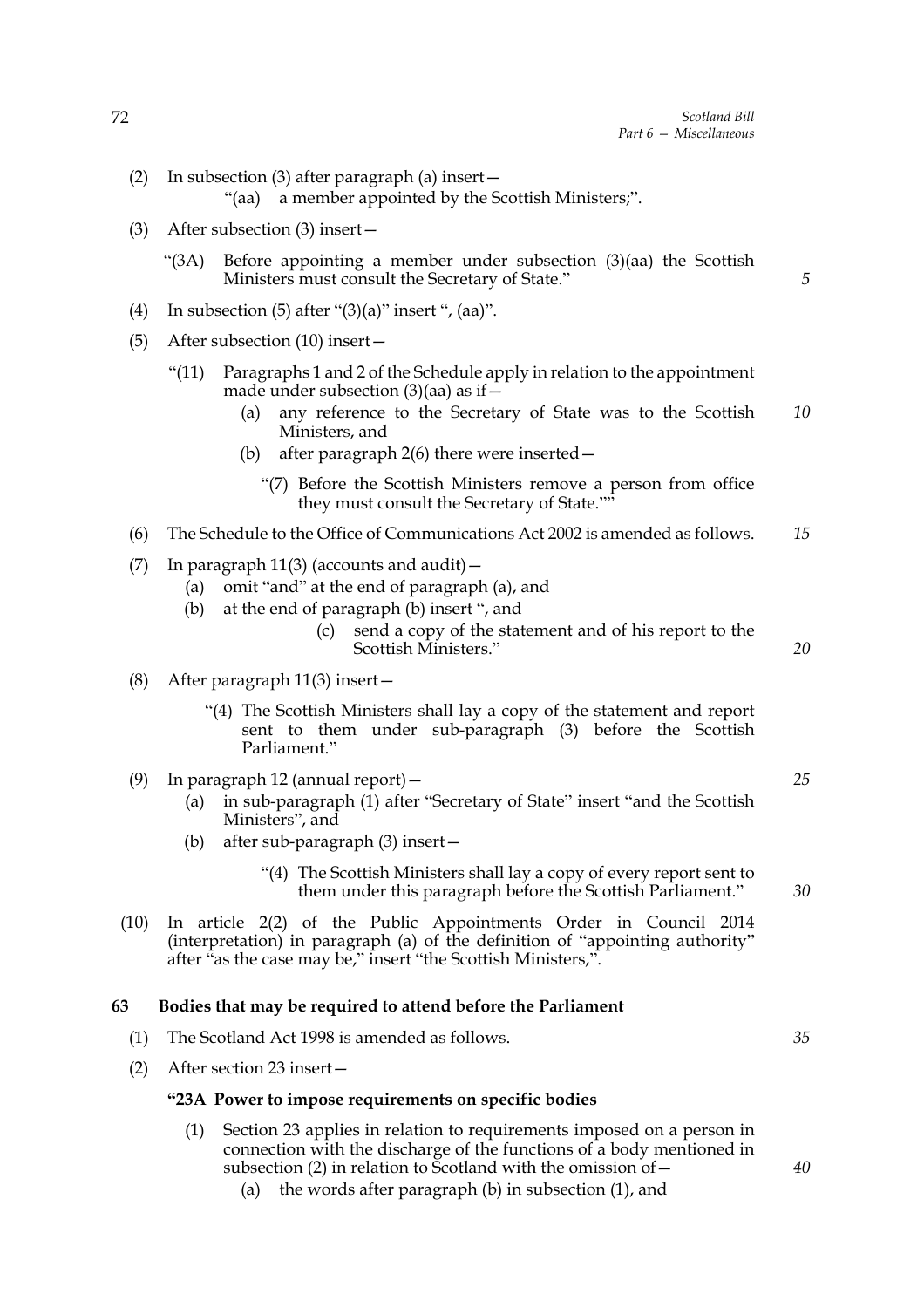(2) In subsection (3) after paragraph (a) insert—

"(aa) a member appointed by the Scottish Ministers;".

(3) After subsection (3) insert—

"(3A) Before appointing a member under subsection (3)(aa) the Scottish Ministers must consult the Secretary of State."

(4) In subsection (5) after "(3)(a)" insert ", (aa)".

(5) After subsection (10) insert—

"(11) Paragraphs 1 and 2 of the Schedule apply in relation to the appointment made under subsection (3)(aa) as if—

(a) any reference to the Secretary of State was to the Scottish Ministers, and

(b) after paragraph 2(6) there were inserted—

"(7) Before the Scottish Ministers remove a person from office they must consult the Secretary of State.""

(6) The Schedule to the Office of Communications Act 2002 is amended as follows.

(7) In paragraph 11(3) (accounts and audit)—

(a) omit "and" at the end of paragraph (a), and

(b) at the end of paragraph (b) insert ", and

(c) send a copy of the statement and of his report to the Scottish Ministers."

(8) After paragraph 11(3) insert—

"(4) The Scottish Ministers shall lay a copy of the statement and report sent to them under sub-paragraph (3) before the Scottish Parliament."

(9) In paragraph 12 (annual report)—

(a) in sub-paragraph (1) after "Secretary of State" insert "and the Scottish Ministers", and

(b) after sub-paragraph (3) insert—

"(4) The Scottish Ministers shall lay a copy of every report sent to them under this paragraph before the Scottish Parliament."

(10) In article 2(2) of the Public Appointments Order in Council 2014 (interpretation) in paragraph (a) of the definition of "appointing authority" after "as the case may be," insert "the Scottish Ministers,".

**63 Bodies that may be required to attend before the Parliament**

(1) The Scotland Act 1998 is amended as follows.

(2) After section 23 insert—

**"23A Power to impose requirements on specific bodies**

(1) Section 23 applies in relation to requirements imposed on a person in connection with the discharge of the functions of a body mentioned in subsection (2) in relation to Scotland with the omission of—

(a) the words after paragraph (b) in subsection (1), and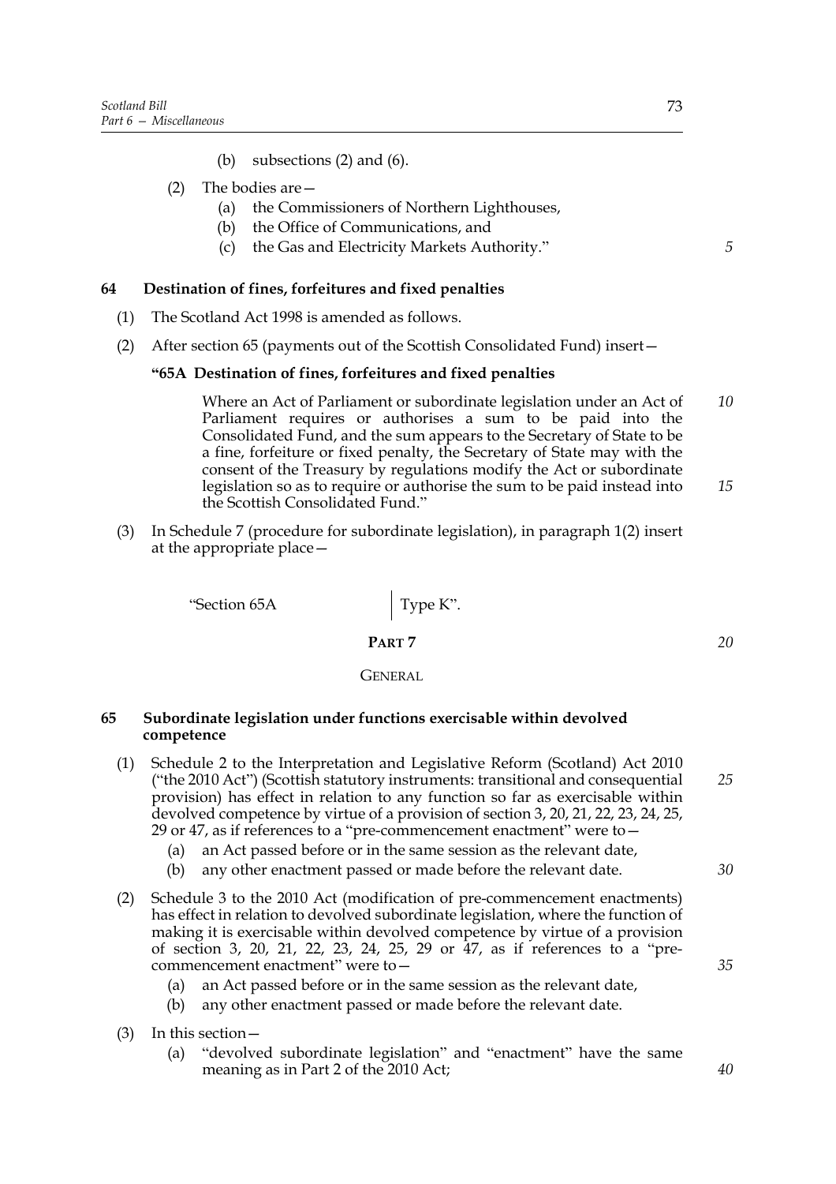(b) subsections (2) and (6).

(2) The bodies are—

(a) the Commissioners of Northern Lighthouses,

(b) the Office of Communications, and

(c) the Gas and Electricity Markets Authority."

**64 Destination of fines, forfeitures and fixed penalties**

(1) The Scotland Act 1998 is amended as follows.

(2) After section 65 (payments out of the Scottish Consolidated Fund) insert—

**"65A Destination of fines, forfeitures and fixed penalties**

Where an Act of Parliament or subordinate legislation under an Act of Parliament requires or authorises a sum to be paid into the Consolidated Fund, and the sum appears to the Secretary of State to be a fine, forfeiture or fixed penalty, the Secretary of State may with the consent of the Treasury by regulations modify the Act or subordinate legislation so as to require or authorise the sum to be paid instead into the Scottish Consolidated Fund."

(3) In Schedule 7 (procedure for subordinate legislation), in paragraph 1(2) insert at the appropriate place—

| "Section 65A | Type K". |
|---|---|

## PART 7

## GENERAL

**65 Subordinate legislation under functions exercisable within devolved competence**

(1) Schedule 2 to the Interpretation and Legislative Reform (Scotland) Act 2010 ("the 2010 Act") (Scottish statutory instruments: transitional and consequential provision) has effect in relation to any function so far as exercisable within devolved competence by virtue of a provision of section 3, 20, 21, 22, 23, 24, 25, 29 or 47, as if references to a "pre-commencement enactment" were to—

(a) an Act passed before or in the same session as the relevant date,

(b) any other enactment passed or made before the relevant date.

(2) Schedule 3 to the 2010 Act (modification of pre-commencement enactments) has effect in relation to devolved subordinate legislation, where the function of making it is exercisable within devolved competence by virtue of a provision of section 3, 20, 21, 22, 23, 24, 25, 29 or 47, as if references to a "pre-commencement enactment" were to—

(a) an Act passed before or in the same session as the relevant date,

(b) any other enactment passed or made before the relevant date.

(3) In this section—

(a) "devolved subordinate legislation" and "enactment" have the same meaning as in Part 2 of the 2010 Act;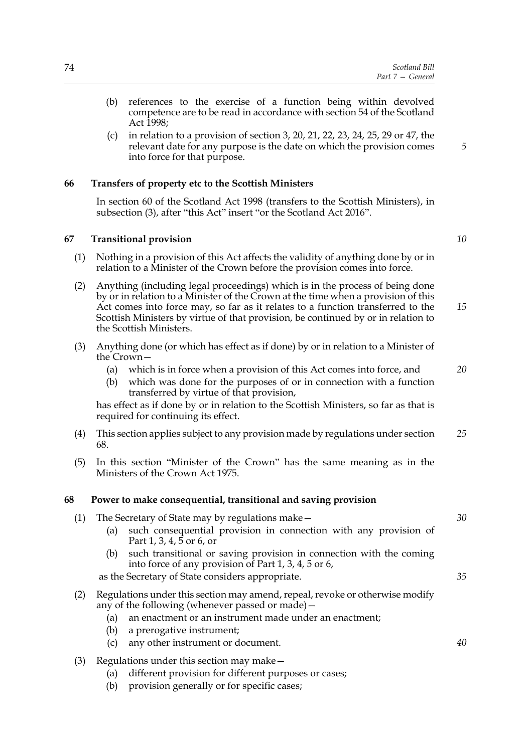(b) references to the exercise of a function being within devolved competence are to be read in accordance with section 54 of the Scotland Act 1998;

(c) in relation to a provision of section 3, 20, 21, 22, 23, 24, 25, 29 or 47, the relevant date for any purpose is the date on which the provision comes into force for that purpose.

### 66 Transfers of property etc to the Scottish Ministers

In section 60 of the Scotland Act 1998 (transfers to the Scottish Ministers), in subsection (3), after "this Act" insert "or the Scotland Act 2016".

### 67 Transitional provision

(1) Nothing in a provision of this Act affects the validity of anything done by or in relation to a Minister of the Crown before the provision comes into force.

(2) Anything (including legal proceedings) which is in the process of being done by or in relation to a Minister of the Crown at the time when a provision of this Act comes into force may, so far as it relates to a function transferred to the Scottish Ministers by virtue of that provision, be continued by or in relation to the Scottish Ministers.

(3) Anything done (or which has effect as if done) by or in relation to a Minister of the Crown—

(a) which is in force when a provision of this Act comes into force, and

(b) which was done for the purposes of or in connection with a function transferred by virtue of that provision,

has effect as if done by or in relation to the Scottish Ministers, so far as that is required for continuing its effect.

(4) This section applies subject to any provision made by regulations under section 68.

(5) In this section "Minister of the Crown" has the same meaning as in the Ministers of the Crown Act 1975.

### 68 Power to make consequential, transitional and saving provision

(1) The Secretary of State may by regulations make—

(a) such consequential provision in connection with any provision of Part 1, 3, 4, 5 or 6, or

(b) such transitional or saving provision in connection with the coming into force of any provision of Part 1, 3, 4, 5 or 6,

as the Secretary of State considers appropriate.

(2) Regulations under this section may amend, repeal, revoke or otherwise modify any of the following (whenever passed or made)—

(a) an enactment or an instrument made under an enactment;

(b) a prerogative instrument;

(c) any other instrument or document.

(3) Regulations under this section may make—

(a) different provision for different purposes or cases;

(b) provision generally or for specific cases;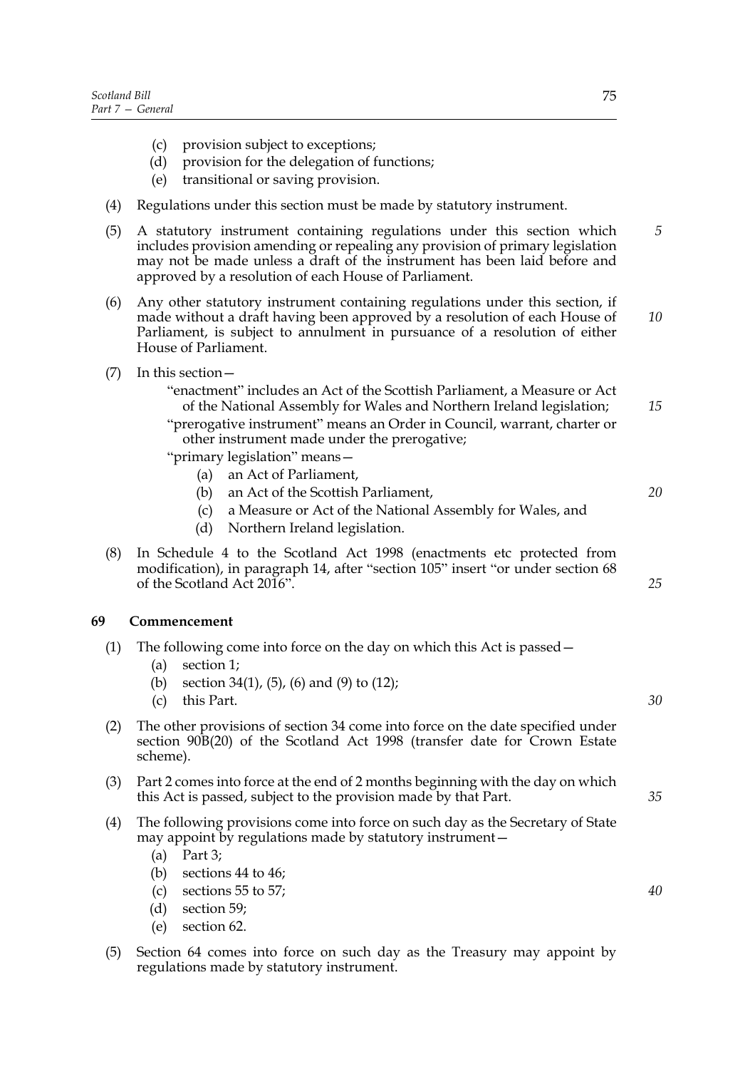- (c) provision subject to exceptions;
- (d) provision for the delegation of functions;
- (e) transitional or saving provision.

(4) Regulations under this section must be made by statutory instrument.

(5) A statutory instrument containing regulations under this section which includes provision amending or repealing any provision of primary legislation may not be made unless a draft of the instrument has been laid before and approved by a resolution of each House of Parliament.

(6) Any other statutory instrument containing regulations under this section, if made without a draft having been approved by a resolution of each House of Parliament, is subject to annulment in pursuance of a resolution of either House of Parliament.

(7) In this section—

"enactment" includes an Act of the Scottish Parliament, a Measure or Act of the National Assembly for Wales and Northern Ireland legislation;

"prerogative instrument" means an Order in Council, warrant, charter or other instrument made under the prerogative;

"primary legislation" means—

- (a) an Act of Parliament,
- (b) an Act of the Scottish Parliament,
- (c) a Measure or Act of the National Assembly for Wales, and
- (d) Northern Ireland legislation.

(8) In Schedule 4 to the Scotland Act 1998 (enactments etc protected from modification), in paragraph 14, after "section 105" insert "or under section 68 of the Scotland Act 2016".

## 69 Commencement

(1) The following come into force on the day on which this Act is passed—

- (a) section 1;
- (b) section 34(1), (5), (6) and (9) to (12);
- (c) this Part.

(2) The other provisions of section 34 come into force on the date specified under section 90B(20) of the Scotland Act 1998 (transfer date for Crown Estate scheme).

(3) Part 2 comes into force at the end of 2 months beginning with the day on which this Act is passed, subject to the provision made by that Part.

(4) The following provisions come into force on such day as the Secretary of State may appoint by regulations made by statutory instrument—

- (a) Part 3;
- (b) sections 44 to 46;
- (c) sections 55 to 57;
- (d) section 59;
- (e) section 62.

(5) Section 64 comes into force on such day as the Treasury may appoint by regulations made by statutory instrument.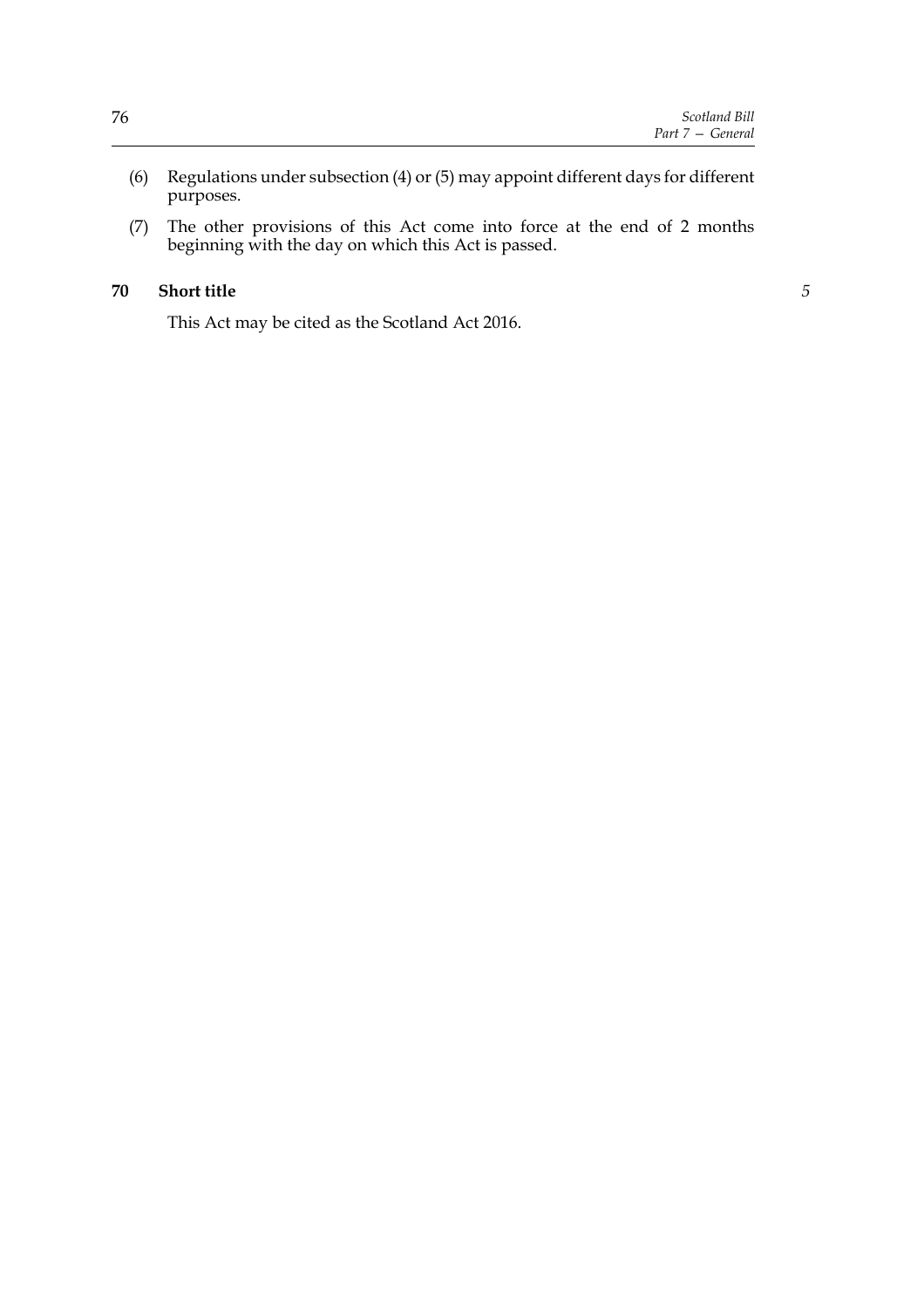(6) Regulations under subsection (4) or (5) may appoint different days for different purposes.

(7) The other provisions of this Act come into force at the end of 2 months beginning with the day on which this Act is passed.

### 70 Short title

This Act may be cited as the Scotland Act 2016.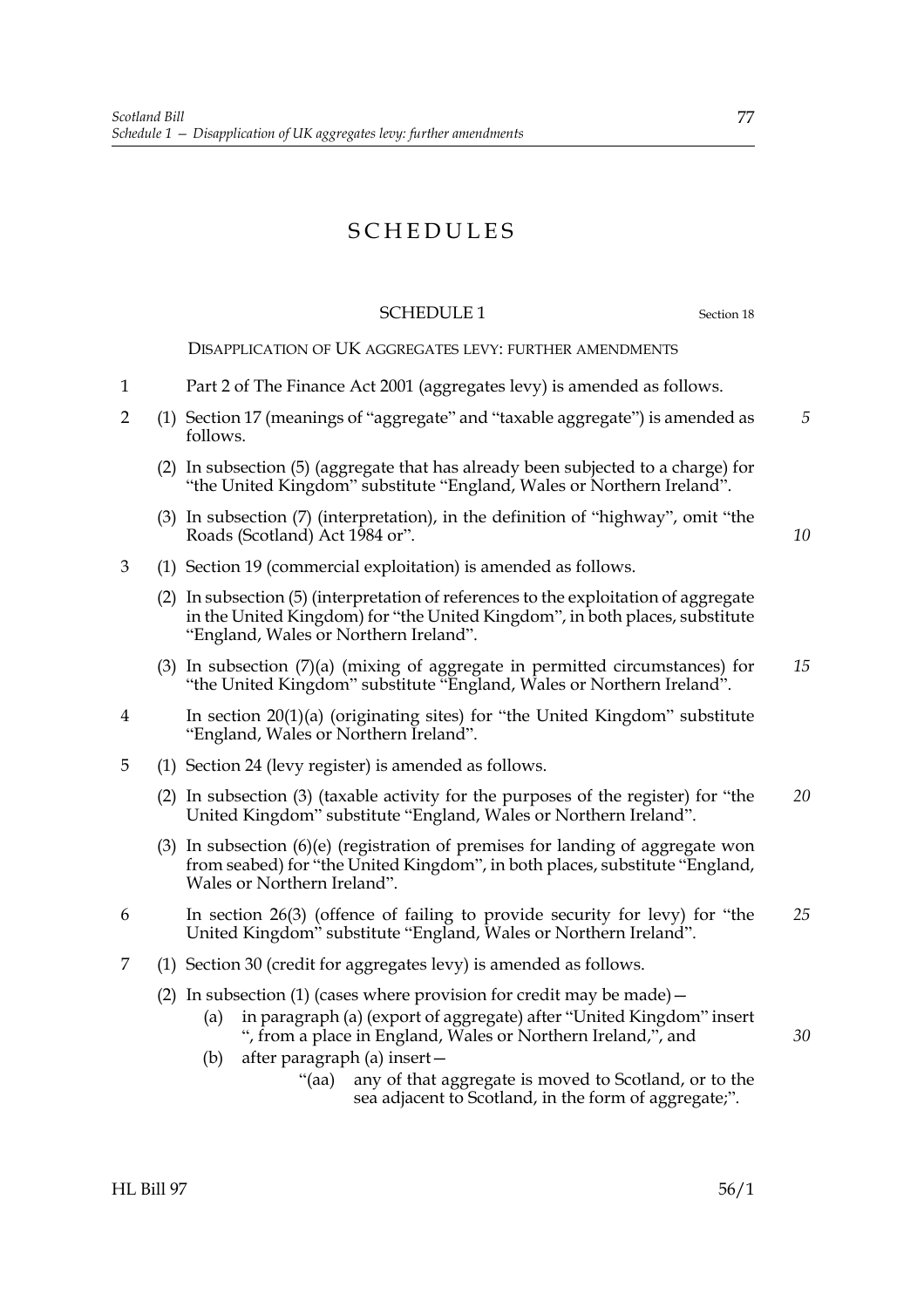# SCHEDULES

## SCHEDULE 1

Section 18

### DISAPPLICATION OF UK AGGREGATES LEVY: FURTHER AMENDMENTS

1 Part 2 of The Finance Act 2001 (aggregates levy) is amended as follows.

2 (1) Section 17 (meanings of "aggregate" and "taxable aggregate") is amended as follows.

(2) In subsection (5) (aggregate that has already been subjected to a charge) for "the United Kingdom" substitute "England, Wales or Northern Ireland".

(3) In subsection (7) (interpretation), in the definition of "highway", omit "the Roads (Scotland) Act 1984 or".

3 (1) Section 19 (commercial exploitation) is amended as follows.

(2) In subsection (5) (interpretation of references to the exploitation of aggregate in the United Kingdom) for "the United Kingdom", in both places, substitute "England, Wales or Northern Ireland".

(3) In subsection (7)(a) (mixing of aggregate in permitted circumstances) for "the United Kingdom" substitute "England, Wales or Northern Ireland".

4 In section 20(1)(a) (originating sites) for "the United Kingdom" substitute "England, Wales or Northern Ireland".

5 (1) Section 24 (levy register) is amended as follows.

(2) In subsection (3) (taxable activity for the purposes of the register) for "the United Kingdom" substitute "England, Wales or Northern Ireland".

(3) In subsection (6)(e) (registration of premises for landing of aggregate won from seabed) for "the United Kingdom", in both places, substitute "England, Wales or Northern Ireland".

6 In section 26(3) (offence of failing to provide security for levy) for "the United Kingdom" substitute "England, Wales or Northern Ireland".

7 (1) Section 30 (credit for aggregates levy) is amended as follows.

(2) In subsection (1) (cases where provision for credit may be made)—

(a) in paragraph (a) (export of aggregate) after "United Kingdom" insert ", from a place in England, Wales or Northern Ireland,", and

(b) after paragraph (a) insert—

"(aa) any of that aggregate is moved to Scotland, or to the sea adjacent to Scotland, in the form of aggregate;".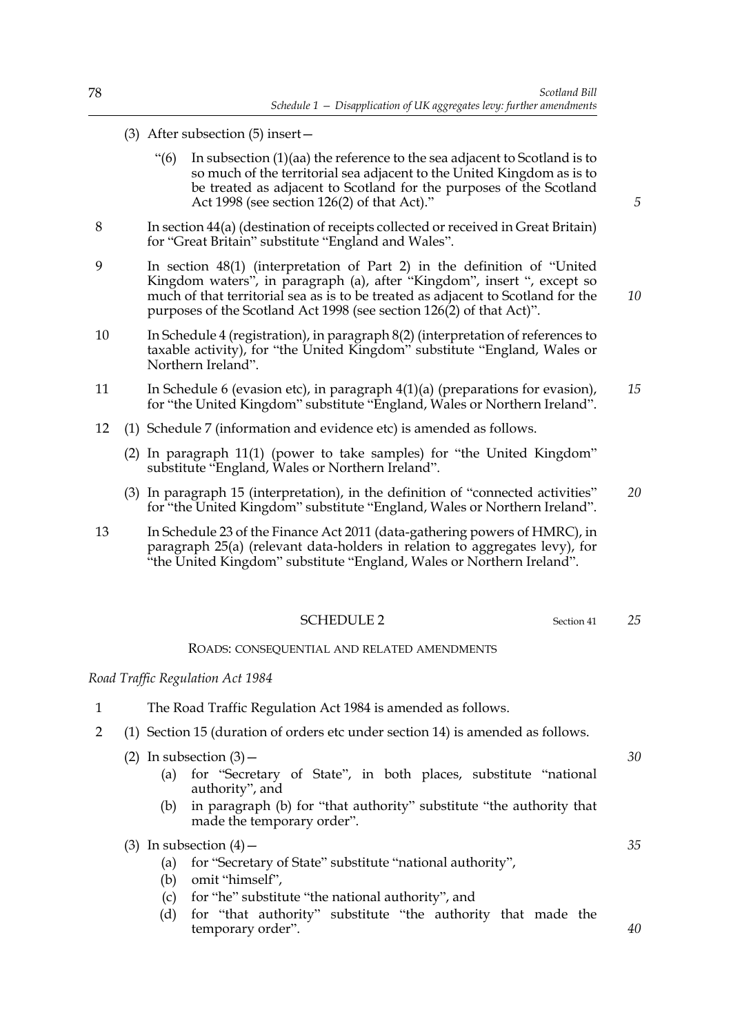(3) After subsection (5) insert—

"(6) In subsection (1)(aa) the reference to the sea adjacent to Scotland is to so much of the territorial sea adjacent to the United Kingdom as is to be treated as adjacent to Scotland for the purposes of the Scotland Act 1998 (see section 126(2) of that Act)."

8 In section 44(a) (destination of receipts collected or received in Great Britain) for "Great Britain" substitute "England and Wales".

9 In section 48(1) (interpretation of Part 2) in the definition of "United Kingdom waters", in paragraph (a), after "Kingdom", insert ", except so much of that territorial sea as is to be treated as adjacent to Scotland for the purposes of the Scotland Act 1998 (see section 126(2) of that Act)".

10 In Schedule 4 (registration), in paragraph 8(2) (interpretation of references to taxable activity), for "the United Kingdom" substitute "England, Wales or Northern Ireland".

11 In Schedule 6 (evasion etc), in paragraph 4(1)(a) (preparations for evasion), for "the United Kingdom" substitute "England, Wales or Northern Ireland".

12 (1) Schedule 7 (information and evidence etc) is amended as follows.

(2) In paragraph 11(1) (power to take samples) for "the United Kingdom" substitute "England, Wales or Northern Ireland".

(3) In paragraph 15 (interpretation), in the definition of "connected activities" for "the United Kingdom" substitute "England, Wales or Northern Ireland".

13 In Schedule 23 of the Finance Act 2011 (data-gathering powers of HMRC), in paragraph 25(a) (relevant data-holders in relation to aggregates levy), for "the United Kingdom" substitute "England, Wales or Northern Ireland".

## SCHEDULE 2

Section 41

### ROADS: CONSEQUENTIAL AND RELATED AMENDMENTS

*Road Traffic Regulation Act 1984*

1 The Road Traffic Regulation Act 1984 is amended as follows.

2 (1) Section 15 (duration of orders etc under section 14) is amended as follows.

(2) In subsection (3)—

(a) for "Secretary of State", in both places, substitute "national authority", and

(b) in paragraph (b) for "that authority" substitute "the authority that made the temporary order".

(3) In subsection (4)—

(a) for "Secretary of State" substitute "national authority",

(b) omit "himself",

(c) for "he" substitute "the national authority", and

(d) for "that authority" substitute "the authority that made the temporary order".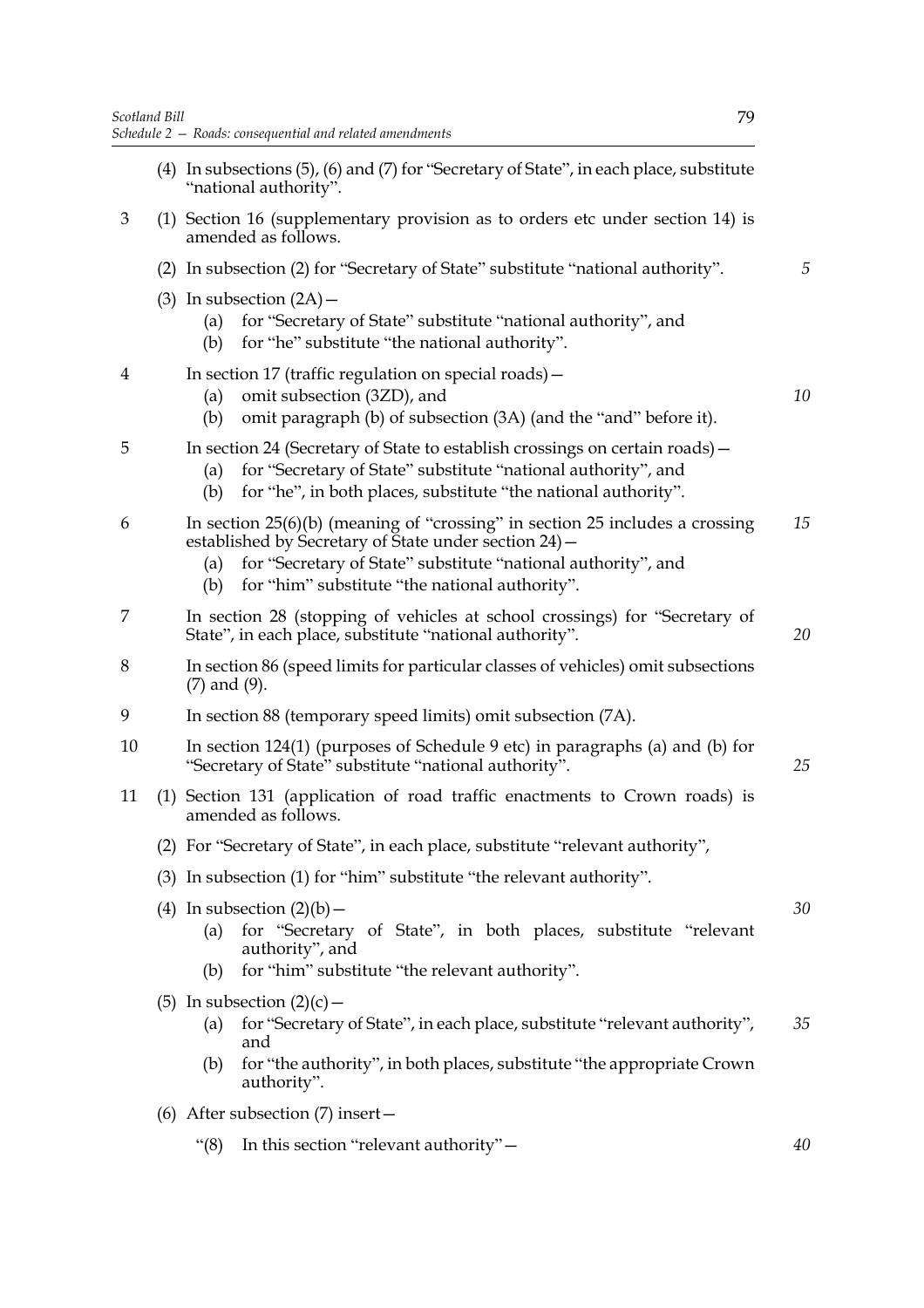(4) In subsections (5), (6) and (7) for "Secretary of State", in each place, substitute "national authority".

3 (1) Section 16 (supplementary provision as to orders etc under section 14) is amended as follows.

(2) In subsection (2) for "Secretary of State" substitute "national authority".

(3) In subsection (2A)—

(a) for "Secretary of State" substitute "national authority", and

(b) for "he" substitute "the national authority".

4 In section 17 (traffic regulation on special roads)—

(a) omit subsection (3ZD), and

(b) omit paragraph (b) of subsection (3A) (and the "and" before it).

5 In section 24 (Secretary of State to establish crossings on certain roads)—

(a) for "Secretary of State" substitute "national authority", and

(b) for "he", in both places, substitute "the national authority".

6 In section 25(6)(b) (meaning of "crossing" in section 25 includes a crossing established by Secretary of State under section 24)—

(a) for "Secretary of State" substitute "national authority", and

(b) for "him" substitute "the national authority".

7 In section 28 (stopping of vehicles at school crossings) for "Secretary of State", in each place, substitute "national authority".

8 In section 86 (speed limits for particular classes of vehicles) omit subsections (7) and (9).

9 In section 88 (temporary speed limits) omit subsection (7A).

10 In section 124(1) (purposes of Schedule 9 etc) in paragraphs (a) and (b) for "Secretary of State" substitute "national authority".

11 (1) Section 131 (application of road traffic enactments to Crown roads) is amended as follows.

(2) For "Secretary of State", in each place, substitute "relevant authority",

(3) In subsection (1) for "him" substitute "the relevant authority".

(4) In subsection (2)(b)—

(a) for "Secretary of State", in both places, substitute "relevant authority", and

(b) for "him" substitute "the relevant authority".

(5) In subsection (2)(c)—

(a) for "Secretary of State", in each place, substitute "relevant authority", and

(b) for "the authority", in both places, substitute "the appropriate Crown authority".

(6) After subsection (7) insert—

"(8) In this section "relevant authority"—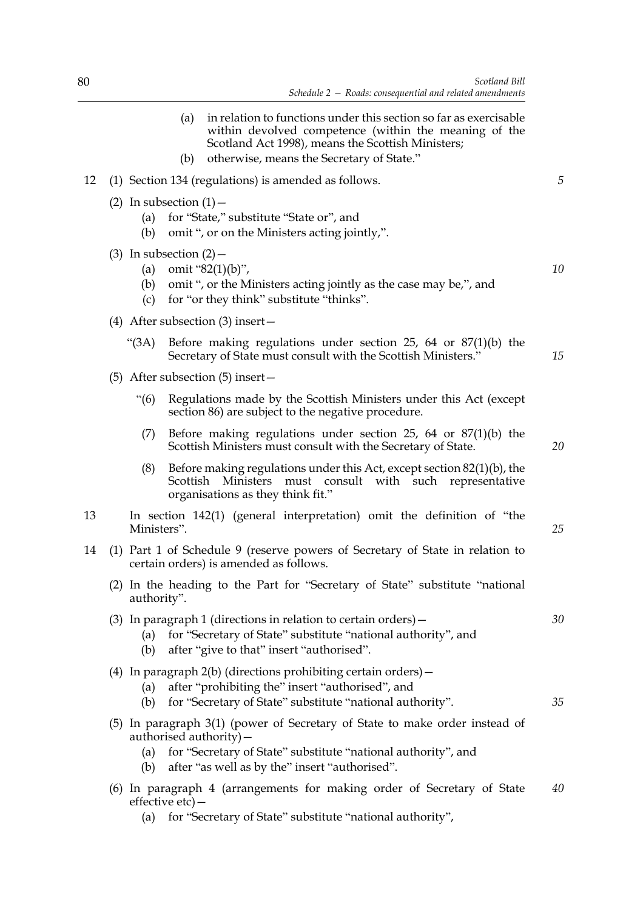(a) in relation to functions under this section so far as exercisable within devolved competence (within the meaning of the Scotland Act 1998), means the Scottish Ministers;

(b) otherwise, means the Secretary of State."

12 (1) Section 134 (regulations) is amended as follows.

(2) In subsection (1)—

(a) for "State," substitute "State or", and

(b) omit ", or on the Ministers acting jointly,".

(3) In subsection (2)—

(a) omit "82(1)(b)",

(b) omit ", or the Ministers acting jointly as the case may be,", and

(c) for "or they think" substitute "thinks".

(4) After subsection (3) insert—

"(3A) Before making regulations under section 25, 64 or 87(1)(b) the Secretary of State must consult with the Scottish Ministers."

(5) After subsection (5) insert—

"(6) Regulations made by the Scottish Ministers under this Act (except section 86) are subject to the negative procedure.

(7) Before making regulations under section 25, 64 or 87(1)(b) the Scottish Ministers must consult with the Secretary of State.

(8) Before making regulations under this Act, except section 82(1)(b), the Scottish Ministers must consult with such representative organisations as they think fit."

13 In section 142(1) (general interpretation) omit the definition of "the Ministers".

14 (1) Part 1 of Schedule 9 (reserve powers of Secretary of State in relation to certain orders) is amended as follows.

(2) In the heading to the Part for "Secretary of State" substitute "national authority".

(3) In paragraph 1 (directions in relation to certain orders)—

(a) for "Secretary of State" substitute "national authority", and

(b) after "give to that" insert "authorised".

(4) In paragraph 2(b) (directions prohibiting certain orders)—

(a) after "prohibiting the" insert "authorised", and

(b) for "Secretary of State" substitute "national authority".

(5) In paragraph 3(1) (power of Secretary of State to make order instead of authorised authority)—

(a) for "Secretary of State" substitute "national authority", and

(b) after "as well as by the" insert "authorised".

(6) In paragraph 4 (arrangements for making order of Secretary of State effective etc)—

(a) for "Secretary of State" substitute "national authority",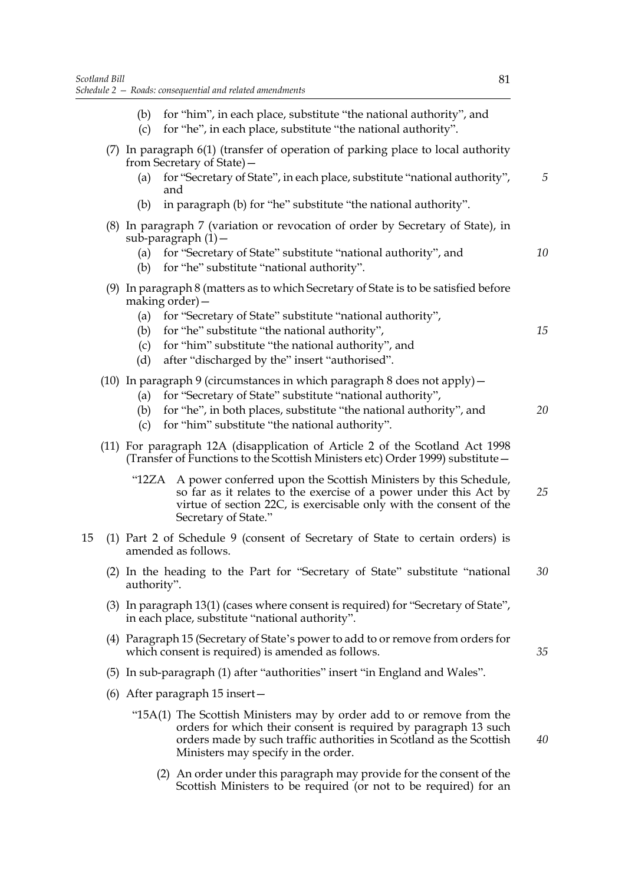(b) for "him", in each place, substitute "the national authority", and

(c) for "he", in each place, substitute "the national authority".

(7) In paragraph 6(1) (transfer of operation of parking place to local authority from Secretary of State)—

(a) for "Secretary of State", in each place, substitute "national authority", and

(b) in paragraph (b) for "he" substitute "the national authority".

(8) In paragraph 7 (variation or revocation of order by Secretary of State), in sub-paragraph (1)—

(a) for "Secretary of State" substitute "national authority", and

(b) for "he" substitute "national authority".

(9) In paragraph 8 (matters as to which Secretary of State is to be satisfied before making order)—

(a) for "Secretary of State" substitute "national authority",

(b) for "he" substitute "the national authority",

(c) for "him" substitute "the national authority", and

(d) after "discharged by the" insert "authorised".

(10) In paragraph 9 (circumstances in which paragraph 8 does not apply)—

(a) for "Secretary of State" substitute "national authority",

(b) for "he", in both places, substitute "the national authority", and

(c) for "him" substitute "the national authority".

(11) For paragraph 12A (disapplication of Article 2 of the Scotland Act 1998 (Transfer of Functions to the Scottish Ministers etc) Order 1999) substitute—

"12ZA A power conferred upon the Scottish Ministers by this Schedule, so far as it relates to the exercise of a power under this Act by virtue of section 22C, is exercisable only with the consent of the Secretary of State."

15 (1) Part 2 of Schedule 9 (consent of Secretary of State to certain orders) is amended as follows.

(2) In the heading to the Part for "Secretary of State" substitute "national authority".

(3) In paragraph 13(1) (cases where consent is required) for "Secretary of State", in each place, substitute "national authority".

(4) Paragraph 15 (Secretary of State's power to add to or remove from orders for which consent is required) is amended as follows.

(5) In sub-paragraph (1) after "authorities" insert "in England and Wales".

(6) After paragraph 15 insert—

"15A(1) The Scottish Ministers may by order add to or remove from the orders for which their consent is required by paragraph 13 such orders made by such traffic authorities in Scotland as the Scottish Ministers may specify in the order.

(2) An order under this paragraph may provide for the consent of the Scottish Ministers to be required (or not to be required) for an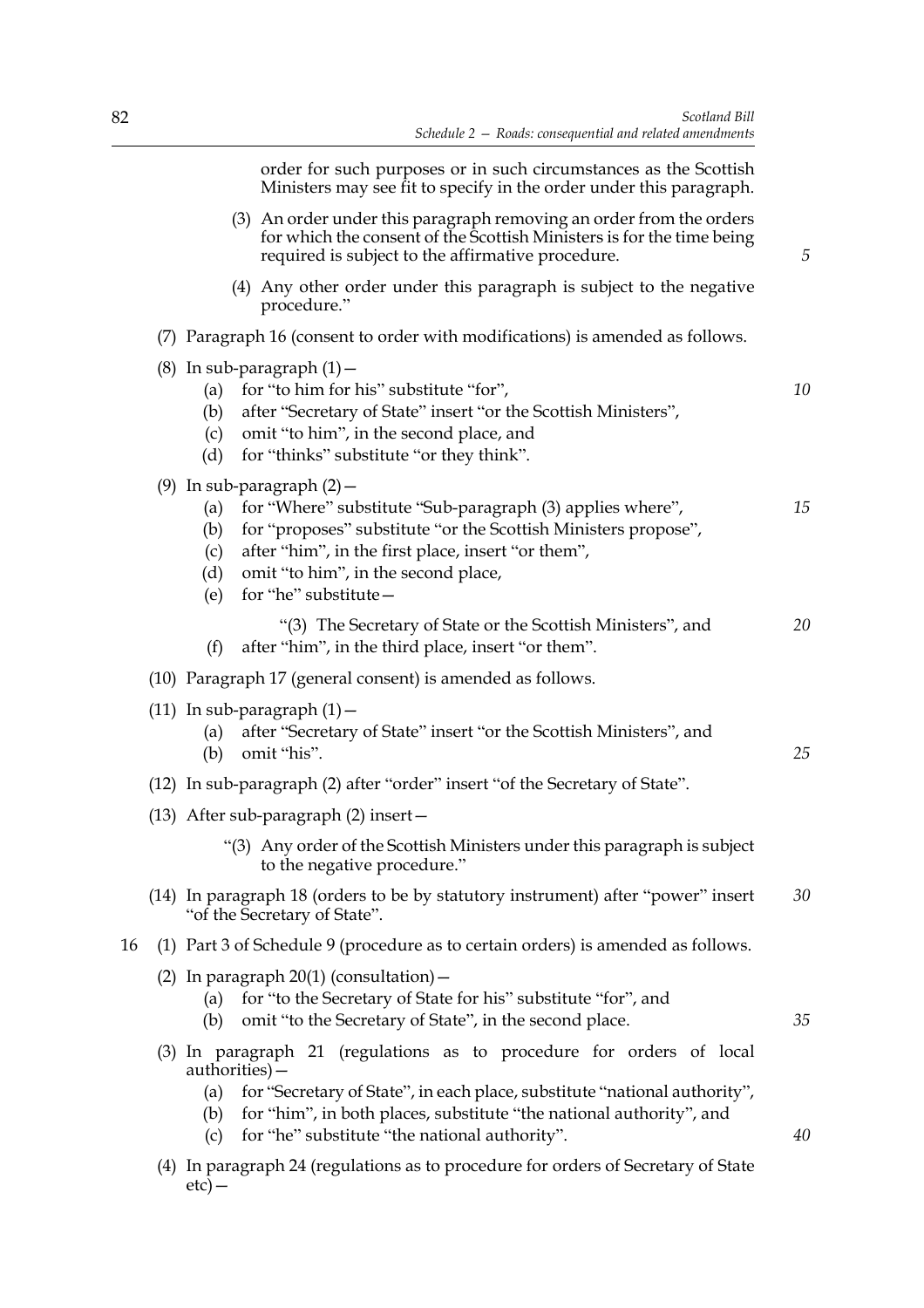order for such purposes or in such circumstances as the Scottish Ministers may see fit to specify in the order under this paragraph.

(3) An order under this paragraph removing an order from the orders for which the consent of the Scottish Ministers is for the time being required is subject to the affirmative procedure.

(4) Any other order under this paragraph is subject to the negative procedure."

(7) Paragraph 16 (consent to order with modifications) is amended as follows.

(8) In sub-paragraph (1)—

(a) for "to him for his" substitute "for",

(b) after "Secretary of State" insert "or the Scottish Ministers",

(c) omit "to him", in the second place, and

(d) for "thinks" substitute "or they think".

(9) In sub-paragraph (2)—

(a) for "Where" substitute "Sub-paragraph (3) applies where",

(b) for "proposes" substitute "or the Scottish Ministers propose",

(c) after "him", in the first place, insert "or them",

(d) omit "to him", in the second place,

(e) for "he" substitute—

"(3) The Secretary of State or the Scottish Ministers", and

(f) after "him", in the third place, insert "or them".

(10) Paragraph 17 (general consent) is amended as follows.

(11) In sub-paragraph (1)—

(a) after "Secretary of State" insert "or the Scottish Ministers", and

(b) omit "his".

(12) In sub-paragraph (2) after "order" insert "of the Secretary of State".

(13) After sub-paragraph (2) insert—

"(3) Any order of the Scottish Ministers under this paragraph is subject to the negative procedure."

(14) In paragraph 18 (orders to be by statutory instrument) after "power" insert "of the Secretary of State".

16 (1) Part 3 of Schedule 9 (procedure as to certain orders) is amended as follows.

(2) In paragraph 20(1) (consultation)—

(a) for "to the Secretary of State for his" substitute "for", and

(b) omit "to the Secretary of State", in the second place.

(3) In paragraph 21 (regulations as to procedure for orders of local authorities)—

(a) for "Secretary of State", in each place, substitute "national authority",

(b) for "him", in both places, substitute "the national authority", and

(c) for "he" substitute "the national authority".

(4) In paragraph 24 (regulations as to procedure for orders of Secretary of State etc)—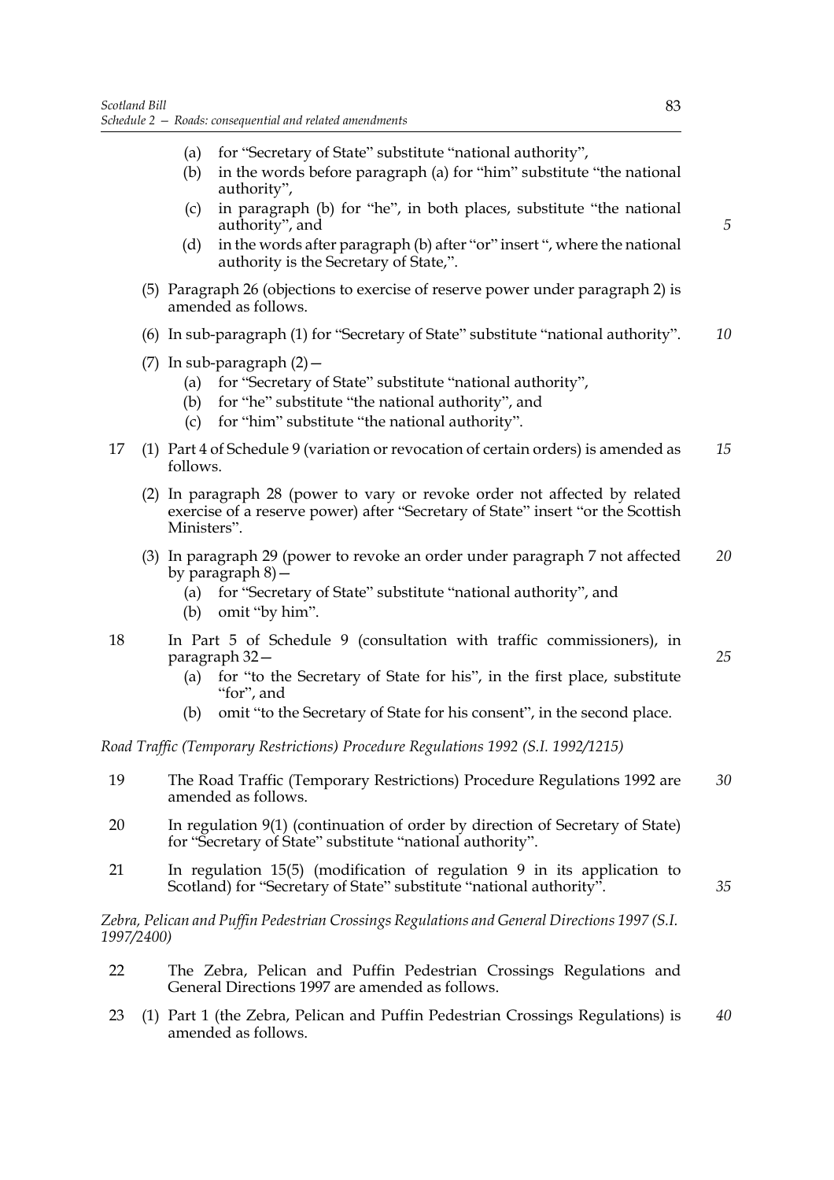(a) for "Secretary of State" substitute "national authority",

(b) in the words before paragraph (a) for "him" substitute "the national authority",

(c) in paragraph (b) for "he", in both places, substitute "the national authority", and

(d) in the words after paragraph (b) after "or" insert ", where the national authority is the Secretary of State,".

(5) Paragraph 26 (objections to exercise of reserve power under paragraph 2) is amended as follows.

(6) In sub-paragraph (1) for "Secretary of State" substitute "national authority".

(7) In sub-paragraph (2)—

(a) for "Secretary of State" substitute "national authority",

(b) for "he" substitute "the national authority", and

(c) for "him" substitute "the national authority".

17 (1) Part 4 of Schedule 9 (variation or revocation of certain orders) is amended as follows.

(2) In paragraph 28 (power to vary or revoke order not affected by related exercise of a reserve power) after "Secretary of State" insert "or the Scottish Ministers".

(3) In paragraph 29 (power to revoke an order under paragraph 7 not affected by paragraph 8)—

(a) for "Secretary of State" substitute "national authority", and

(b) omit "by him".

18 In Part 5 of Schedule 9 (consultation with traffic commissioners), in paragraph 32—

(a) for "to the Secretary of State for his", in the first place, substitute "for", and

(b) omit "to the Secretary of State for his consent", in the second place.

*Road Traffic (Temporary Restrictions) Procedure Regulations 1992 (S.I. 1992/1215)*

19 The Road Traffic (Temporary Restrictions) Procedure Regulations 1992 are amended as follows.

20 In regulation 9(1) (continuation of order by direction of Secretary of State) for "Secretary of State" substitute "national authority".

21 In regulation 15(5) (modification of regulation 9 in its application to Scotland) for "Secretary of State" substitute "national authority".

*Zebra, Pelican and Puffin Pedestrian Crossings Regulations and General Directions 1997 (S.I. 1997/2400)*

22 The Zebra, Pelican and Puffin Pedestrian Crossings Regulations and General Directions 1997 are amended as follows.

23 (1) Part 1 (the Zebra, Pelican and Puffin Pedestrian Crossings Regulations) is amended as follows.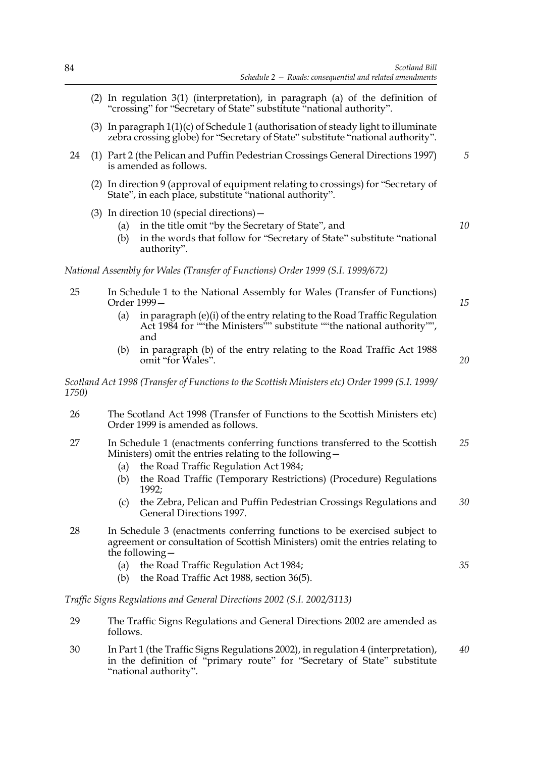(2) In regulation 3(1) (interpretation), in paragraph (a) of the definition of "crossing" for "Secretary of State" substitute "national authority".

(3) In paragraph 1(1)(c) of Schedule 1 (authorisation of steady light to illuminate zebra crossing globe) for "Secretary of State" substitute "national authority".

24 (1) Part 2 (the Pelican and Puffin Pedestrian Crossings General Directions 1997) is amended as follows.

(2) In direction 9 (approval of equipment relating to crossings) for "Secretary of State", in each place, substitute "national authority".

(3) In direction 10 (special directions)—

(a) in the title omit "by the Secretary of State", and

(b) in the words that follow for "Secretary of State" substitute "national authority".

*National Assembly for Wales (Transfer of Functions) Order 1999 (S.I. 1999/672)*

25 In Schedule 1 to the National Assembly for Wales (Transfer of Functions) Order 1999—

(a) in paragraph (e)(i) of the entry relating to the Road Traffic Regulation Act 1984 for ""the Ministers"" substitute ""the national authority"", and

(b) in paragraph (b) of the entry relating to the Road Traffic Act 1988 omit "for Wales".

*Scotland Act 1998 (Transfer of Functions to the Scottish Ministers etc) Order 1999 (S.I. 1999/1750)*

26 The Scotland Act 1998 (Transfer of Functions to the Scottish Ministers etc) Order 1999 is amended as follows.

27 In Schedule 1 (enactments conferring functions transferred to the Scottish Ministers) omit the entries relating to the following—

(a) the Road Traffic Regulation Act 1984;

(b) the Road Traffic (Temporary Restrictions) (Procedure) Regulations 1992;

(c) the Zebra, Pelican and Puffin Pedestrian Crossings Regulations and General Directions 1997.

28 In Schedule 3 (enactments conferring functions to be exercised subject to agreement or consultation of Scottish Ministers) omit the entries relating to the following—

(a) the Road Traffic Regulation Act 1984;

(b) the Road Traffic Act 1988, section 36(5).

*Traffic Signs Regulations and General Directions 2002 (S.I. 2002/3113)*

29 The Traffic Signs Regulations and General Directions 2002 are amended as follows.

30 In Part 1 (the Traffic Signs Regulations 2002), in regulation 4 (interpretation), in the definition of "primary route" for "Secretary of State" substitute "national authority".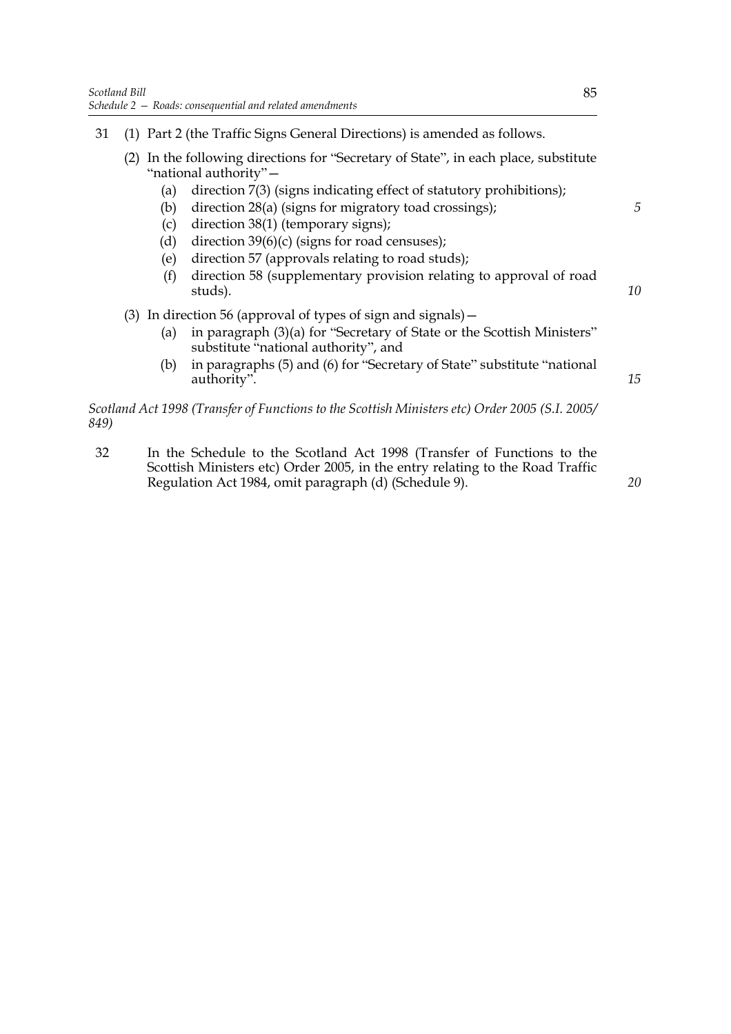31 (1) Part 2 (the Traffic Signs General Directions) is amended as follows.

(2) In the following directions for "Secretary of State", in each place, substitute "national authority"—

- (a) direction 7(3) (signs indicating effect of statutory prohibitions);
- (b) direction 28(a) (signs for migratory toad crossings);
- (c) direction 38(1) (temporary signs);
- (d) direction 39(6)(c) (signs for road censuses);
- (e) direction 57 (approvals relating to road studs);
- (f) direction 58 (supplementary provision relating to approval of road studs).

(3) In direction 56 (approval of types of sign and signals)—

- (a) in paragraph (3)(a) for "Secretary of State or the Scottish Ministers" substitute "national authority", and
- (b) in paragraphs (5) and (6) for "Secretary of State" substitute "national authority".

*Scotland Act 1998 (Transfer of Functions to the Scottish Ministers etc) Order 2005 (S.I. 2005/849)*

32 In the Schedule to the Scotland Act 1998 (Transfer of Functions to the Scottish Ministers etc) Order 2005, in the entry relating to the Road Traffic Regulation Act 1984, omit paragraph (d) (Schedule 9).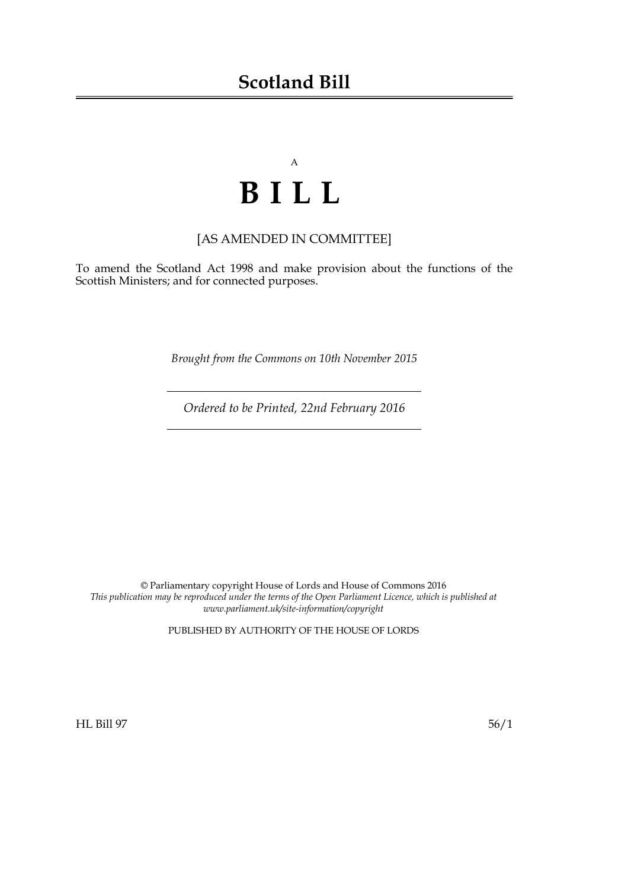# Scotland Bill

A

# B I L L

[AS AMENDED IN COMMITTEE]

To amend the Scotland Act 1998 and make provision about the functions of the Scottish Ministers; and for connected purposes.

*Brought from the Commons on 10th November 2015*

*Ordered to be Printed, 22nd February 2016*

© Parliamentary copyright House of Lords and House of Commons 2016
*This publication may be reproduced under the terms of the Open Parliament Licence, which is published at www.parliament.uk/site-information/copyright*

PUBLISHED BY AUTHORITY OF THE HOUSE OF LORDS

HL Bill 97 56/1